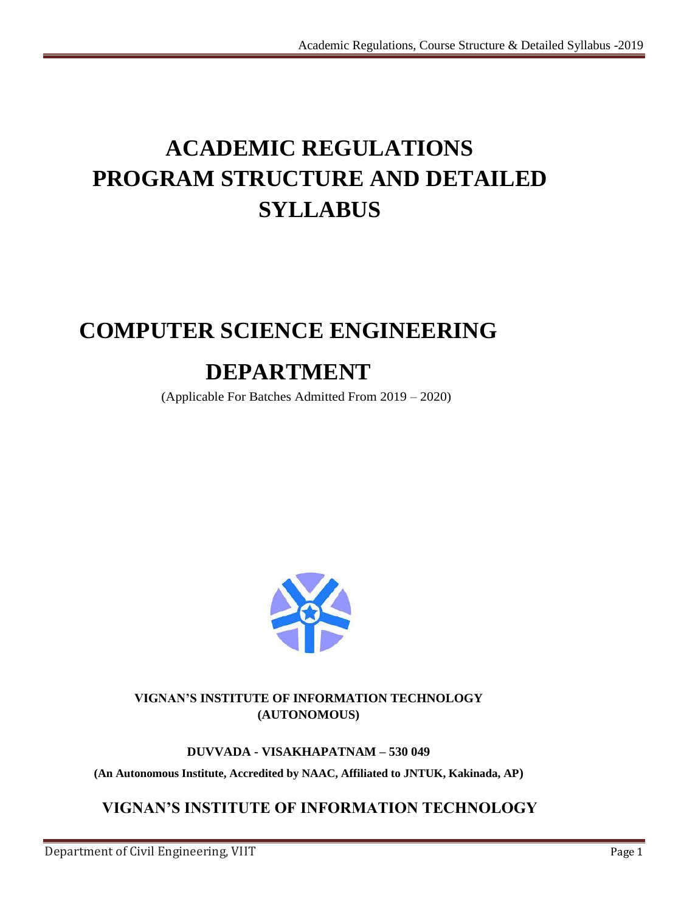# ACADEMIC REGULATIONS
# PROGRAM STRUCTURE AND DETAILED SYLLABUS

# COMPUTER SCIENCE ENGINEERING
# DEPARTMENT

(Applicable For Batches Admitted From 2019 – 2020)

**VIGNAN'S INSTITUTE OF INFORMATION TECHNOLOGY**
**(AUTONOMOUS)**

**DUVVADA - VISAKHAPATNAM – 530 049**

**(An Autonomous Institute, Accredited by NAAC, Affiliated to JNTUK, Kakinada, AP)**

## VIGNAN'S INSTITUTE OF INFORMATION TECHNOLOGY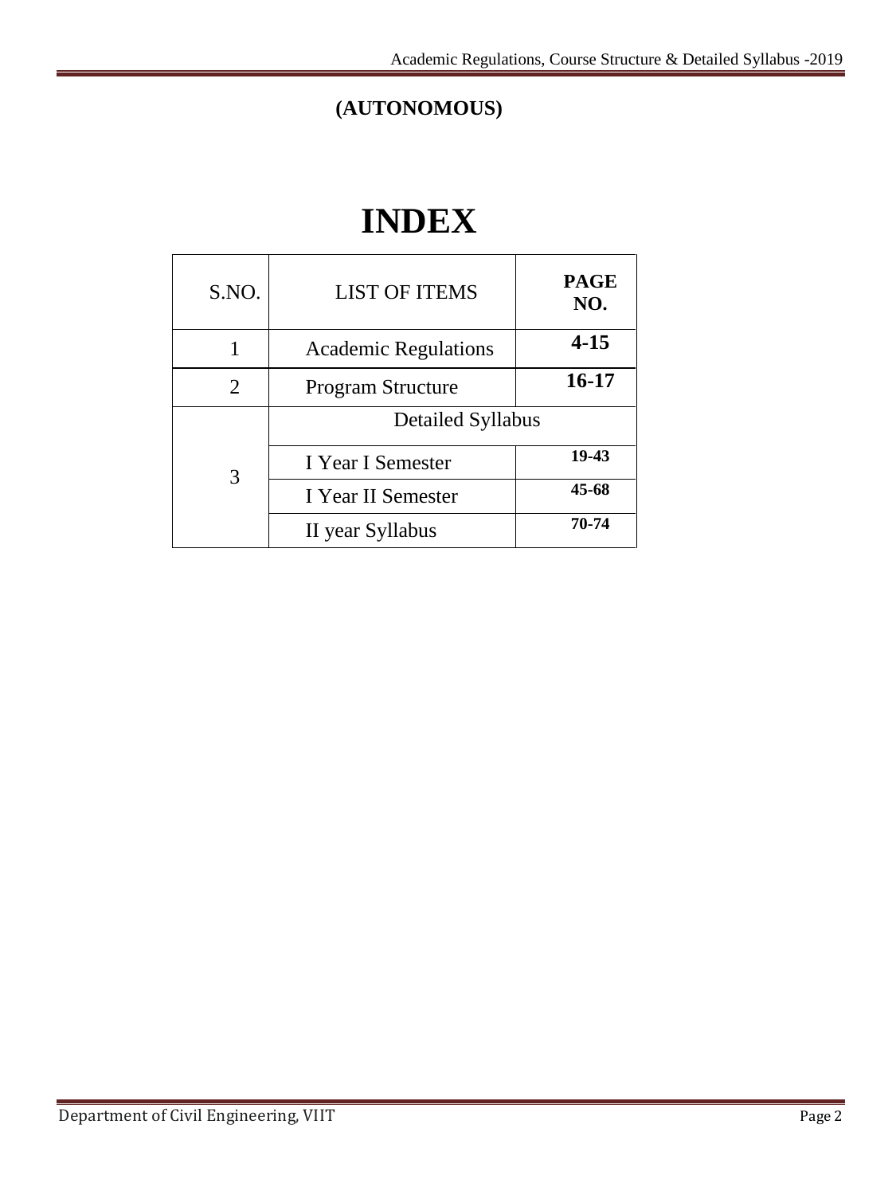**(AUTONOMOUS)**

# INDEX

| S.NO. | LIST OF ITEMS | PAGE NO. |
|---|---|---|
| 1 | Academic Regulations | 4-15 |
| 2 | Program Structure | 16-17 |
| 3 | Detailed Syllabus | |
| | I Year I Semester | 19-43 |
| | I Year II Semester | 45-68 |
| | II year Syllabus | 70-74 |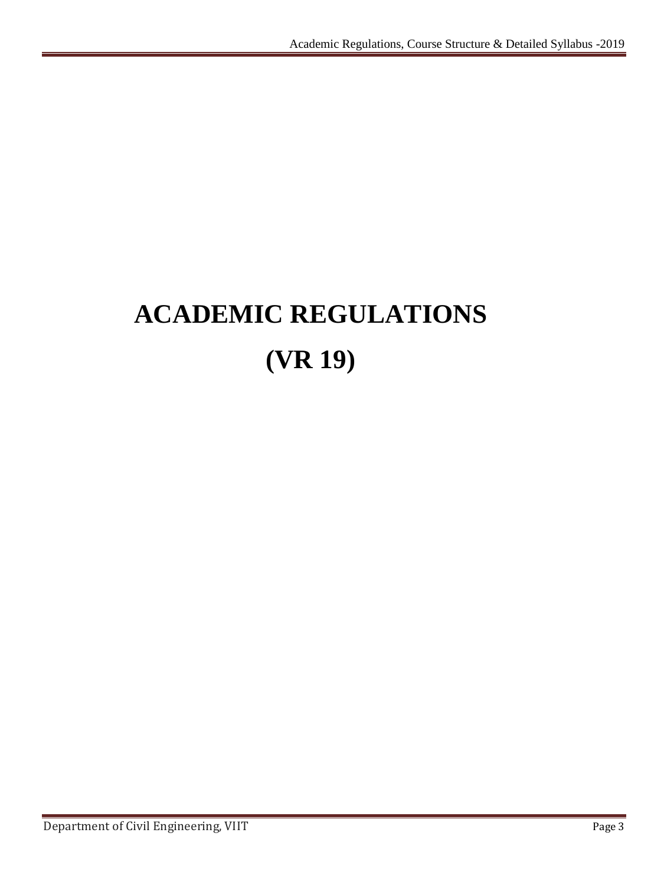# ACADEMIC REGULATIONS

# (VR 19)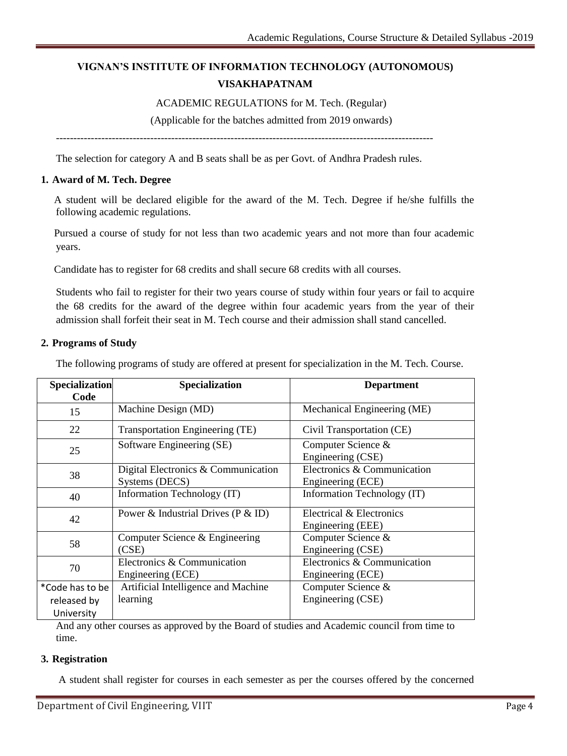# VIGNAN'S INSTITUTE OF INFORMATION TECHNOLOGY (AUTONOMOUS)

## VISAKHAPATNAM

ACADEMIC REGULATIONS for M. Tech. (Regular)

(Applicable for the batches admitted from 2019 onwards)

---

The selection for category A and B seats shall be as per Govt. of Andhra Pradesh rules.

### 1. Award of M. Tech. Degree

A student will be declared eligible for the award of the M. Tech. Degree if he/she fulfills the following academic regulations.

Pursued a course of study for not less than two academic years and not more than four academic years.

Candidate has to register for 68 credits and shall secure 68 credits with all courses.

Students who fail to register for their two years course of study within four years or fail to acquire the 68 credits for the award of the degree within four academic years from the year of their admission shall forfeit their seat in M. Tech course and their admission shall stand cancelled.

### 2. Programs of Study

The following programs of study are offered at present for specialization in the M. Tech. Course.

| Specialization Code | Specialization | Department |
|---|---|---|
| 15 | Machine Design (MD) | Mechanical Engineering (ME) |
| 22 | Transportation Engineering (TE) | Civil Transportation (CE) |
| 25 | Software Engineering (SE) | Computer Science & Engineering (CSE) |
| 38 | Digital Electronics & Communication Systems (DECS) | Electronics & Communication Engineering (ECE) |
| 40 | Information Technology (IT) | Information Technology (IT) |
| 42 | Power & Industrial Drives (P & ID) | Electrical & Electronics Engineering (EEE) |
| 58 | Computer Science & Engineering (CSE) | Computer Science & Engineering (CSE) |
| 70 | Electronics & Communication Engineering (ECE) | Electronics & Communication Engineering (ECE) |
| *Code has to be released by University | Artificial Intelligence and Machine learning | Computer Science & Engineering (CSE) |

And any other courses as approved by the Board of studies and Academic council from time to time.

### 3. Registration

A student shall register for courses in each semester as per the courses offered by the concerned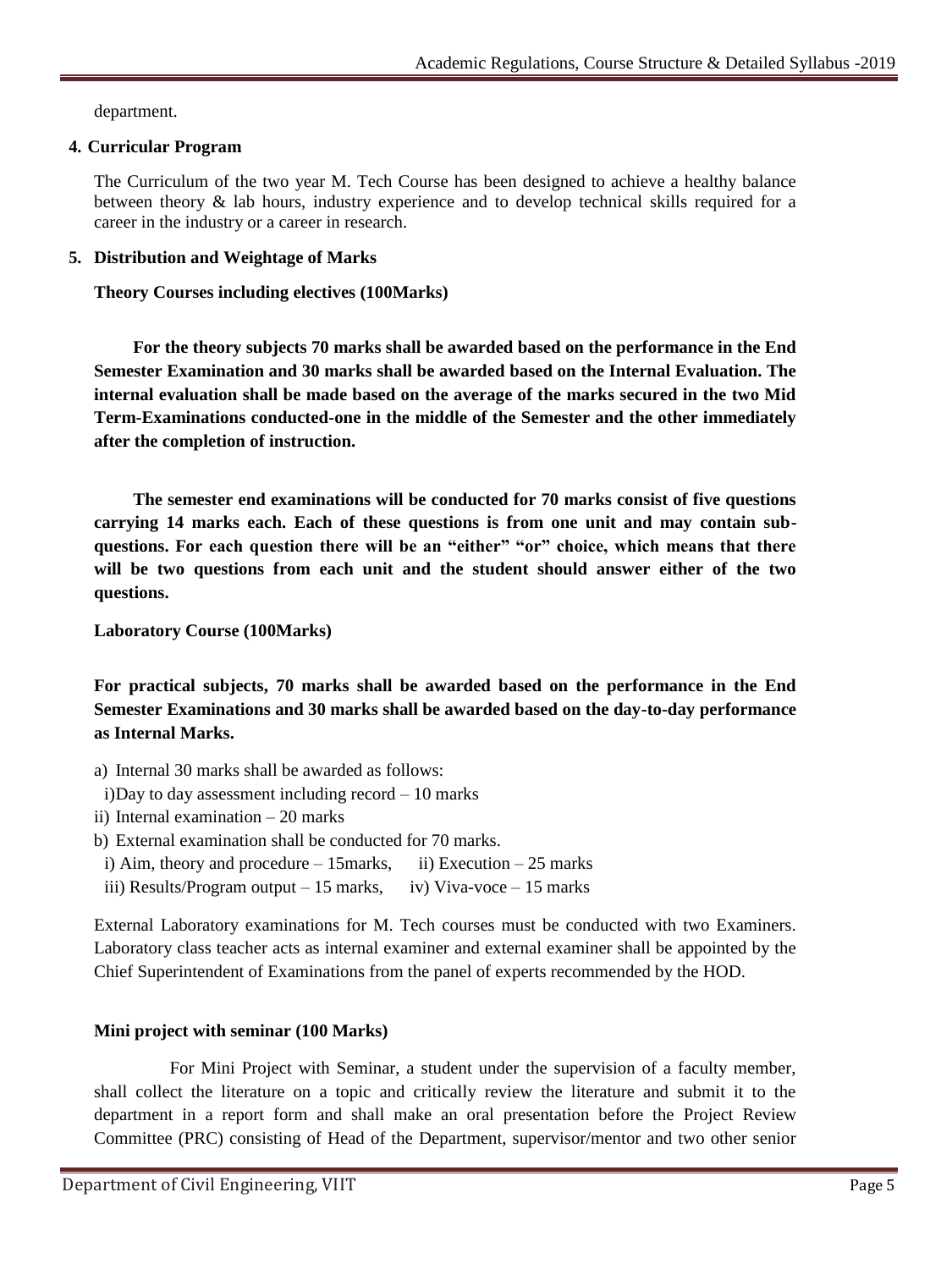department.

**4. Curricular Program**

The Curriculum of the two year M. Tech Course has been designed to achieve a healthy balance between theory & lab hours, industry experience and to develop technical skills required for a career in the industry or a career in research.

**5. Distribution and Weightage of Marks**

**Theory Courses including electives (100Marks)**

**For the theory subjects 70 marks shall be awarded based on the performance in the End Semester Examination and 30 marks shall be awarded based on the Internal Evaluation. The internal evaluation shall be made based on the average of the marks secured in the two Mid Term-Examinations conducted-one in the middle of the Semester and the other immediately after the completion of instruction.**

**The semester end examinations will be conducted for 70 marks consist of five questions carrying 14 marks each. Each of these questions is from one unit and may contain sub-questions. For each question there will be an "either" "or" choice, which means that there will be two questions from each unit and the student should answer either of the two questions.**

**Laboratory Course (100Marks)**

**For practical subjects, 70 marks shall be awarded based on the performance in the End Semester Examinations and 30 marks shall be awarded based on the day-to-day performance as Internal Marks.**

a) Internal 30 marks shall be awarded as follows:
 i)Day to day assessment including record – 10 marks
 ii) Internal examination – 20 marks

b) External examination shall be conducted for 70 marks.
 i) Aim, theory and procedure – 15marks, ii) Execution – 25 marks
 iii) Results/Program output – 15 marks, iv) Viva-voce – 15 marks

External Laboratory examinations for M. Tech courses must be conducted with two Examiners. Laboratory class teacher acts as internal examiner and external examiner shall be appointed by the Chief Superintendent of Examinations from the panel of experts recommended by the HOD.

**Mini project with seminar (100 Marks)**

For Mini Project with Seminar, a student under the supervision of a faculty member, shall collect the literature on a topic and critically review the literature and submit it to the department in a report form and shall make an oral presentation before the Project Review Committee (PRC) consisting of Head of the Department, supervisor/mentor and two other senior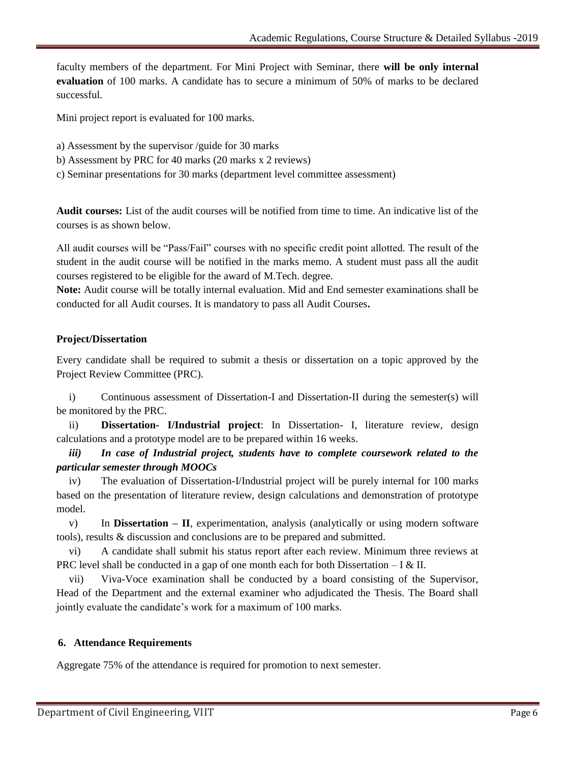faculty members of the department. For Mini Project with Seminar, there **will be only internal evaluation** of 100 marks. A candidate has to secure a minimum of 50% of marks to be declared successful.

Mini project report is evaluated for 100 marks.

a) Assessment by the supervisor /guide for 30 marks
b) Assessment by PRC for 40 marks (20 marks x 2 reviews)
c) Seminar presentations for 30 marks (department level committee assessment)

**Audit courses:** List of the audit courses will be notified from time to time. An indicative list of the courses is as shown below.

All audit courses will be "Pass/Fail" courses with no specific credit point allotted. The result of the student in the audit course will be notified in the marks memo. A student must pass all the audit courses registered to be eligible for the award of M.Tech. degree.

**Note:** Audit course will be totally internal evaluation. Mid and End semester examinations shall be conducted for all Audit courses. It is mandatory to pass all Audit Courses**.**

**Project/Dissertation**

Every candidate shall be required to submit a thesis or dissertation on a topic approved by the Project Review Committee (PRC).

i) Continuous assessment of Dissertation-I and Dissertation-II during the semester(s) will be monitored by the PRC.

ii) **Dissertation- I/Industrial project**: In Dissertation- I, literature review, design calculations and a prototype model are to be prepared within 16 weeks.

***iii) In case of Industrial project, students have to complete coursework related to the particular semester through MOOCs***

iv) The evaluation of Dissertation-I/Industrial project will be purely internal for 100 marks based on the presentation of literature review, design calculations and demonstration of prototype model.

v) In **Dissertation – II**, experimentation, analysis (analytically or using modern software tools), results & discussion and conclusions are to be prepared and submitted.

vi) A candidate shall submit his status report after each review. Minimum three reviews at PRC level shall be conducted in a gap of one month each for both Dissertation – I & II.

vii) Viva-Voce examination shall be conducted by a board consisting of the Supervisor, Head of the Department and the external examiner who adjudicated the Thesis. The Board shall jointly evaluate the candidate's work for a maximum of 100 marks.

## 6. Attendance Requirements

Aggregate 75% of the attendance is required for promotion to next semester.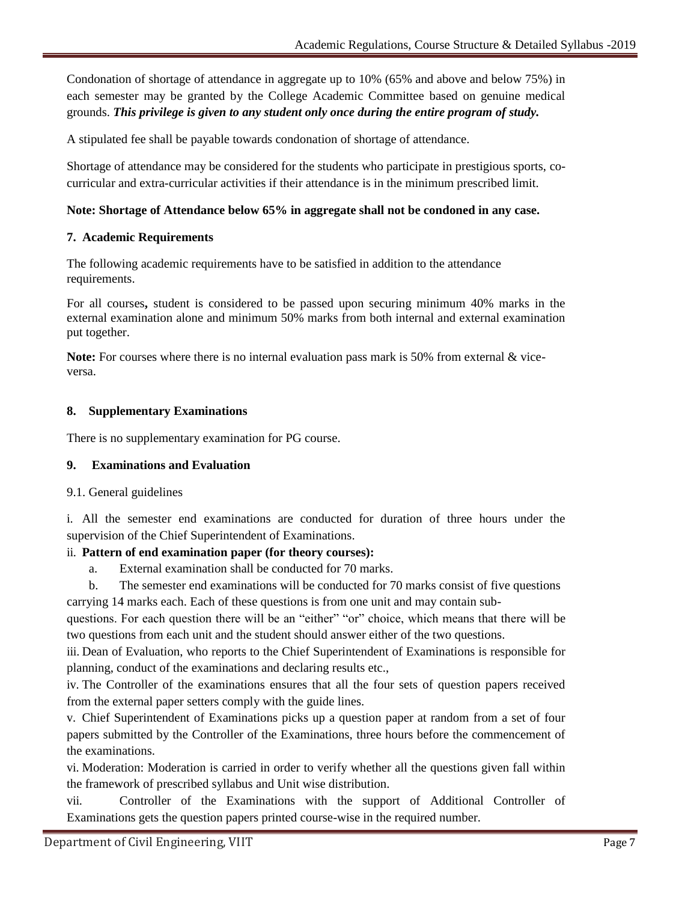Condonation of shortage of attendance in aggregate up to 10% (65% and above and below 75%) in each semester may be granted by the College Academic Committee based on genuine medical grounds. ***This privilege is given to any student only once during the entire program of study.***

A stipulated fee shall be payable towards condonation of shortage of attendance.

Shortage of attendance may be considered for the students who participate in prestigious sports, co-curricular and extra-curricular activities if their attendance is in the minimum prescribed limit.

**Note: Shortage of Attendance below 65% in aggregate shall not be condoned in any case.**

### 7. Academic Requirements

The following academic requirements have to be satisfied in addition to the attendance requirements.

For all courses**,** student is considered to be passed upon securing minimum 40% marks in the external examination alone and minimum 50% marks from both internal and external examination put together.

**Note:** For courses where there is no internal evaluation pass mark is 50% from external & vice-versa.

### 8. Supplementary Examinations

There is no supplementary examination for PG course.

### 9. Examinations and Evaluation

9.1. General guidelines

i. All the semester end examinations are conducted for duration of three hours under the supervision of the Chief Superintendent of Examinations.

ii. **Pattern of end examination paper (for theory courses):**

a. External examination shall be conducted for 70 marks.

b. The semester end examinations will be conducted for 70 marks consist of five questions carrying 14 marks each. Each of these questions is from one unit and may contain sub-questions. For each question there will be an "either" "or" choice, which means that there will be two questions from each unit and the student should answer either of the two questions.

iii. Dean of Evaluation, who reports to the Chief Superintendent of Examinations is responsible for planning, conduct of the examinations and declaring results etc.,

iv. The Controller of the examinations ensures that all the four sets of question papers received from the external paper setters comply with the guide lines.

v. Chief Superintendent of Examinations picks up a question paper at random from a set of four papers submitted by the Controller of the Examinations, three hours before the commencement of the examinations.

vi. Moderation: Moderation is carried in order to verify whether all the questions given fall within the framework of prescribed syllabus and Unit wise distribution.

vii. Controller of the Examinations with the support of Additional Controller of Examinations gets the question papers printed course-wise in the required number.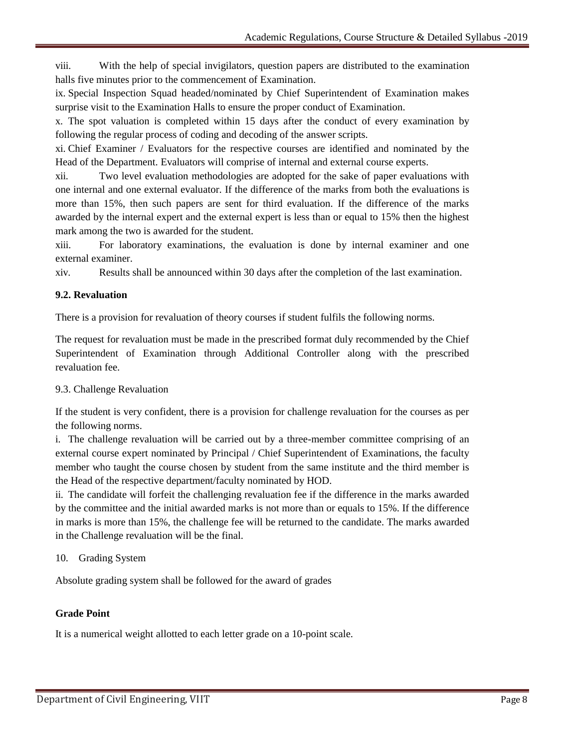viii. With the help of special invigilators, question papers are distributed to the examination halls five minutes prior to the commencement of Examination.

ix. Special Inspection Squad headed/nominated by Chief Superintendent of Examination makes surprise visit to the Examination Halls to ensure the proper conduct of Examination.

x. The spot valuation is completed within 15 days after the conduct of every examination by following the regular process of coding and decoding of the answer scripts.

xi. Chief Examiner / Evaluators for the respective courses are identified and nominated by the Head of the Department. Evaluators will comprise of internal and external course experts.

xii. Two level evaluation methodologies are adopted for the sake of paper evaluations with one internal and one external evaluator. If the difference of the marks from both the evaluations is more than 15%, then such papers are sent for third evaluation. If the difference of the marks awarded by the internal expert and the external expert is less than or equal to 15% then the highest mark among the two is awarded for the student.

xiii. For laboratory examinations, the evaluation is done by internal examiner and one external examiner.

xiv. Results shall be announced within 30 days after the completion of the last examination.

**9.2. Revaluation**

There is a provision for revaluation of theory courses if student fulfils the following norms.

The request for revaluation must be made in the prescribed format duly recommended by the Chief Superintendent of Examination through Additional Controller along with the prescribed revaluation fee.

9.3. Challenge Revaluation

If the student is very confident, there is a provision for challenge revaluation for the courses as per the following norms.

i. The challenge revaluation will be carried out by a three-member committee comprising of an external course expert nominated by Principal / Chief Superintendent of Examinations, the faculty member who taught the course chosen by student from the same institute and the third member is the Head of the respective department/faculty nominated by HOD.

ii. The candidate will forfeit the challenging revaluation fee if the difference in the marks awarded by the committee and the initial awarded marks is not more than or equals to 15%. If the difference in marks is more than 15%, the challenge fee will be returned to the candidate. The marks awarded in the Challenge revaluation will be the final.

10. Grading System

Absolute grading system shall be followed for the award of grades

**Grade Point**

It is a numerical weight allotted to each letter grade on a 10-point scale.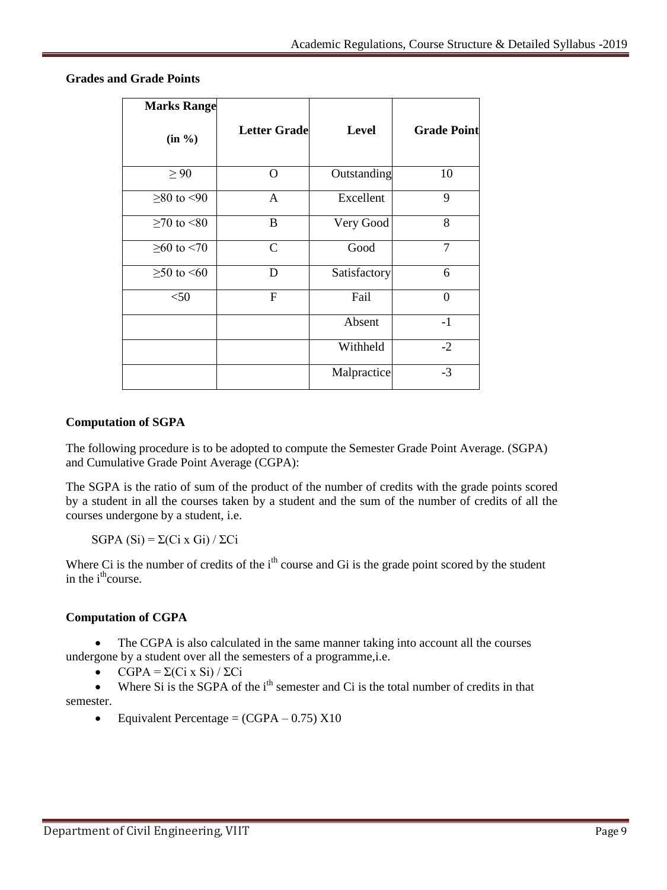### Grades and Grade Points

| Marks Range (in %) | Letter Grade | Level | Grade Point |
|---|---|---|---|
| ≥ 90 | O | Outstanding | 10 |
| ≥80 to <90 | A | Excellent | 9 |
| ≥70 to <80 | B | Very Good | 8 |
| ≥60 to <70 | C | Good | 7 |
| ≥50 to <60 | D | Satisfactory | 6 |
| <50 | F | Fail | 0 |
| | | Absent | -1 |
| | | Withheld | -2 |
| | | Malpractice | -3 |

### Computation of SGPA

The following procedure is to be adopted to compute the Semester Grade Point Average. (SGPA) and Cumulative Grade Point Average (CGPA):

The SGPA is the ratio of sum of the product of the number of credits with the grade points scored by a student in all the courses taken by a student and the sum of the number of credits of all the courses undergone by a student, i.e.

$$\text{SGPA } (S_i) = \Sigma(C_i \times G_i) / \Sigma C_i$$

Where $C_i$ is the number of credits of the $i^{th}$ course and $G_i$ is the grade point scored by the student in the $i^{th}$ course.

### Computation of CGPA

- The CGPA is also calculated in the same manner taking into account all the courses undergone by a student over all the semesters of a programme,i.e.
- $\text{CGPA} = \Sigma(C_i \times S_i) / \Sigma C_i$
- Where $S_i$ is the SGPA of the $i^{th}$ semester and $C_i$ is the total number of credits in that semester.
- Equivalent Percentage = (CGPA – 0.75) X10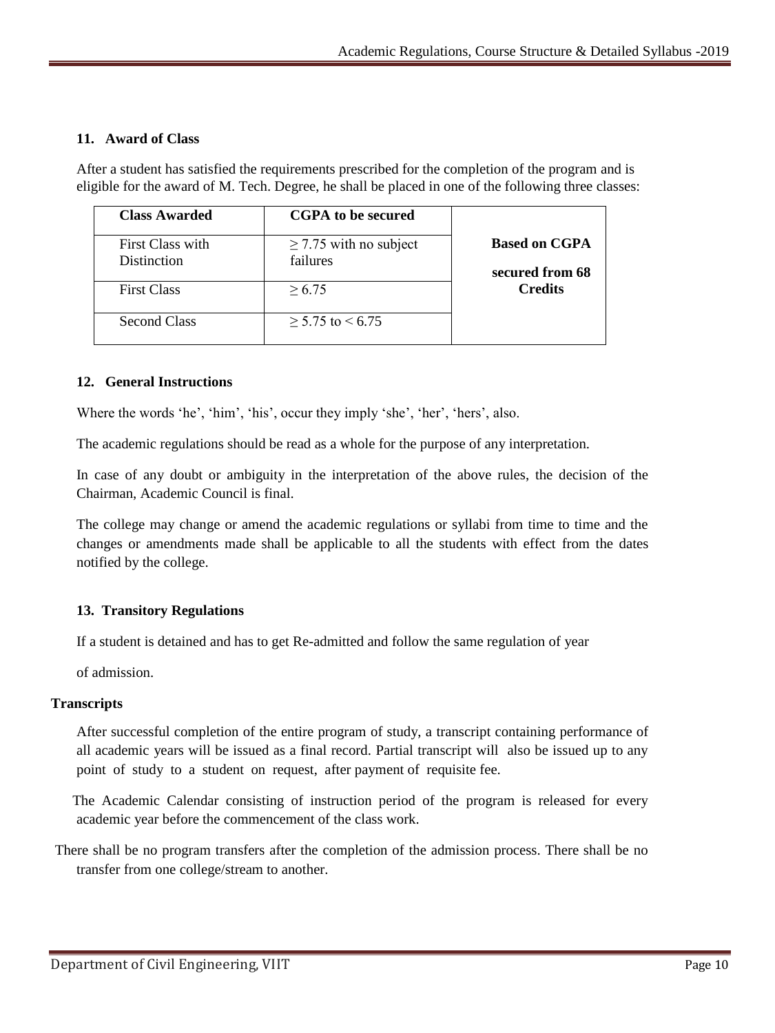### 11. Award of Class

After a student has satisfied the requirements prescribed for the completion of the program and is eligible for the award of M. Tech. Degree, he shall be placed in one of the following three classes:

| Class Awarded | CGPA to be secured | |
|---|---|---|
| First Class with Distinction | ≥ 7.75 with no subject failures | **Based on CGPA secured from 68 Credits** |
| First Class | ≥ 6.75 | |
| Second Class | ≥ 5.75 to < 6.75 | |

### 12. General Instructions

Where the words 'he', 'him', 'his', occur they imply 'she', 'her', 'hers', also.

The academic regulations should be read as a whole for the purpose of any interpretation.

In case of any doubt or ambiguity in the interpretation of the above rules, the decision of the Chairman, Academic Council is final.

The college may change or amend the academic regulations or syllabi from time to time and the changes or amendments made shall be applicable to all the students with effect from the dates notified by the college.

### 13. Transitory Regulations

If a student is detained and has to get Re-admitted and follow the same regulation of year

of admission.

**Transcripts**

After successful completion of the entire program of study, a transcript containing performance of all academic years will be issued as a final record. Partial transcript will also be issued up to any point of study to a student on request, after payment of requisite fee.

The Academic Calendar consisting of instruction period of the program is released for every academic year before the commencement of the class work.

There shall be no program transfers after the completion of the admission process. There shall be no transfer from one college/stream to another.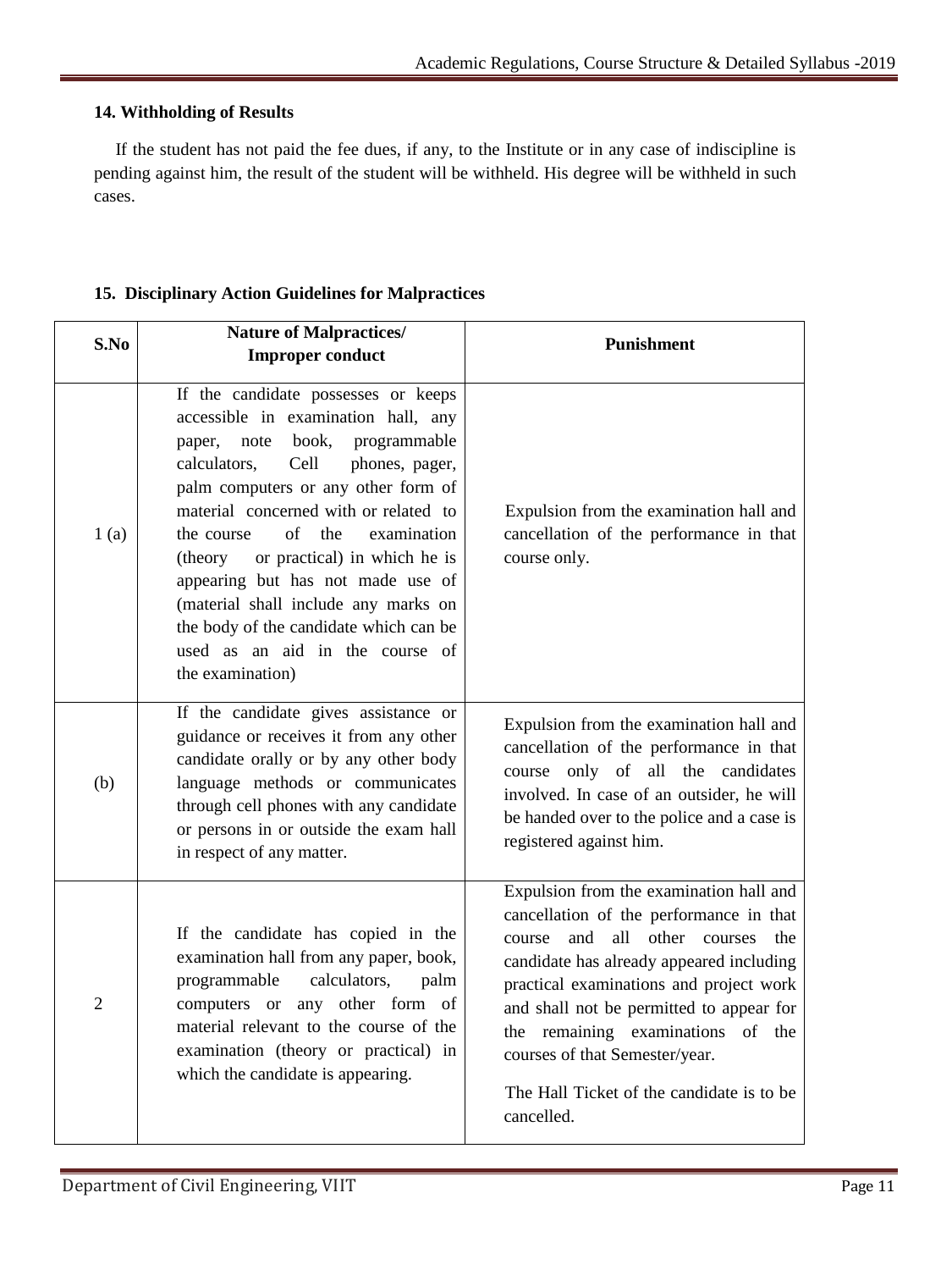### 14. Withholding of Results

If the student has not paid the fee dues, if any, to the Institute or in any case of indiscipline is pending against him, the result of the student will be withheld. His degree will be withheld in such cases.

### 15. Disciplinary Action Guidelines for Malpractices

| S.No | Nature of Malpractices/ Improper conduct | Punishment |
|---|---|---|
| 1 (a) | If the candidate possesses or keeps accessible in examination hall, any paper, note book, programmable calculators, Cell phones, pager, palm computers or any other form of material concerned with or related to the course of the examination (theory or practical) in which he is appearing but has not made use of (material shall include any marks on the body of the candidate which can be used as an aid in the course of the examination) | Expulsion from the examination hall and cancellation of the performance in that course only. |
| (b) | If the candidate gives assistance or guidance or receives it from any other candidate orally or by any other body language methods or communicates through cell phones with any candidate or persons in or outside the exam hall in respect of any matter. | Expulsion from the examination hall and cancellation of the performance in that course only of all the candidates involved. In case of an outsider, he will be handed over to the police and a case is registered against him. |
| 2 | If the candidate has copied in the examination hall from any paper, book, programmable calculators, palm computers or any other form of material relevant to the course of the examination (theory or practical) in which the candidate is appearing. | Expulsion from the examination hall and cancellation of the performance in that course and all other courses the candidate has already appeared including practical examinations and project work and shall not be permitted to appear for the remaining examinations of the courses of that Semester/year.<br><br>The Hall Ticket of the candidate is to be cancelled. |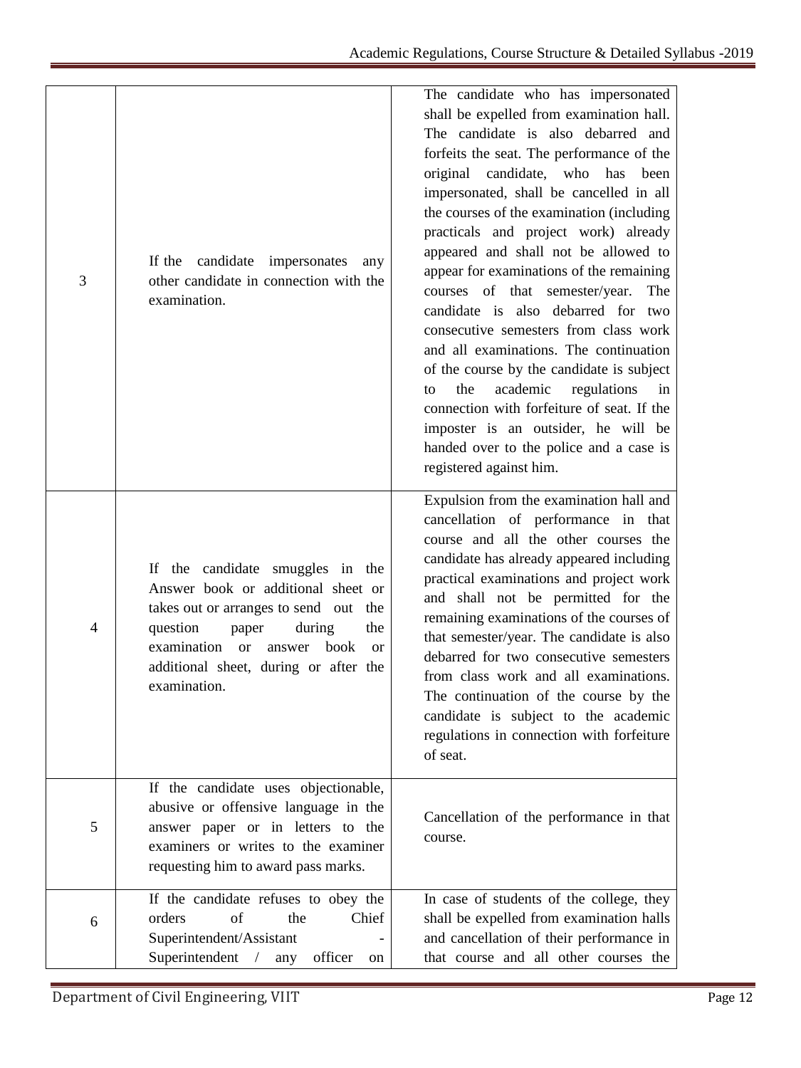| | | |
|---|---|---|
| 3 | If the candidate impersonates any other candidate in connection with the examination. | The candidate who has impersonated shall be expelled from examination hall. The candidate is also debarred and forfeits the seat. The performance of the original candidate, who has been impersonated, shall be cancelled in all the courses of the examination (including practicals and project work) already appeared and shall not be allowed to appear for examinations of the remaining courses of that semester/year. The candidate is also debarred for two consecutive semesters from class work and all examinations. The continuation of the course by the candidate is subject to the academic regulations in connection with forfeiture of seat. If the imposter is an outsider, he will be handed over to the police and a case is registered against him. |
| 4 | If the candidate smuggles in the Answer book or additional sheet or takes out or arranges to send out the question paper during the examination or answer book or additional sheet, during or after the examination. | Expulsion from the examination hall and cancellation of performance in that course and all the other courses the candidate has already appeared including practical examinations and project work and shall not be permitted for the remaining examinations of the courses of that semester/year. The candidate is also debarred for two consecutive semesters from class work and all examinations. The continuation of the course by the candidate is subject to the academic regulations in connection with forfeiture of seat. |
| 5 | If the candidate uses objectionable, abusive or offensive language in the answer paper or in letters to the examiners or writes to the examiner requesting him to award pass marks. | Cancellation of the performance in that course. |
| 6 | If the candidate refuses to obey the orders of the Chief Superintendent/Assistant - Superintendent / any officer on | In case of students of the college, they shall be expelled from examination halls and cancellation of their performance in that course and all other courses the |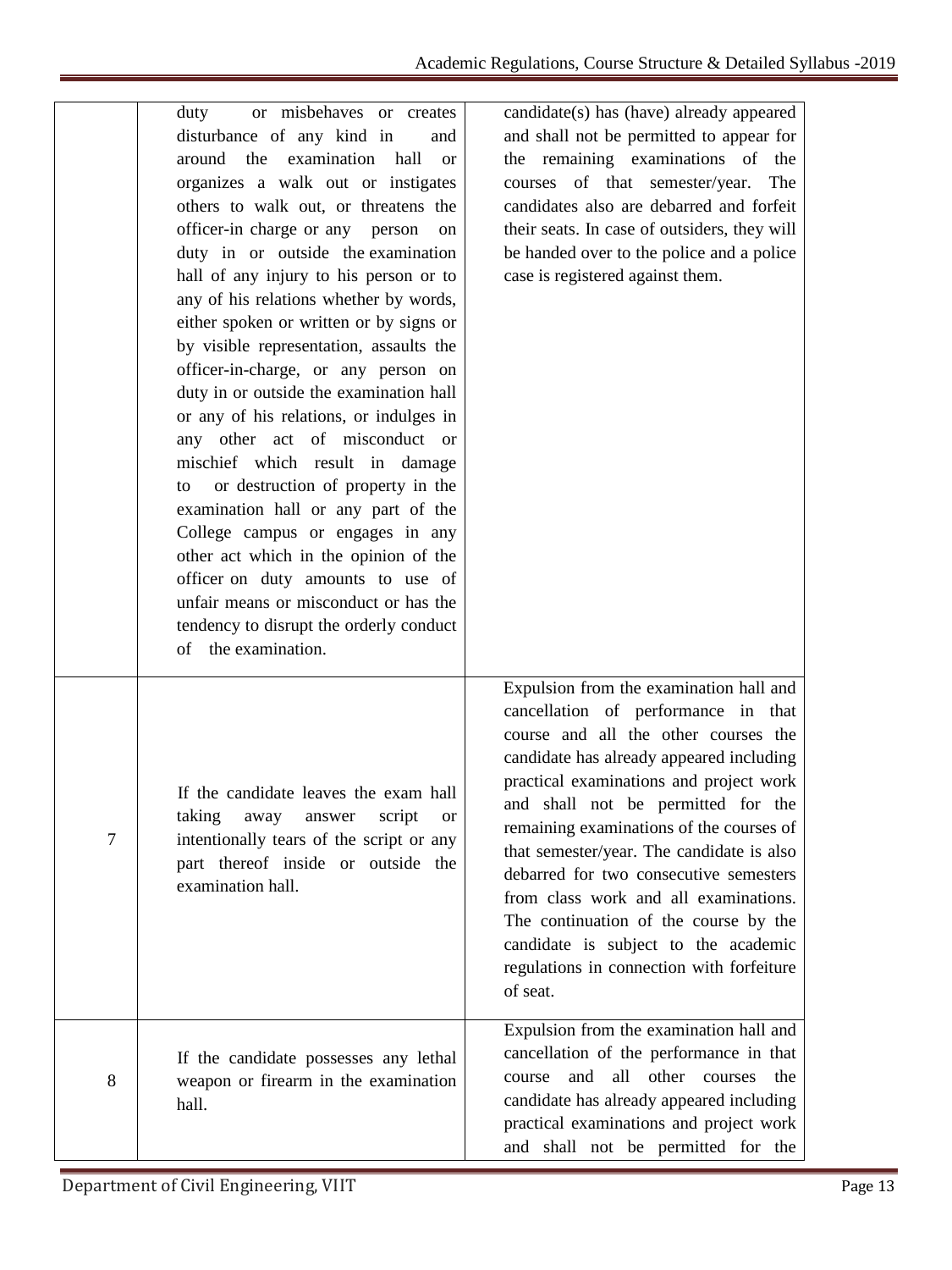| | | |
|---|---|---|
| | duty or misbehaves or creates disturbance of any kind in and around the examination hall or organizes a walk out or instigates others to walk out, or threatens the officer-in charge or any person on duty in or outside the examination hall of any injury to his person or to any of his relations whether by words, either spoken or written or by signs or by visible representation, assaults the officer-in-charge, or any person on duty in or outside the examination hall or any of his relations, or indulges in any other act of misconduct or mischief which result in damage to or destruction of property in the examination hall or any part of the College campus or engages in any other act which in the opinion of the officer on duty amounts to use of unfair means or misconduct or has the tendency to disrupt the orderly conduct of the examination. | candidate(s) has (have) already appeared and shall not be permitted to appear for the remaining examinations of the courses of that semester/year. The candidates also are debarred and forfeit their seats. In case of outsiders, they will be handed over to the police and a police case is registered against them. |
| 7 | If the candidate leaves the exam hall taking away answer script or intentionally tears of the script or any part thereof inside or outside the examination hall. | Expulsion from the examination hall and cancellation of performance in that course and all the other courses the candidate has already appeared including practical examinations and project work and shall not be permitted for the remaining examinations of the courses of that semester/year. The candidate is also debarred for two consecutive semesters from class work and all examinations. The continuation of the course by the candidate is subject to the academic regulations in connection with forfeiture of seat. |
| 8 | If the candidate possesses any lethal weapon or firearm in the examination hall. | Expulsion from the examination hall and cancellation of the performance in that course and all other courses the candidate has already appeared including practical examinations and project work and shall not be permitted for the |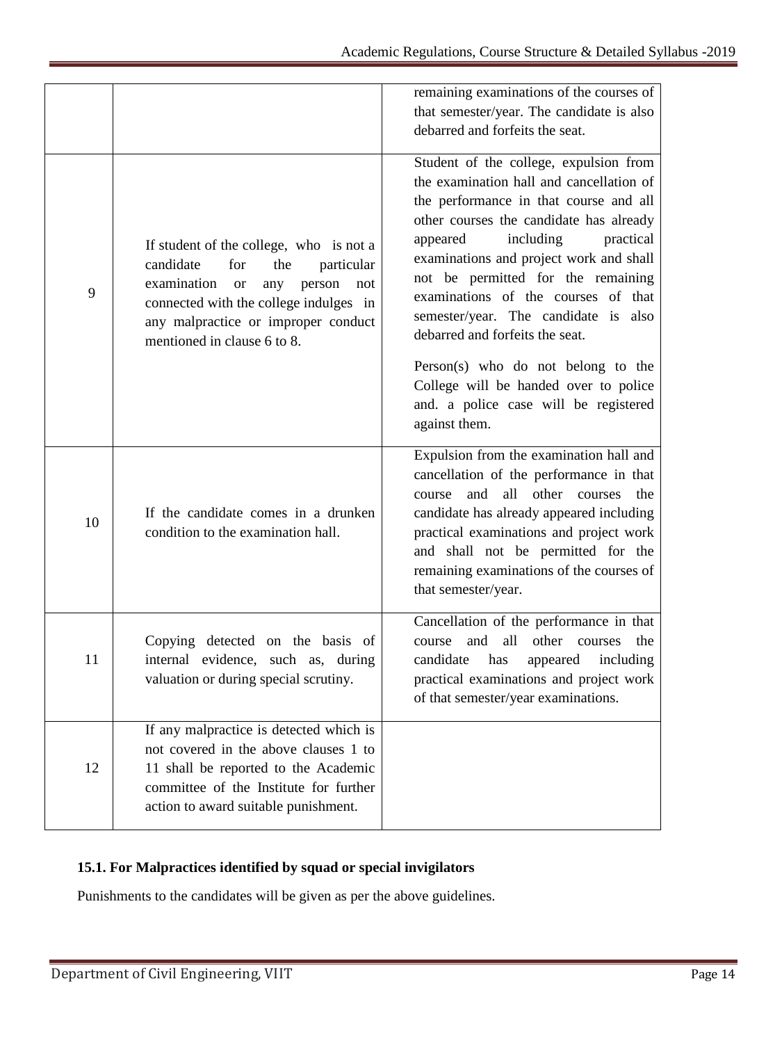| | | |
|---|---|---|
| | | remaining examinations of the courses of that semester/year. The candidate is also debarred and forfeits the seat. |
| 9 | If student of the college, who is not a candidate for the particular examination or any person not connected with the college indulges in any malpractice or improper conduct mentioned in clause 6 to 8. | Student of the college, expulsion from the examination hall and cancellation of the performance in that course and all other courses the candidate has already appeared including practical examinations and project work and shall not be permitted for the remaining examinations of the courses of that semester/year. The candidate is also debarred and forfeits the seat.<br><br>Person(s) who do not belong to the College will be handed over to police and. a police case will be registered against them. |
| 10 | If the candidate comes in a drunken condition to the examination hall. | Expulsion from the examination hall and cancellation of the performance in that course and all other courses the candidate has already appeared including practical examinations and project work and shall not be permitted for the remaining examinations of the courses of that semester/year. |
| 11 | Copying detected on the basis of internal evidence, such as, during valuation or during special scrutiny. | Cancellation of the performance in that course and all other courses the candidate has appeared including practical examinations and project work of that semester/year examinations. |
| 12 | If any malpractice is detected which is not covered in the above clauses 1 to 11 shall be reported to the Academic committee of the Institute for further action to award suitable punishment. | |

**15.1. For Malpractices identified by squad or special invigilators**

Punishments to the candidates will be given as per the above guidelines.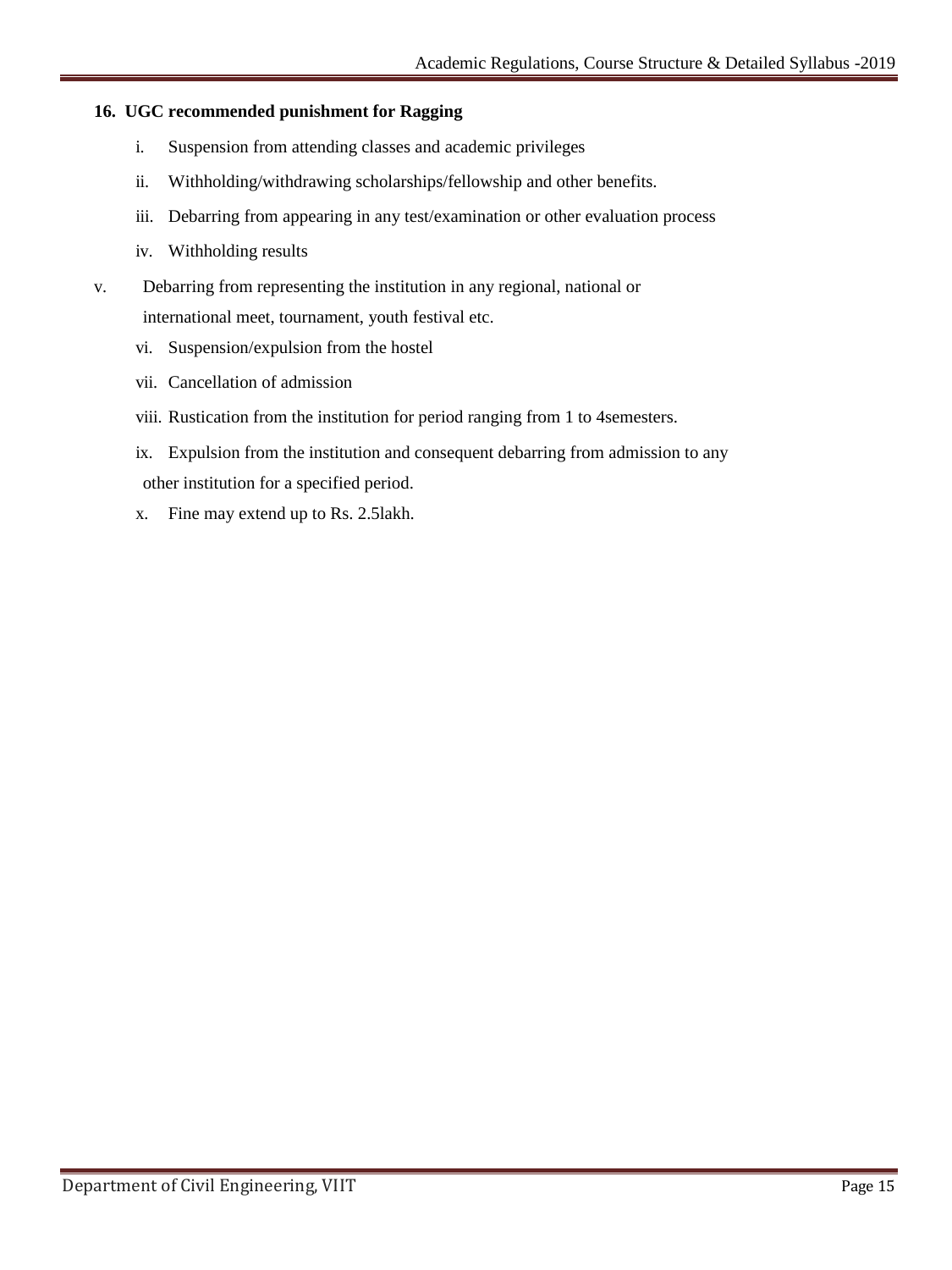**16. UGC recommended punishment for Ragging**

i. Suspension from attending classes and academic privileges

ii. Withholding/withdrawing scholarships/fellowship and other benefits.

iii. Debarring from appearing in any test/examination or other evaluation process

iv. Withholding results

v. Debarring from representing the institution in any regional, national or international meet, tournament, youth festival etc.

vi. Suspension/expulsion from the hostel

vii. Cancellation of admission

viii. Rustication from the institution for period ranging from 1 to 4semesters.

ix. Expulsion from the institution and consequent debarring from admission to any other institution for a specified period.

x. Fine may extend up to Rs. 2.5lakh.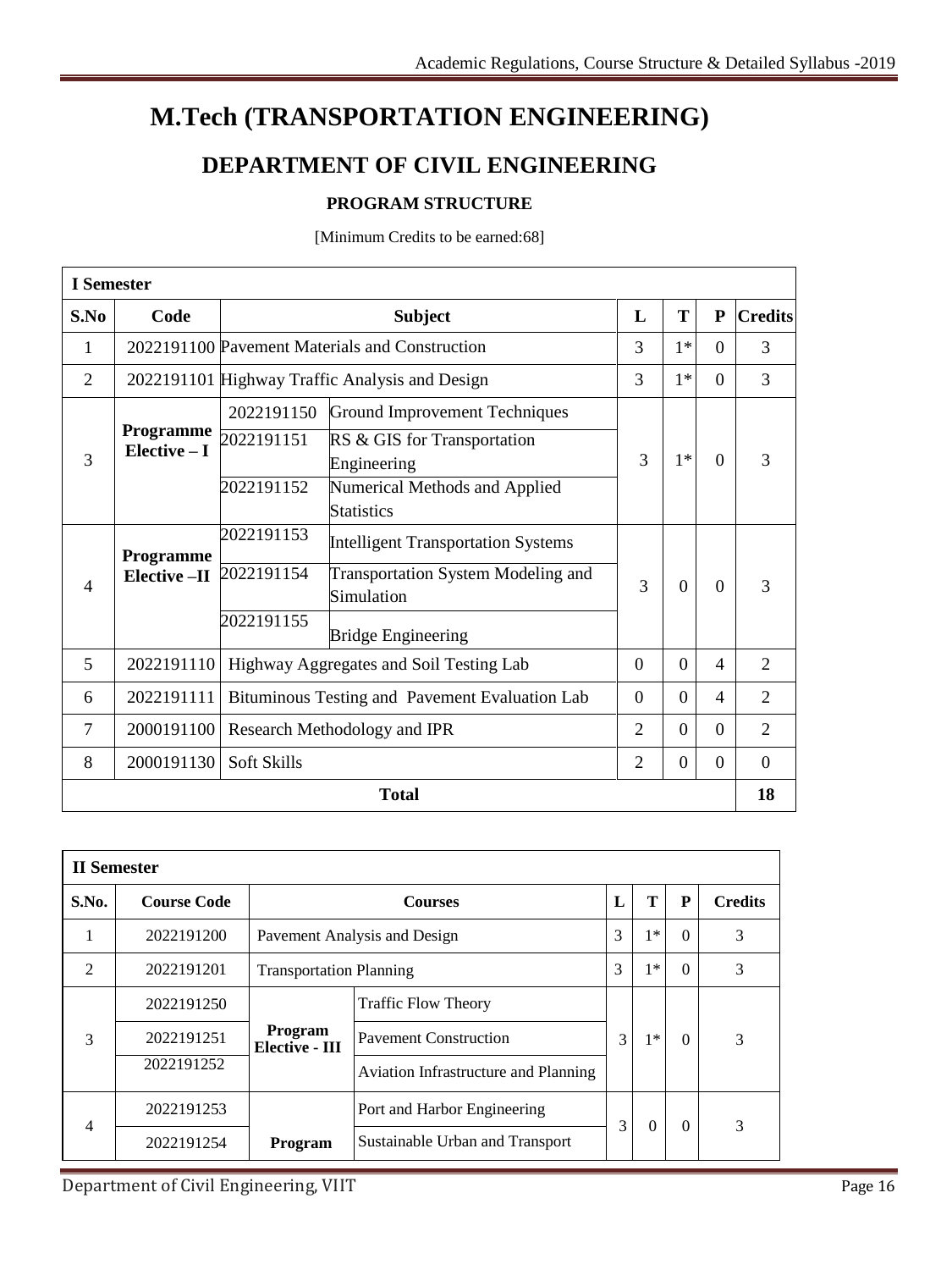# M.Tech (TRANSPORTATION ENGINEERING)

## DEPARTMENT OF CIVIL ENGINEERING

### PROGRAM STRUCTURE

[Minimum Credits to be earned:68]

**I Semester**

| S.No | Code | Subject | | L | T | P | Credits |
|---|---|---|---|---|---|---|---|
| 1 | 2022191100 | Pavement Materials and Construction | | 3 | 1* | 0 | 3 |
| 2 | 2022191101 | Highway Traffic Analysis and Design | | 3 | 1* | 0 | 3 |
| 3 | Programme Elective – I | 2022191150 | Ground Improvement Techniques | 3 | 1* | 0 | 3 |
| | | 2022191151 | RS & GIS for Transportation Engineering | | | | |
| | | 2022191152 | Numerical Methods and Applied Statistics | | | | |
| 4 | Programme Elective –II | 2022191153 | Intelligent Transportation Systems | 3 | 0 | 0 | 3 |
| | | 2022191154 | Transportation System Modeling and Simulation | | | | |
| | | 2022191155 | Bridge Engineering | | | | |
| 5 | 2022191110 | Highway Aggregates and Soil Testing Lab | | 0 | 0 | 4 | 2 |
| 6 | 2022191111 | Bituminous Testing and Pavement Evaluation Lab | | 0 | 0 | 4 | 2 |
| 7 | 2000191100 | Research Methodology and IPR | | 2 | 0 | 0 | 2 |
| 8 | 2000191130 | Soft Skills | | 2 | 0 | 0 | 0 |
| **Total** | | | | | | | **18** |

**II Semester**

| S.No. | Course Code | Courses | | L | T | P | Credits |
|---|---|---|---|---|---|---|---|
| 1 | 2022191200 | Pavement Analysis and Design | | 3 | 1* | 0 | 3 |
| 2 | 2022191201 | Transportation Planning | | 3 | 1* | 0 | 3 |
| 3 | 2022191250 | Program Elective - III | Traffic Flow Theory | 3 | 1* | 0 | 3 |
| | 2022191251 | | Pavement Construction | | | | |
| | 2022191252 | | Aviation Infrastructure and Planning | | | | |
| 4 | 2022191253 | Program | Port and Harbor Engineering | 3 | 0 | 0 | 3 |
| | 2022191254 | | Sustainable Urban and Transport | | | | |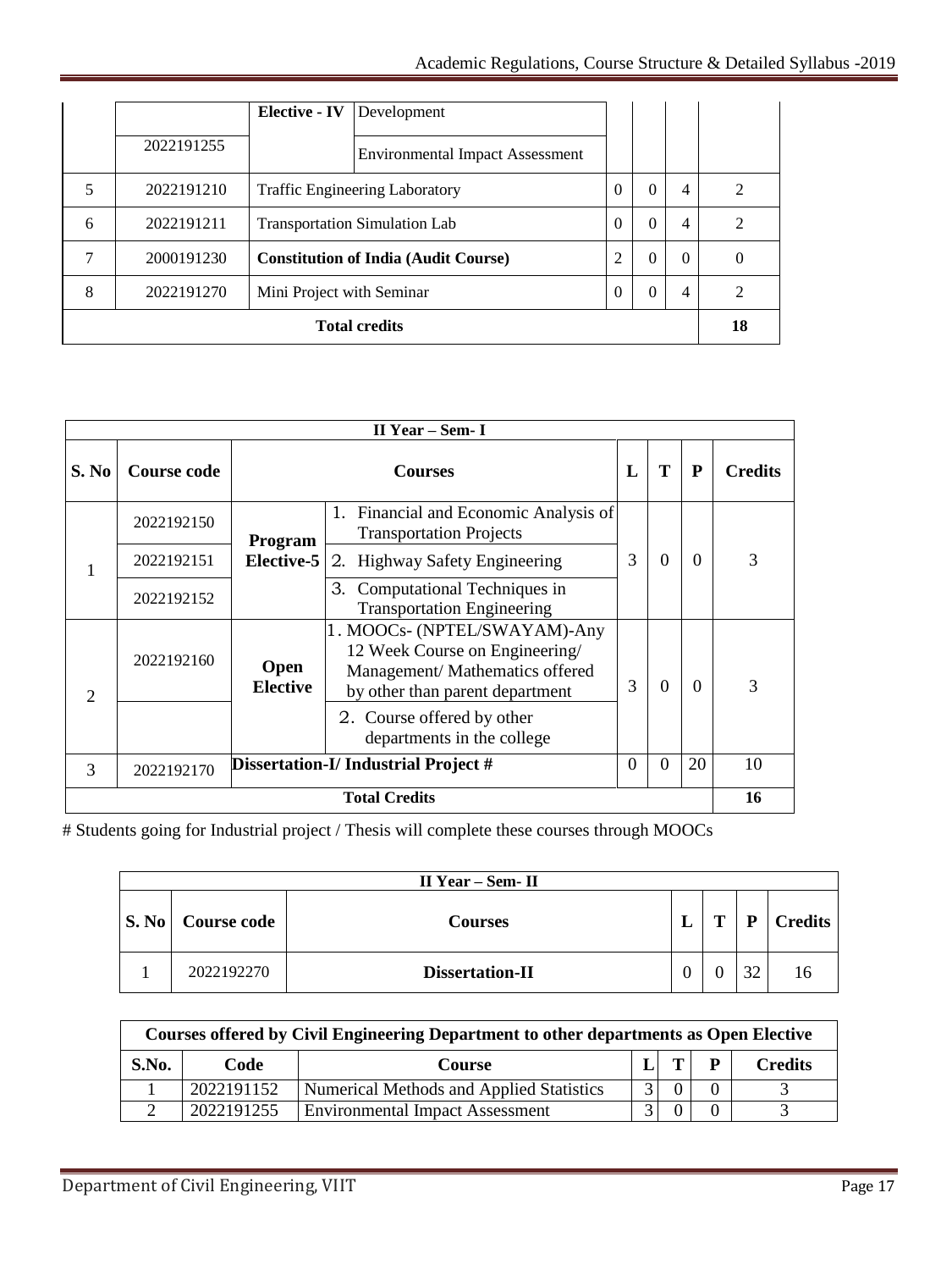| | | | | L | T | P | Credits |
|---|---|---|---|---|---|---|---|
| | | **Elective - IV** | Development | | | | |
| | 2022191255 | | Environmental Impact Assessment | | | | |
| 5 | 2022191210 | Traffic Engineering Laboratory | | 0 | 0 | 4 | 2 |
| 6 | 2022191211 | Transportation Simulation Lab | | 0 | 0 | 4 | 2 |
| 7 | 2000191230 | **Constitution of India (Audit Course)** | | 2 | 0 | 0 | 0 |
| 8 | 2022191270 | Mini Project with Seminar | | 0 | 0 | 4 | 2 |
| **Total credits** | | | | | | | **18** |

| **II Year – Sem- I** | | | | | | | |
|---|---|---|---|---|---|---|---|
| **S. No** | **Course code** | **Courses** | | **L** | **T** | **P** | **Credits** |
| 1 | 2022192150 | **Program Elective-5** | 1. Financial and Economic Analysis of Transportation Projects | 3 | 0 | 0 | 3 |
| | 2022192151 | | 2. Highway Safety Engineering | | | | |
| | 2022192152 | | 3. Computational Techniques in Transportation Engineering | | | | |
| 2 | 2022192160 | **Open Elective** | 1. MOOCs- (NPTEL/SWAYAM)-Any 12 Week Course on Engineering/ Management/ Mathematics offered by other than parent department | 3 | 0 | 0 | 3 |
| | | | 2. Course offered by other departments in the college | | | | |
| 3 | 2022192170 | **Dissertation-I/ Industrial Project #** | | 0 | 0 | 20 | 10 |
| **Total Credits** | | | | | | | **16** |

# Students going for Industrial project / Thesis will complete these courses through MOOCs

| **II Year – Sem- II** | | | | | | |
|---|---|---|---|---|---|---|
| **S. No** | **Course code** | **Courses** | **L** | **T** | **P** | **Credits** |
| 1 | 2022192270 | **Dissertation-II** | 0 | 0 | 32 | 16 |

| **Courses offered by Civil Engineering Department to other departments as Open Elective** | | | | | | |
|---|---|---|---|---|---|---|
| **S.No.** | **Code** | **Course** | **L** | **T** | **P** | **Credits** |
| 1 | 2022191152 | Numerical Methods and Applied Statistics | 3 | 0 | 0 | 3 |
| 2 | 2022191255 | Environmental Impact Assessment | 3 | 0 | 0 | 3 |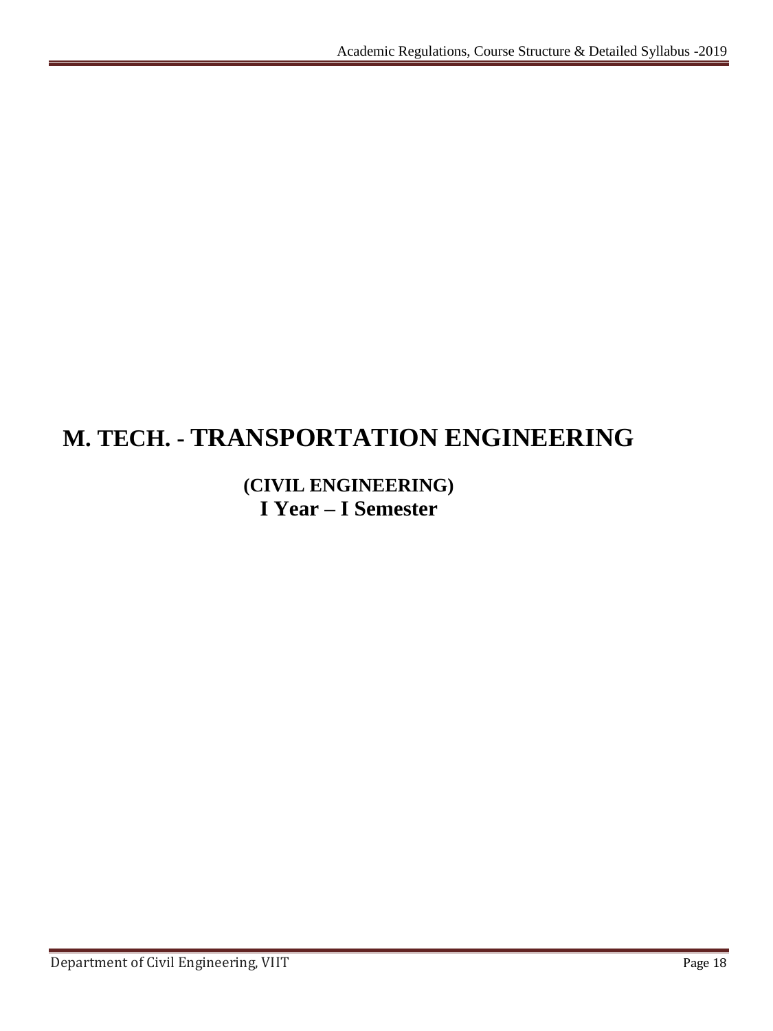# M. TECH. - TRANSPORTATION ENGINEERING

## (CIVIL ENGINEERING)

## I Year – I Semester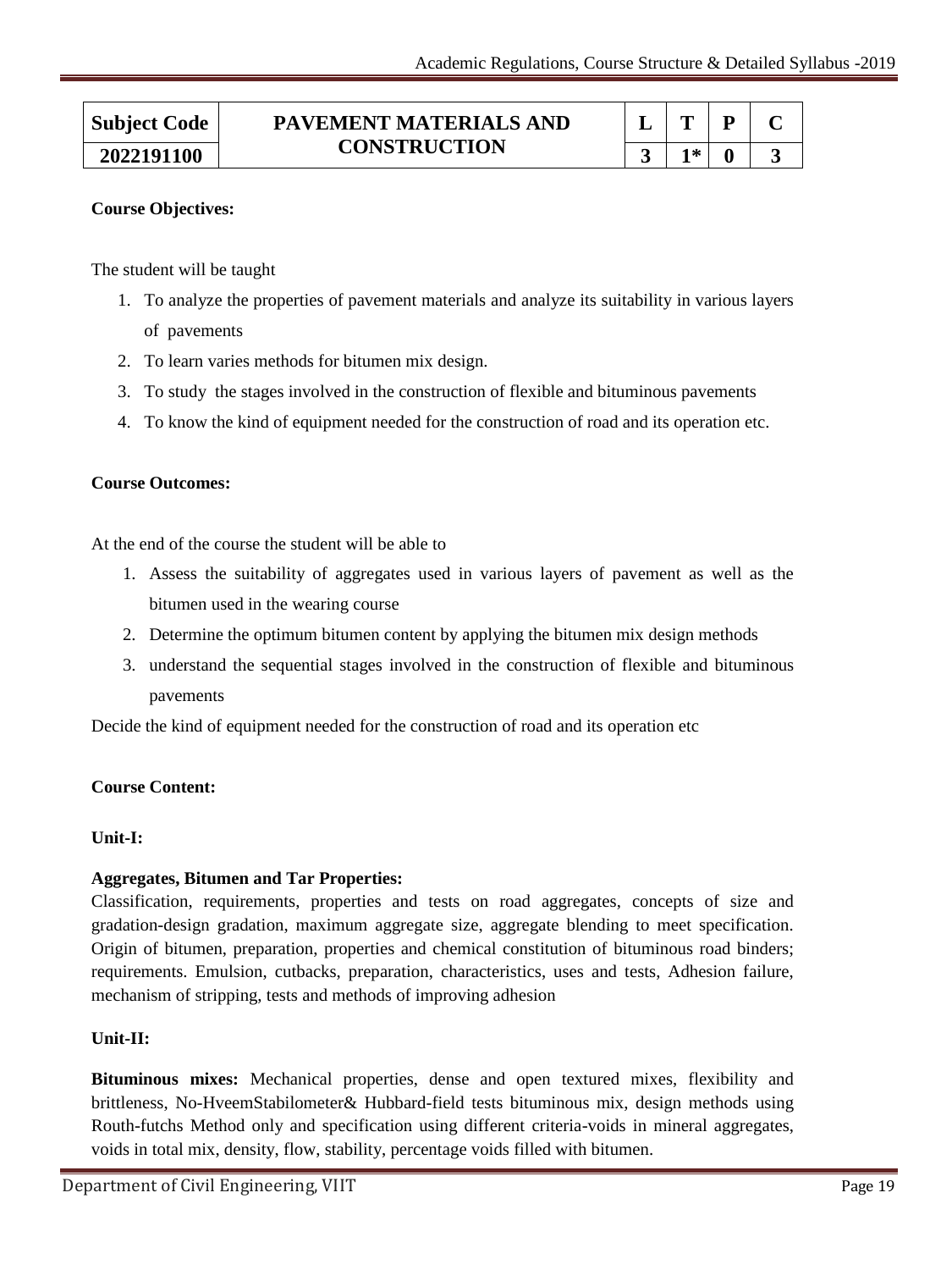| Subject Code | PAVEMENT MATERIALS AND CONSTRUCTION | L | T | P | C |
|---|---|---|---|---|---|
| 2022191100 | | 3 | 1* | 0 | 3 |

**Course Objectives:**

The student will be taught

1. To analyze the properties of pavement materials and analyze its suitability in various layers of pavements
2. To learn varies methods for bitumen mix design.
3. To study the stages involved in the construction of flexible and bituminous pavements
4. To know the kind of equipment needed for the construction of road and its operation etc.

**Course Outcomes:**

At the end of the course the student will be able to

1. Assess the suitability of aggregates used in various layers of pavement as well as the bitumen used in the wearing course
2. Determine the optimum bitumen content by applying the bitumen mix design methods
3. understand the sequential stages involved in the construction of flexible and bituminous pavements

Decide the kind of equipment needed for the construction of road and its operation etc

**Course Content:**

**Unit-I:**

**Aggregates, Bitumen and Tar Properties:**
Classification, requirements, properties and tests on road aggregates, concepts of size and gradation-design gradation, maximum aggregate size, aggregate blending to meet specification. Origin of bitumen, preparation, properties and chemical constitution of bituminous road binders; requirements. Emulsion, cutbacks, preparation, characteristics, uses and tests, Adhesion failure, mechanism of stripping, tests and methods of improving adhesion

**Unit-II:**

**Bituminous mixes:** Mechanical properties, dense and open textured mixes, flexibility and brittleness, No-HveemStabilometer& Hubbard-field tests bituminous mix, design methods using Routh-futchs Method only and specification using different criteria-voids in mineral aggregates, voids in total mix, density, flow, stability, percentage voids filled with bitumen.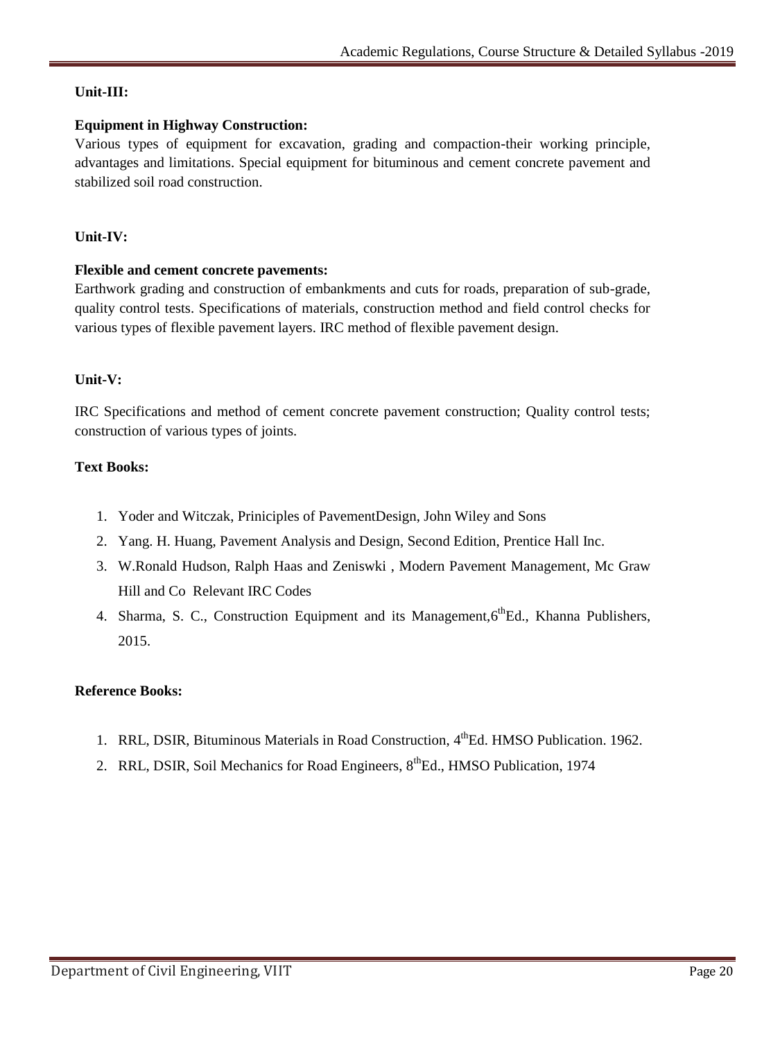**Unit-III:**

**Equipment in Highway Construction:**

Various types of equipment for excavation, grading and compaction-their working principle, advantages and limitations. Special equipment for bituminous and cement concrete pavement and stabilized soil road construction.

**Unit-IV:**

**Flexible and cement concrete pavements:**

Earthwork grading and construction of embankments and cuts for roads, preparation of sub-grade, quality control tests. Specifications of materials, construction method and field control checks for various types of flexible pavement layers. IRC method of flexible pavement design.

**Unit-V:**

IRC Specifications and method of cement concrete pavement construction; Quality control tests; construction of various types of joints.

**Text Books:**

1. Yoder and Witczak, Priniciples of PavementDesign, John Wiley and Sons
2. Yang. H. Huang, Pavement Analysis and Design, Second Edition, Prentice Hall Inc.
3. W.Ronald Hudson, Ralph Haas and Zeniswki , Modern Pavement Management, Mc Graw Hill and Co Relevant IRC Codes
4. Sharma, S. C., Construction Equipment and its Management,6thEd., Khanna Publishers, 2015.

**Reference Books:**

1. RRL, DSIR, Bituminous Materials in Road Construction, 4thEd. HMSO Publication. 1962.
2. RRL, DSIR, Soil Mechanics for Road Engineers, 8thEd., HMSO Publication, 1974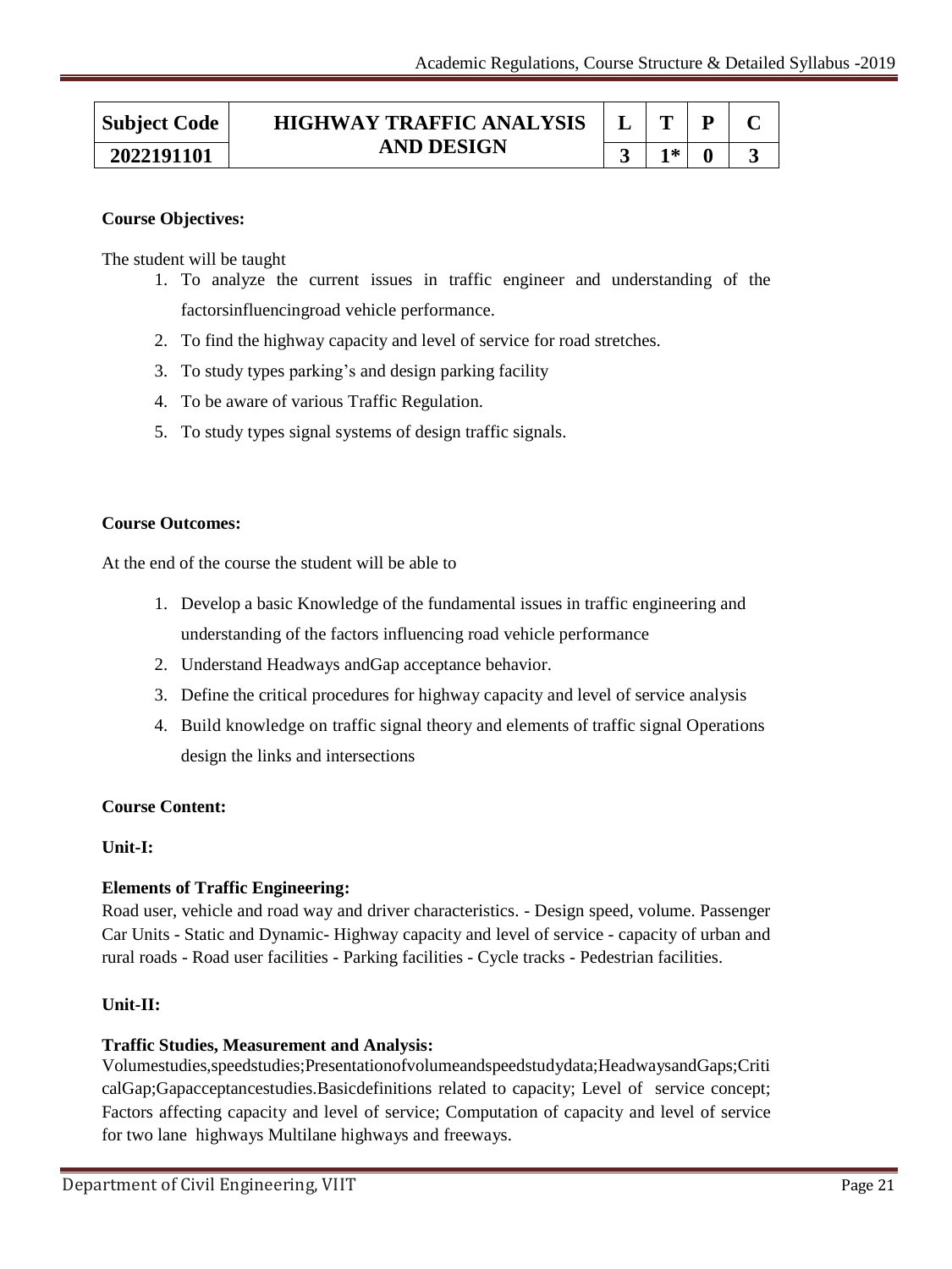| Subject Code | HIGHWAY TRAFFIC ANALYSIS AND DESIGN | L | T | P | C |
|---|---|---|---|---|---|
| 2022191101 | | 3 | 1* | 0 | 3 |

**Course Objectives:**

The student will be taught

1. To analyze the current issues in traffic engineer and understanding of the factorsinfluencingroad vehicle performance.
2. To find the highway capacity and level of service for road stretches.
3. To study types parking's and design parking facility
4. To be aware of various Traffic Regulation.
5. To study types signal systems of design traffic signals.

**Course Outcomes:**

At the end of the course the student will be able to

1. Develop a basic Knowledge of the fundamental issues in traffic engineering and understanding of the factors influencing road vehicle performance
2. Understand Headways andGap acceptance behavior.
3. Define the critical procedures for highway capacity and level of service analysis
4. Build knowledge on traffic signal theory and elements of traffic signal Operations design the links and intersections

**Course Content:**

**Unit-I:**

**Elements of Traffic Engineering:**

Road user, vehicle and road way and driver characteristics. - Design speed, volume. Passenger Car Units - Static and Dynamic- Highway capacity and level of service - capacity of urban and rural roads - Road user facilities - Parking facilities - Cycle tracks - Pedestrian facilities.

**Unit-II:**

**Traffic Studies, Measurement and Analysis:**

Volumestudies,speedstudies;Presentationofvolumeandspeedstudydata;HeadwaysandGaps;CriticalGap;Gapacceptancestudies.Basicdefinitions related to capacity; Level of service concept; Factors affecting capacity and level of service; Computation of capacity and level of service for two lane highways Multilane highways and freeways.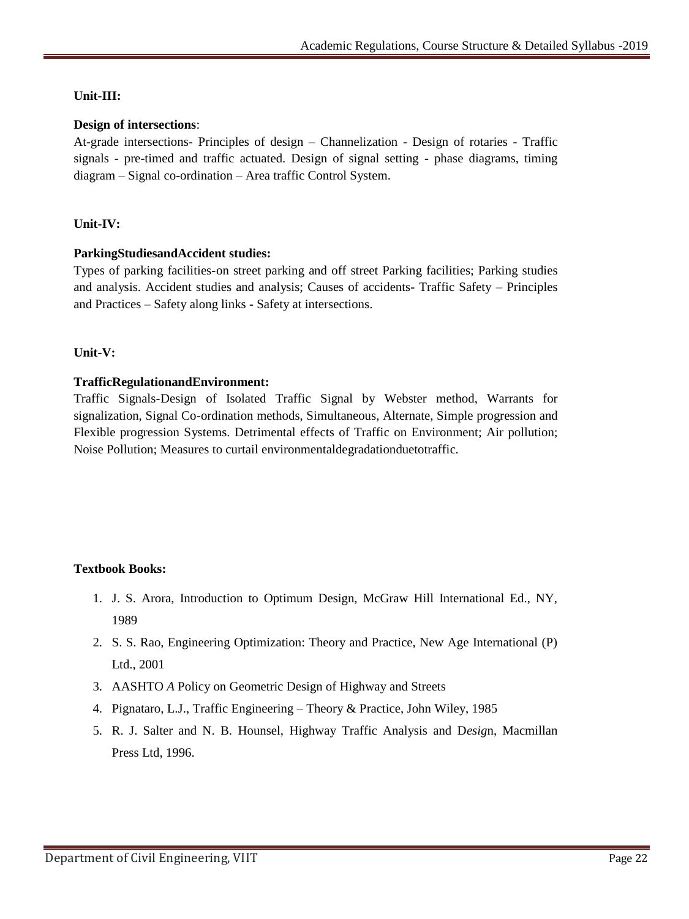**Unit-III:**

**Design of intersections**:

At-grade intersections- Principles of design – Channelization - Design of rotaries - Traffic signals - pre-timed and traffic actuated. Design of signal setting - phase diagrams, timing diagram – Signal co-ordination – Area traffic Control System.

**Unit-IV:**

**ParkingStudiesandAccident studies:**

Types of parking facilities-on street parking and off street Parking facilities; Parking studies and analysis. Accident studies and analysis; Causes of accidents- Traffic Safety – Principles and Practices – Safety along links - Safety at intersections.

**Unit-V:**

**TrafficRegulationandEnvironment:**

Traffic Signals-Design of Isolated Traffic Signal by Webster method, Warrants for signalization, Signal Co-ordination methods, Simultaneous, Alternate, Simple progression and Flexible progression Systems. Detrimental effects of Traffic on Environment; Air pollution; Noise Pollution; Measures to curtail environmentaldegradationduetotraffic.

**Textbook Books:**

1. J. S. Arora, Introduction to Optimum Design, McGraw Hill International Ed., NY, 1989
2. S. S. Rao, Engineering Optimization: Theory and Practice, New Age International (P) Ltd., 2001
3. AASHTO *A* Policy on Geometric Design of Highway and Streets
4. Pignataro, L.J., Traffic Engineering – Theory & Practice, John Wiley, 1985
5. R. J. Salter and N. B. Hounsel, Highway Traffic Analysis and D*esig*n, Macmillan Press Ltd, 1996.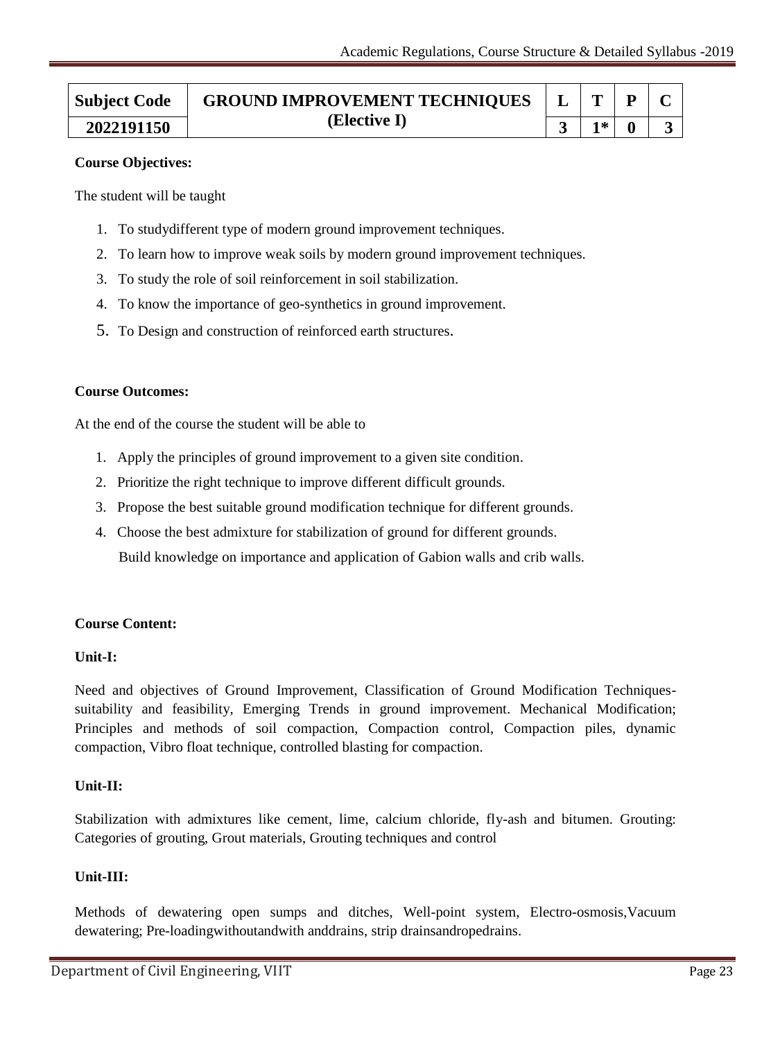| Subject Code | GROUND IMPROVEMENT TECHNIQUES (Elective I) | L | T | P | C |
|---|---|---|---|---|---|
| 2022191150 | | 3 | 1* | 0 | 3 |

**Course Objectives:**

The student will be taught

1. To studydifferent type of modern ground improvement techniques.
2. To learn how to improve weak soils by modern ground improvement techniques.
3. To study the role of soil reinforcement in soil stabilization.
4. To know the importance of geo-synthetics in ground improvement.
5. To Design and construction of reinforced earth structures.

**Course Outcomes:**

At the end of the course the student will be able to

1. Apply the principles of ground improvement to a given site condition.
2. Prioritize the right technique to improve different difficult grounds.
3. Propose the best suitable ground modification technique for different grounds.
4. Choose the best admixture for stabilization of ground for different grounds.
   Build knowledge on importance and application of Gabion walls and crib walls.

**Course Content:**

**Unit-I:**

Need and objectives of Ground Improvement, Classification of Ground Modification Techniques-suitability and feasibility, Emerging Trends in ground improvement. Mechanical Modification; Principles and methods of soil compaction, Compaction control, Compaction piles, dynamic compaction, Vibro float technique, controlled blasting for compaction.

**Unit-II:**

Stabilization with admixtures like cement, lime, calcium chloride, fly-ash and bitumen. Grouting: Categories of grouting, Grout materials, Grouting techniques and control

**Unit-III:**

Methods of dewatering open sumps and ditches, Well-point system, Electro-osmosis,Vacuum dewatering; Pre-loadingwithoutandwith anddrains, strip drainsandropedrains.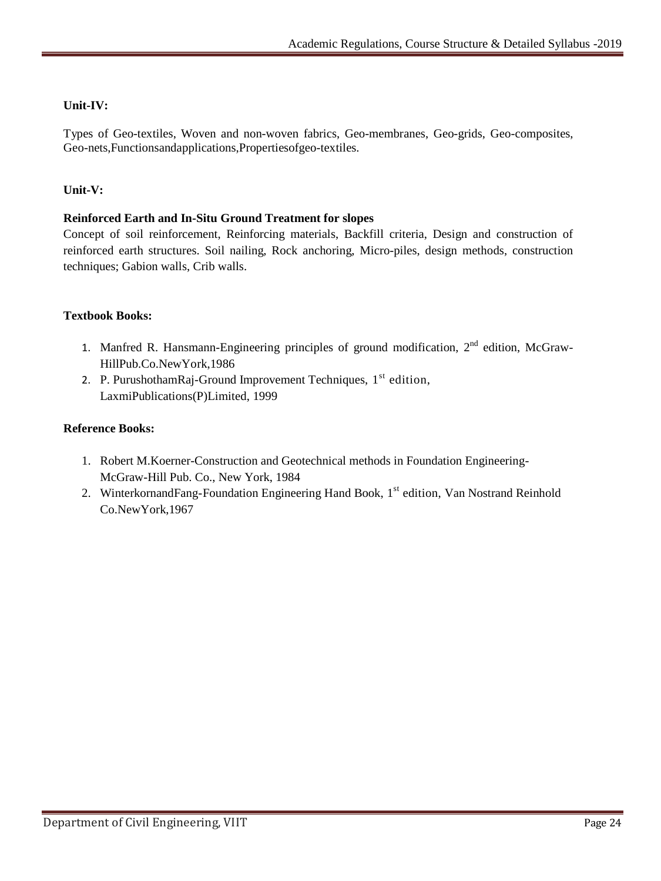**Unit-IV:**

Types of Geo-textiles, Woven and non-woven fabrics, Geo-membranes, Geo-grids, Geo-composites, Geo-nets,Functionsandapplications,Propertiesofgeo-textiles.

**Unit-V:**

**Reinforced Earth and In-Situ Ground Treatment for slopes**

Concept of soil reinforcement, Reinforcing materials, Backfill criteria, Design and construction of reinforced earth structures. Soil nailing, Rock anchoring, Micro-piles, design methods, construction techniques; Gabion walls, Crib walls.

**Textbook Books:**

1. Manfred R. Hansmann-Engineering principles of ground modification, 2nd edition, McGraw-HillPub.Co.NewYork,1986
2. P. PurushothamRaj-Ground Improvement Techniques, 1st edition, LaxmiPublications(P)Limited, 1999

**Reference Books:**

1. Robert M.Koerner-Construction and Geotechnical methods in Foundation Engineering-McGraw-Hill Pub. Co., New York, 1984
2. WinterkornandFang-Foundation Engineering Hand Book, 1st edition, Van Nostrand Reinhold Co.NewYork,1967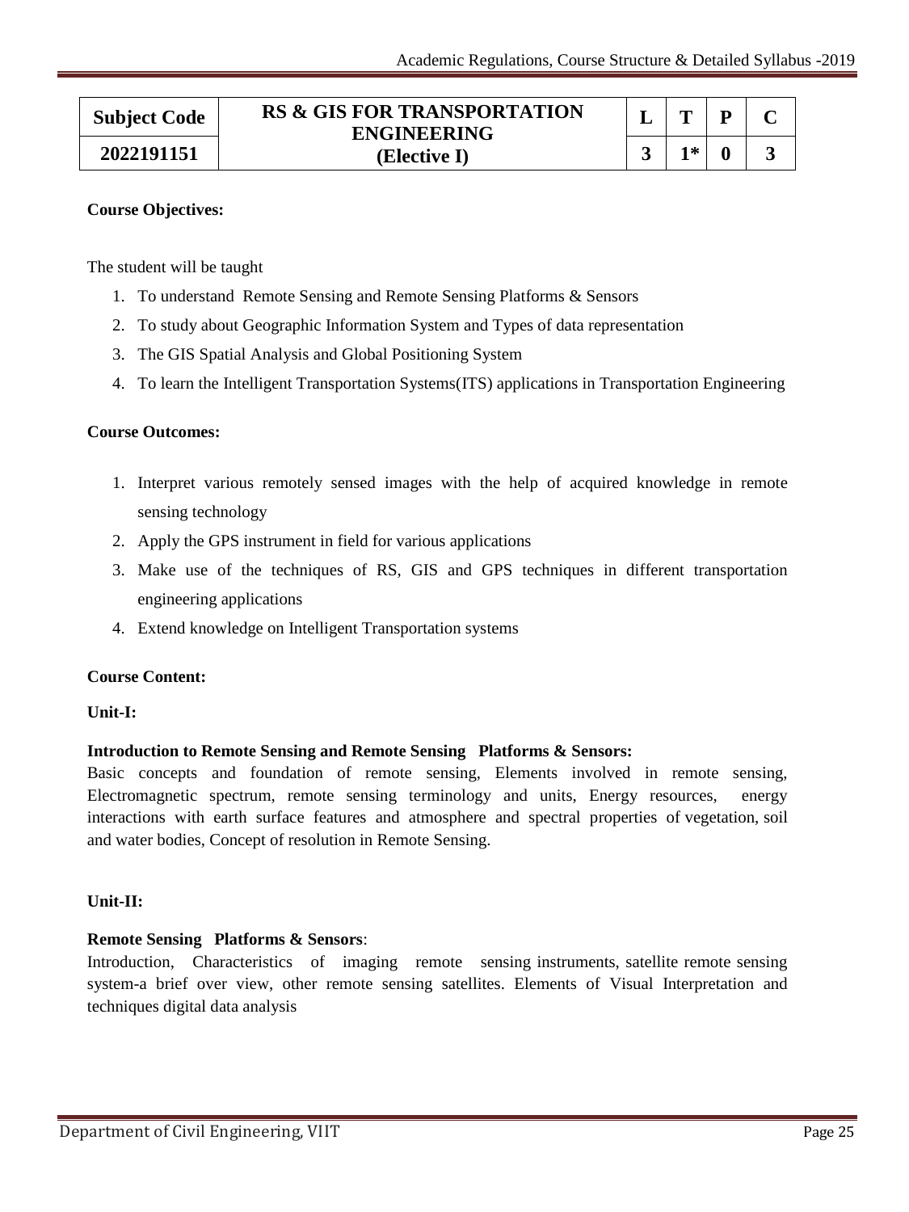| Subject Code | RS & GIS FOR TRANSPORTATION ENGINEERING (Elective I) | L | T | P | C |
|---|---|---|---|---|---|
| 2022191151 | | 3 | 1* | 0 | 3 |

**Course Objectives:**

The student will be taught

1. To understand Remote Sensing and Remote Sensing Platforms & Sensors
2. To study about Geographic Information System and Types of data representation
3. The GIS Spatial Analysis and Global Positioning System
4. To learn the Intelligent Transportation Systems(ITS) applications in Transportation Engineering

**Course Outcomes:**

1. Interpret various remotely sensed images with the help of acquired knowledge in remote sensing technology
2. Apply the GPS instrument in field for various applications
3. Make use of the techniques of RS, GIS and GPS techniques in different transportation engineering applications
4. Extend knowledge on Intelligent Transportation systems

**Course Content:**

**Unit-I:**

**Introduction to Remote Sensing and Remote Sensing Platforms & Sensors:**
Basic concepts and foundation of remote sensing, Elements involved in remote sensing, Electromagnetic spectrum, remote sensing terminology and units, Energy resources, energy interactions with earth surface features and atmosphere and spectral properties of vegetation, soil and water bodies, Concept of resolution in Remote Sensing.

**Unit-II:**

**Remote Sensing Platforms & Sensors**:
Introduction, Characteristics of imaging remote sensing instruments, satellite remote sensing system-a brief over view, other remote sensing satellites. Elements of Visual Interpretation and techniques digital data analysis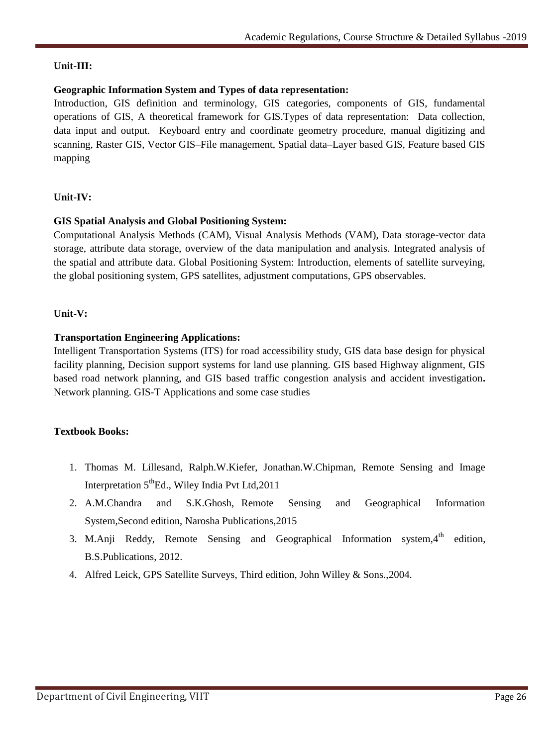**Unit-III:**

**Geographic Information System and Types of data representation:**

Introduction, GIS definition and terminology, GIS categories, components of GIS, fundamental operations of GIS, A theoretical framework for GIS.Types of data representation: Data collection, data input and output. Keyboard entry and coordinate geometry procedure, manual digitizing and scanning, Raster GIS, Vector GIS–File management, Spatial data–Layer based GIS, Feature based GIS mapping

**Unit-IV:**

**GIS Spatial Analysis and Global Positioning System:**

Computational Analysis Methods (CAM), Visual Analysis Methods (VAM), Data storage-vector data storage, attribute data storage, overview of the data manipulation and analysis. Integrated analysis of the spatial and attribute data. Global Positioning System: Introduction, elements of satellite surveying, the global positioning system, GPS satellites, adjustment computations, GPS observables.

**Unit-V:**

**Transportation Engineering Applications:**

Intelligent Transportation Systems (ITS) for road accessibility study, GIS data base design for physical facility planning, Decision support systems for land use planning. GIS based Highway alignment, GIS based road network planning, and GIS based traffic congestion analysis and accident investigation**.** Network planning. GIS-T Applications and some case studies

**Textbook Books:**

1. Thomas M. Lillesand, Ralph.W.Kiefer, Jonathan.W.Chipman, Remote Sensing and Image Interpretation 5thEd., Wiley India Pvt Ltd,2011
2. A.M.Chandra and S.K.Ghosh, Remote Sensing and Geographical Information System,Second edition, Narosha Publications,2015
3. M.Anji Reddy, Remote Sensing and Geographical Information system,4th edition, B.S.Publications, 2012.
4. Alfred Leick, GPS Satellite Surveys, Third edition, John Willey & Sons.,2004.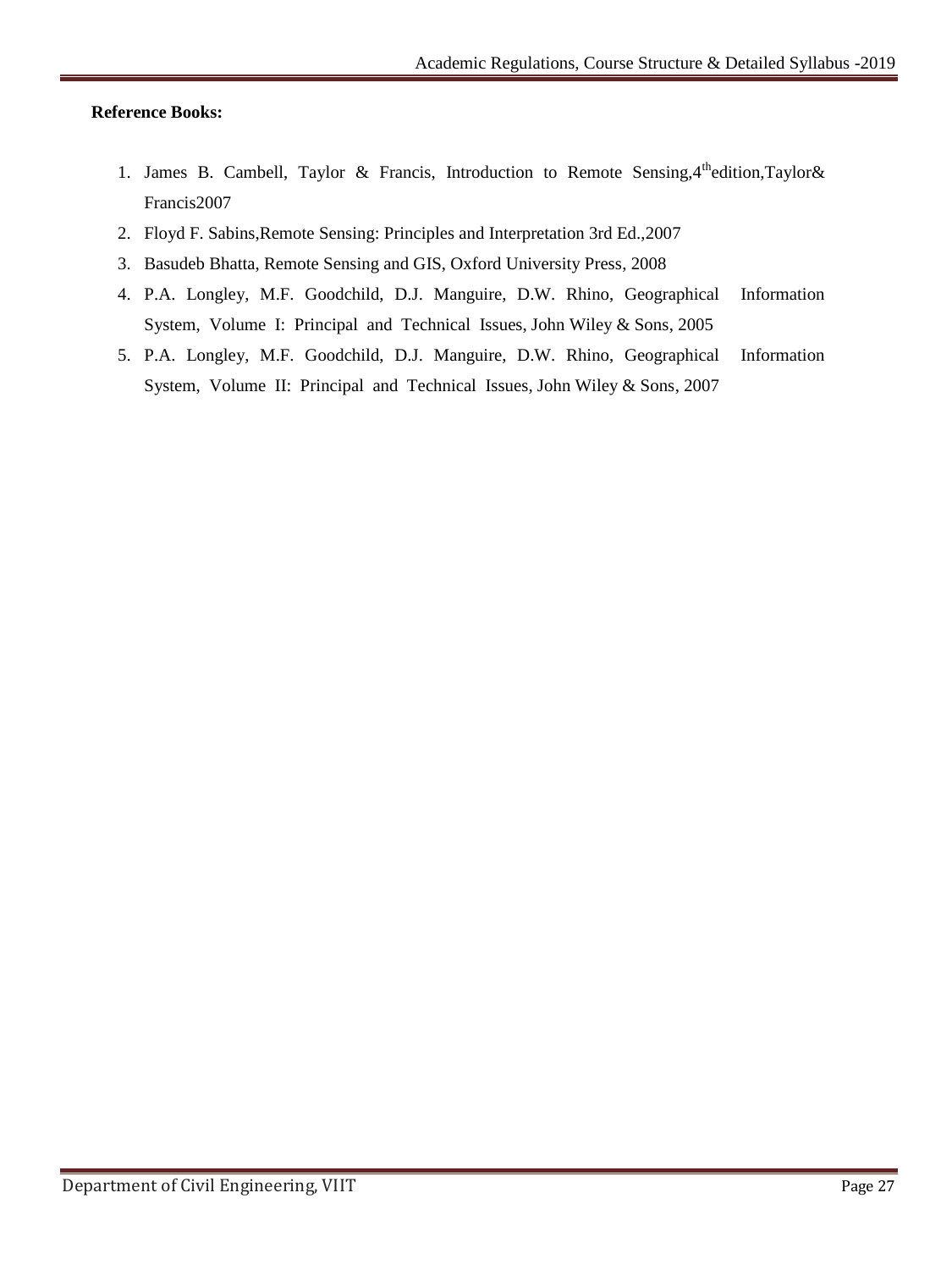**Reference Books:**

1. James B. Cambell, Taylor & Francis, Introduction to Remote Sensing,4$^{th}$edition,Taylor& Francis2007
2. Floyd F. Sabins,Remote Sensing: Principles and Interpretation 3rd Ed.,2007
3. Basudeb Bhatta, Remote Sensing and GIS, Oxford University Press, 2008
4. P.A. Longley, M.F. Goodchild, D.J. Manguire, D.W. Rhino, Geographical Information System, Volume I: Principal and Technical Issues, John Wiley & Sons, 2005
5. P.A. Longley, M.F. Goodchild, D.J. Manguire, D.W. Rhino, Geographical Information System, Volume II: Principal and Technical Issues, John Wiley & Sons, 2007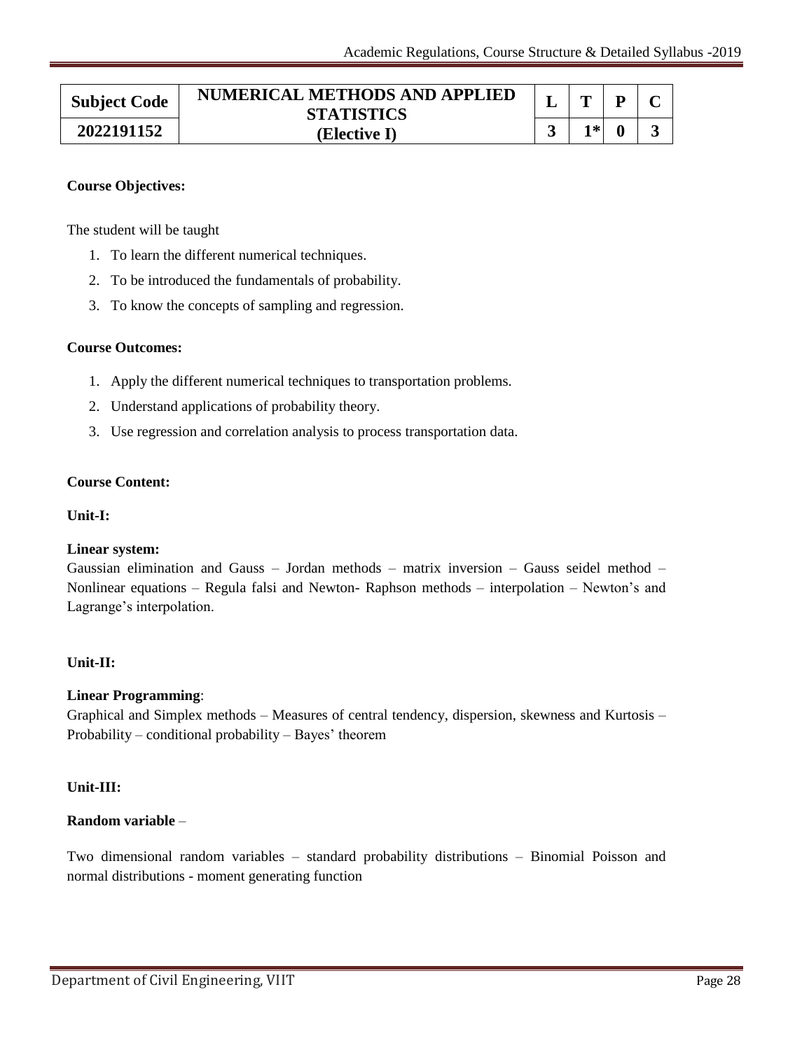| Subject Code | NUMERICAL METHODS AND APPLIED STATISTICS (Elective I) | L | T | P | C |
|---|---|---|---|---|---|
| 2022191152 | | 3 | 1* | 0 | 3 |

**Course Objectives:**

The student will be taught

1. To learn the different numerical techniques.
2. To be introduced the fundamentals of probability.
3. To know the concepts of sampling and regression.

**Course Outcomes:**

1. Apply the different numerical techniques to transportation problems.
2. Understand applications of probability theory.
3. Use regression and correlation analysis to process transportation data.

**Course Content:**

**Unit-I:**

**Linear system:**
Gaussian elimination and Gauss – Jordan methods – matrix inversion – Gauss seidel method – Nonlinear equations – Regula falsi and Newton- Raphson methods – interpolation – Newton's and Lagrange's interpolation.

**Unit-II:**

**Linear Programming**:
Graphical and Simplex methods – Measures of central tendency, dispersion, skewness and Kurtosis – Probability – conditional probability – Bayes' theorem

**Unit-III:**

**Random variable** –

Two dimensional random variables – standard probability distributions – Binomial Poisson and normal distributions - moment generating function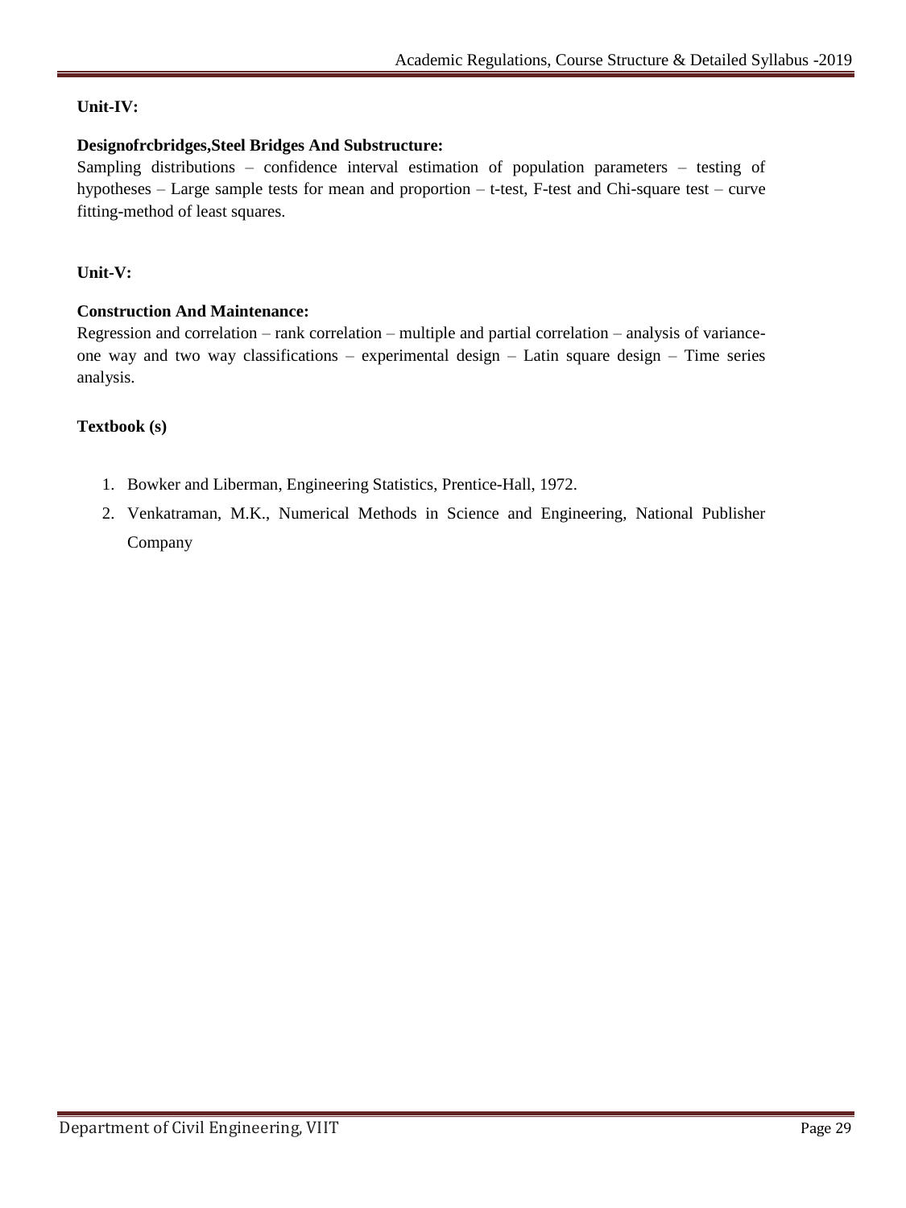**Unit-IV:**

**Designofrcbridges,Steel Bridges And Substructure:**

Sampling distributions – confidence interval estimation of population parameters – testing of hypotheses – Large sample tests for mean and proportion – t-test, F-test and Chi-square test – curve fitting-method of least squares.

**Unit-V:**

**Construction And Maintenance:**

Regression and correlation – rank correlation – multiple and partial correlation – analysis of variance-one way and two way classifications – experimental design – Latin square design – Time series analysis.

**Textbook (s)**

1. Bowker and Liberman, Engineering Statistics, Prentice-Hall, 1972.
2. Venkatraman, M.K., Numerical Methods in Science and Engineering, National Publisher Company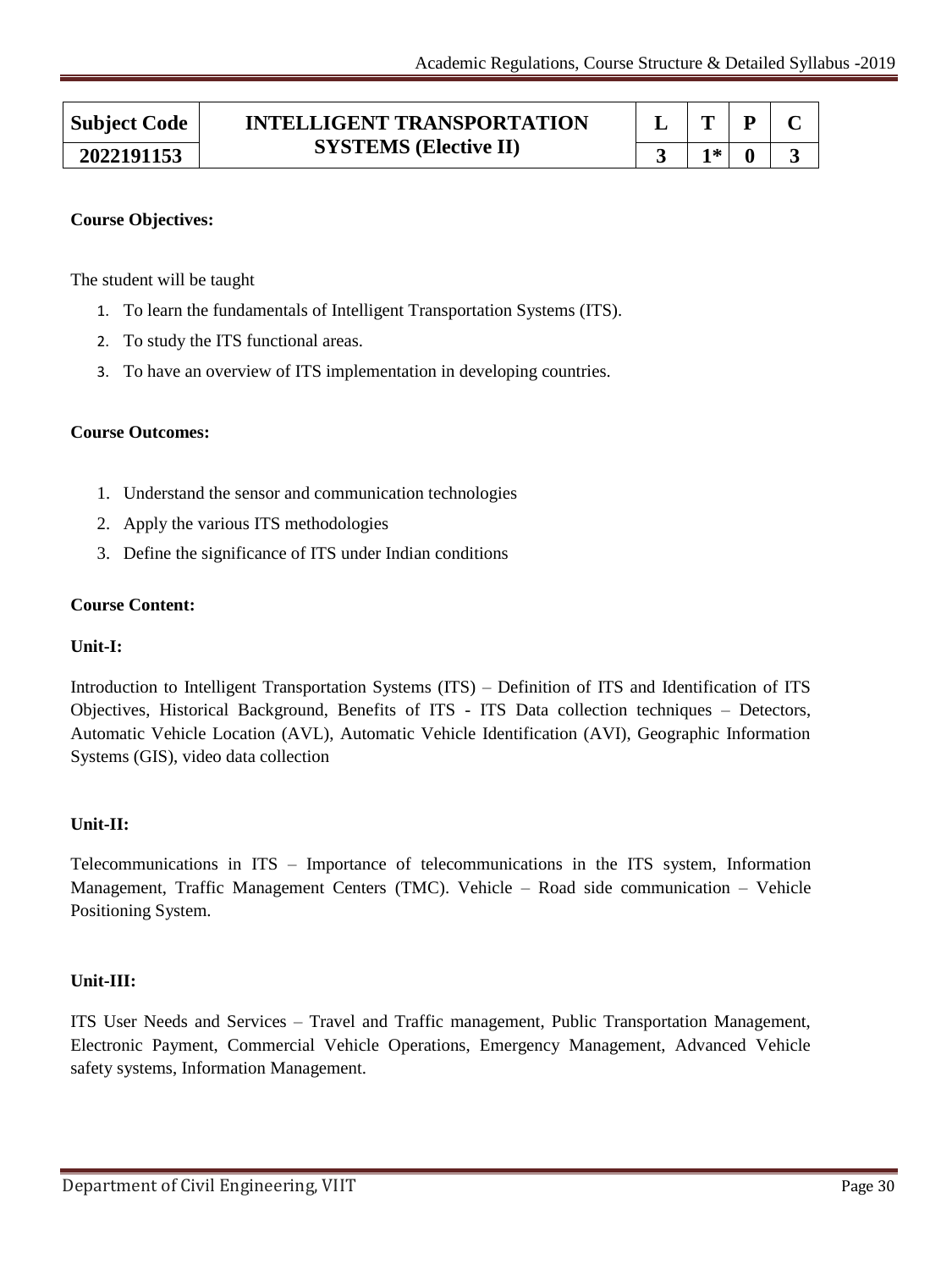| Subject Code | INTELLIGENT TRANSPORTATION SYSTEMS (Elective II) | L | T | P | C |
|---|---|---|---|---|---|
| 2022191153 | | 3 | 1* | 0 | 3 |

**Course Objectives:**

The student will be taught

1. To learn the fundamentals of Intelligent Transportation Systems (ITS).
2. To study the ITS functional areas.
3. To have an overview of ITS implementation in developing countries.

**Course Outcomes:**

1. Understand the sensor and communication technologies
2. Apply the various ITS methodologies
3. Define the significance of ITS under Indian conditions

**Course Content:**

**Unit-I:**

Introduction to Intelligent Transportation Systems (ITS) – Definition of ITS and Identification of ITS Objectives, Historical Background, Benefits of ITS - ITS Data collection techniques – Detectors, Automatic Vehicle Location (AVL), Automatic Vehicle Identification (AVI), Geographic Information Systems (GIS), video data collection

**Unit-II:**

Telecommunications in ITS – Importance of telecommunications in the ITS system, Information Management, Traffic Management Centers (TMC). Vehicle – Road side communication – Vehicle Positioning System.

**Unit-III:**

ITS User Needs and Services – Travel and Traffic management, Public Transportation Management, Electronic Payment, Commercial Vehicle Operations, Emergency Management, Advanced Vehicle safety systems, Information Management.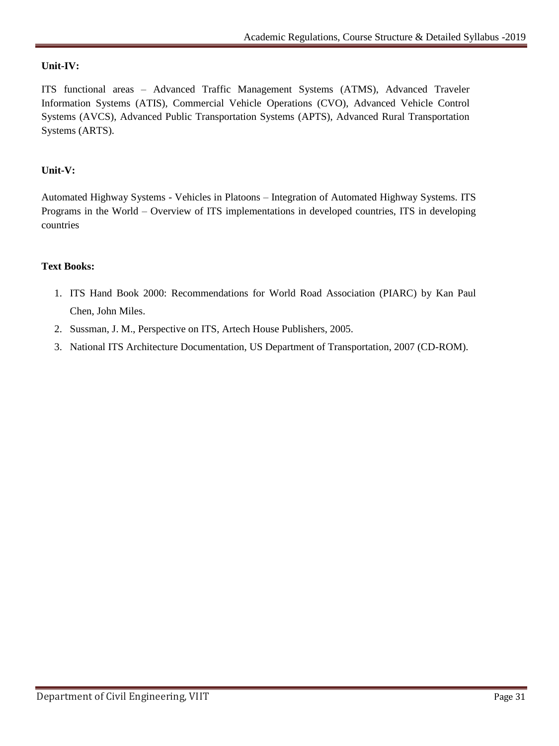**Unit-IV:**

ITS functional areas – Advanced Traffic Management Systems (ATMS), Advanced Traveler Information Systems (ATIS), Commercial Vehicle Operations (CVO), Advanced Vehicle Control Systems (AVCS), Advanced Public Transportation Systems (APTS), Advanced Rural Transportation Systems (ARTS).

**Unit-V:**

Automated Highway Systems - Vehicles in Platoons – Integration of Automated Highway Systems. ITS Programs in the World – Overview of ITS implementations in developed countries, ITS in developing countries

**Text Books:**

1. ITS Hand Book 2000: Recommendations for World Road Association (PIARC) by Kan Paul Chen, John Miles.
2. Sussman, J. M., Perspective on ITS, Artech House Publishers, 2005.
3. National ITS Architecture Documentation, US Department of Transportation, 2007 (CD-ROM).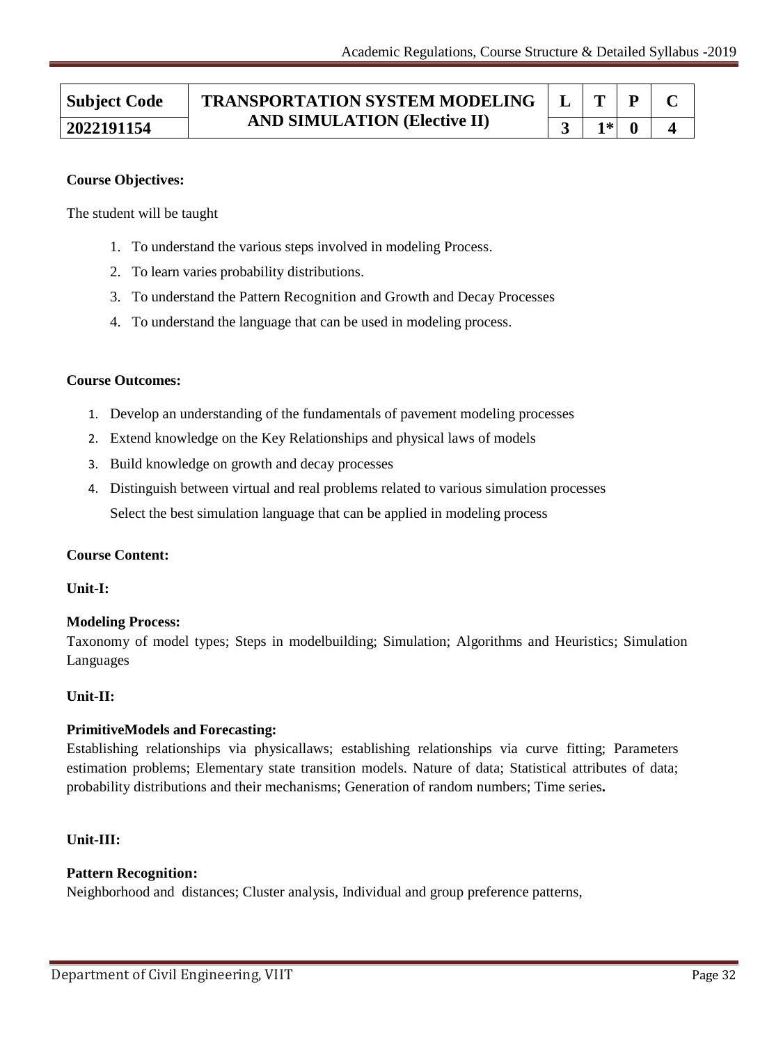| Subject Code | TRANSPORTATION SYSTEM MODELING AND SIMULATION (Elective II) | L | T | P | C |
|---|---|---|---|---|---|
| 2022191154 | | 3 | 1* | 0 | 4 |

**Course Objectives:**

The student will be taught

1. To understand the various steps involved in modeling Process.
2. To learn varies probability distributions.
3. To understand the Pattern Recognition and Growth and Decay Processes
4. To understand the language that can be used in modeling process.

**Course Outcomes:**

1. Develop an understanding of the fundamentals of pavement modeling processes
2. Extend knowledge on the Key Relationships and physical laws of models
3. Build knowledge on growth and decay processes
4. Distinguish between virtual and real problems related to various simulation processes
   Select the best simulation language that can be applied in modeling process

**Course Content:**

**Unit-I:**

**Modeling Process:**
Taxonomy of model types; Steps in modelbuilding; Simulation; Algorithms and Heuristics; Simulation Languages

**Unit-II:**

**PrimitiveModels and Forecasting:**
Establishing relationships via physicallaws; establishing relationships via curve fitting; Parameters estimation problems; Elementary state transition models. Nature of data; Statistical attributes of data; probability distributions and their mechanisms; Generation of random numbers; Time series**.**

**Unit-III:**

**Pattern Recognition:**
Neighborhood and distances; Cluster analysis, Individual and group preference patterns,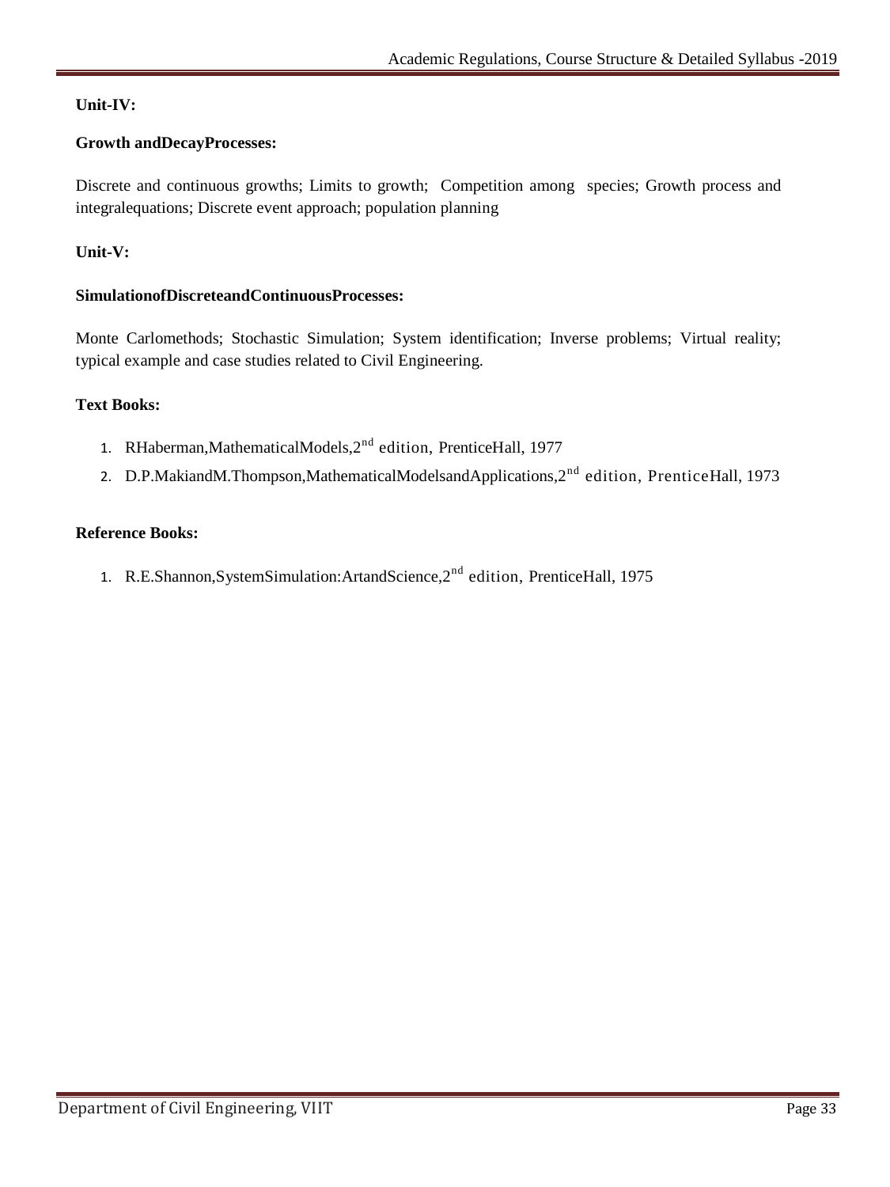**Unit-IV:**

**Growth andDecayProcesses:**

Discrete and continuous growths; Limits to growth; Competition among species; Growth process and integralequations; Discrete event approach; population planning

**Unit-V:**

**SimulationofDiscreteandContinuousProcesses:**

Monte Carlomethods; Stochastic Simulation; System identification; Inverse problems; Virtual reality; typical example and case studies related to Civil Engineering.

**Text Books:**

1. RHaberman,MathematicalModels,2nd edition, PrenticeHall, 1977
2. D.P.MakiandM.Thompson,MathematicalModelsandApplications,2nd edition, PrenticeHall, 1973

**Reference Books:**

1. R.E.Shannon,SystemSimulation:ArtandScience,2nd edition, PrenticeHall, 1975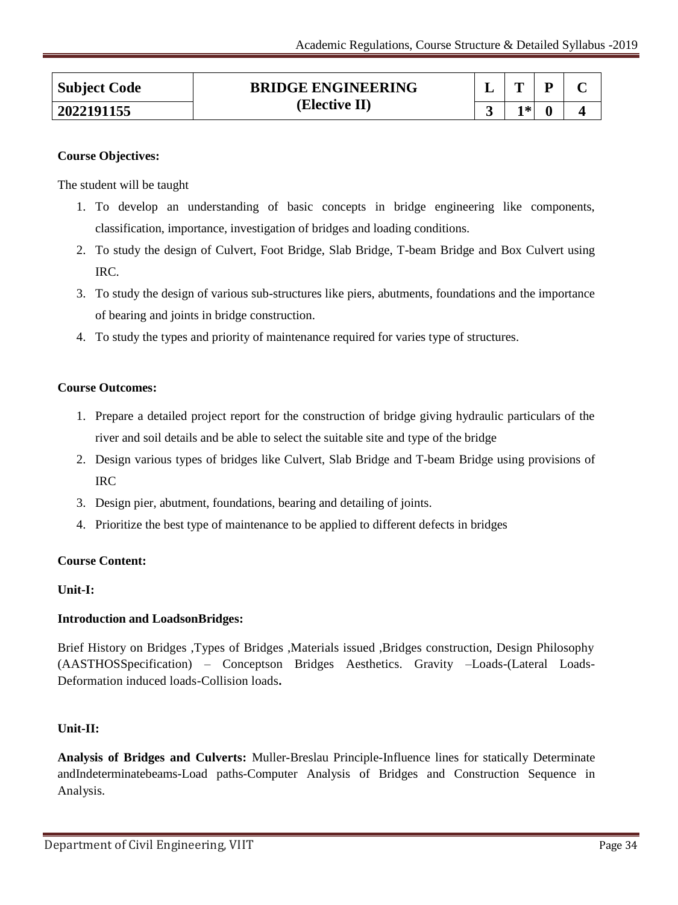| Subject Code | BRIDGE ENGINEERING (Elective II) | L | T | P | C |
|---|---|---|---|---|---|
| 2022191155 | | 3 | 1* | 0 | 4 |

**Course Objectives:**

The student will be taught

1. To develop an understanding of basic concepts in bridge engineering like components, classification, importance, investigation of bridges and loading conditions.
2. To study the design of Culvert, Foot Bridge, Slab Bridge, T-beam Bridge and Box Culvert using IRC.
3. To study the design of various sub-structures like piers, abutments, foundations and the importance of bearing and joints in bridge construction.
4. To study the types and priority of maintenance required for varies type of structures.

**Course Outcomes:**

1. Prepare a detailed project report for the construction of bridge giving hydraulic particulars of the river and soil details and be able to select the suitable site and type of the bridge
2. Design various types of bridges like Culvert, Slab Bridge and T-beam Bridge using provisions of IRC
3. Design pier, abutment, foundations, bearing and detailing of joints.
4. Prioritize the best type of maintenance to be applied to different defects in bridges

**Course Content:**

**Unit-I:**

**Introduction and LoadsonBridges:**

Brief History on Bridges ,Types of Bridges ,Materials issued ,Bridges construction, Design Philosophy (AASTHOSSpecification) – Conceptson Bridges Aesthetics. Gravity –Loads-(Lateral Loads-Deformation induced loads-Collision loads**.**

**Unit-II:**

**Analysis of Bridges and Culverts:** Muller-Breslau Principle-Influence lines for statically Determinate andIndeterminatebeams-Load paths-Computer Analysis of Bridges and Construction Sequence in Analysis.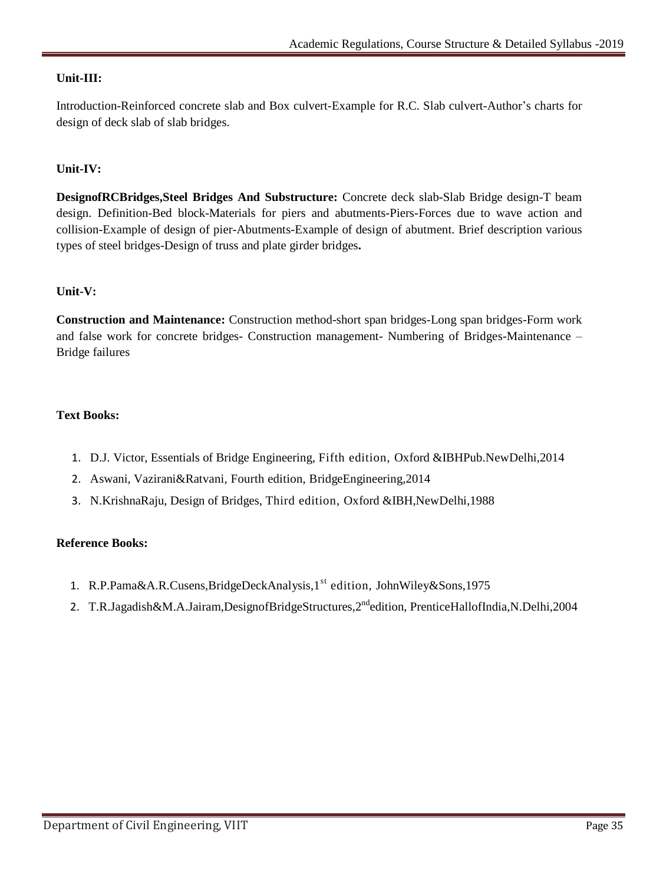**Unit-III:**

Introduction-Reinforced concrete slab and Box culvert-Example for R.C. Slab culvert-Author's charts for design of deck slab of slab bridges.

**Unit-IV:**

**DesignofRCBridges,Steel Bridges And Substructure:** Concrete deck slab-Slab Bridge design-T beam design. Definition-Bed block-Materials for piers and abutments-Piers-Forces due to wave action and collision-Example of design of pier-Abutments-Example of design of abutment. Brief description various types of steel bridges-Design of truss and plate girder bridges**.**

**Unit-V:**

**Construction and Maintenance:** Construction method-short span bridges-Long span bridges-Form work and false work for concrete bridges- Construction management- Numbering of Bridges-Maintenance – Bridge failures

**Text Books:**

1. D.J. Victor, Essentials of Bridge Engineering, Fifth edition, Oxford &IBHPub.NewDelhi,2014
2. Aswani, Vazirani&Ratvani, Fourth edition, BridgeEngineering,2014
3. N.KrishnaRaju, Design of Bridges, Third edition, Oxford &IBH,NewDelhi,1988

**Reference Books:**

1. R.P.Pama&A.R.Cusens,BridgeDeckAnalysis,1st edition, JohnWiley&Sons,1975
2. T.R.Jagadish&M.A.Jairam,DesignofBridgeStructures,2ndedition, PrenticeHallofIndia,N.Delhi,2004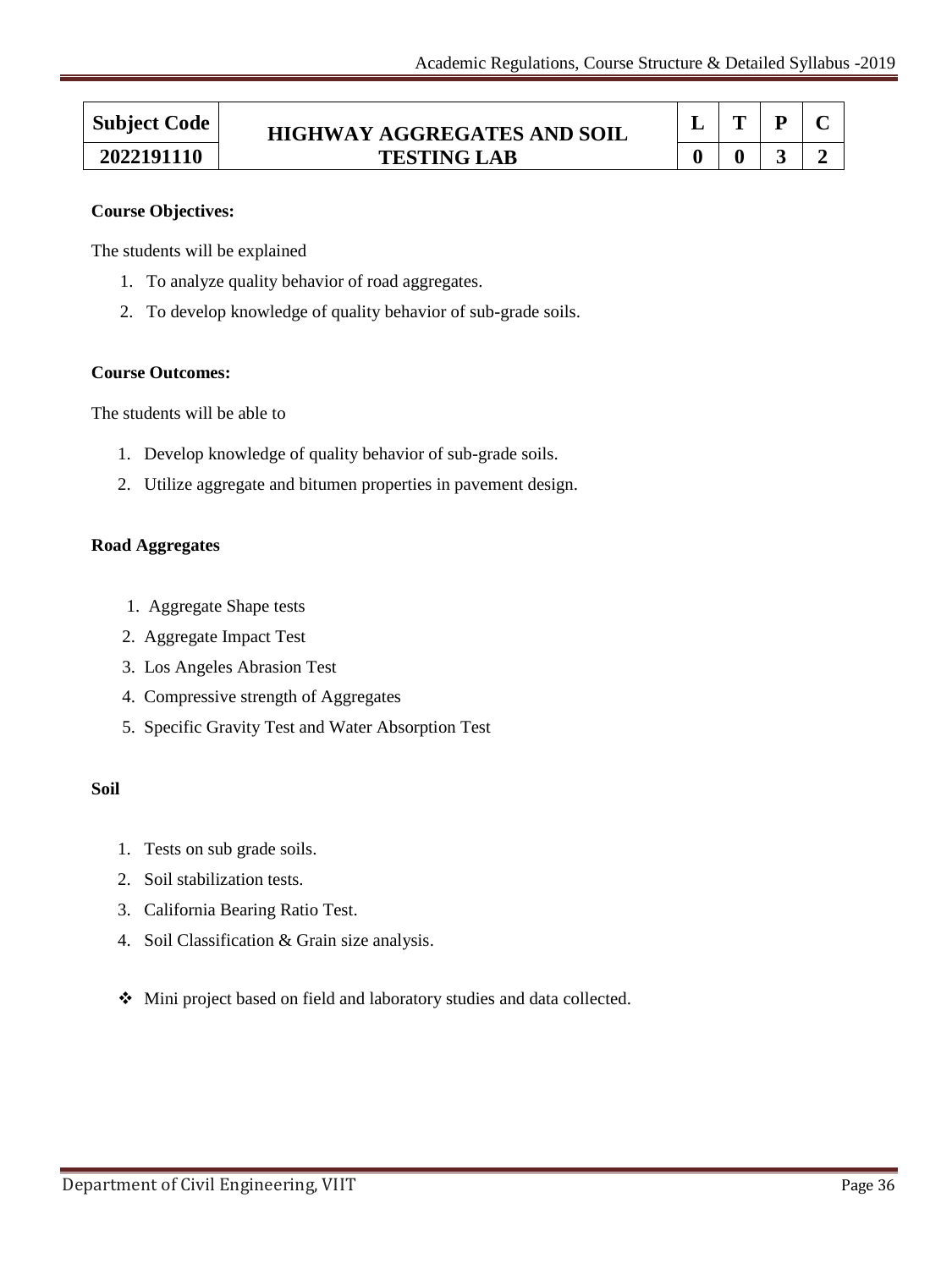| Subject Code | HIGHWAY AGGREGATES AND SOIL TESTING LAB | L | T | P | C |
|---|---|---|---|---|---|
| 2022191110 | | 0 | 0 | 3 | 2 |

**Course Objectives:**

The students will be explained

1. To analyze quality behavior of road aggregates.
2. To develop knowledge of quality behavior of sub-grade soils.

**Course Outcomes:**

The students will be able to

1. Develop knowledge of quality behavior of sub-grade soils.
2. Utilize aggregate and bitumen properties in pavement design.

**Road Aggregates**

1. Aggregate Shape tests
2. Aggregate Impact Test
3. Los Angeles Abrasion Test
4. Compressive strength of Aggregates
5. Specific Gravity Test and Water Absorption Test

**Soil**

1. Tests on sub grade soils.
2. Soil stabilization tests.
3. California Bearing Ratio Test.
4. Soil Classification & Grain size analysis.

- Mini project based on field and laboratory studies and data collected.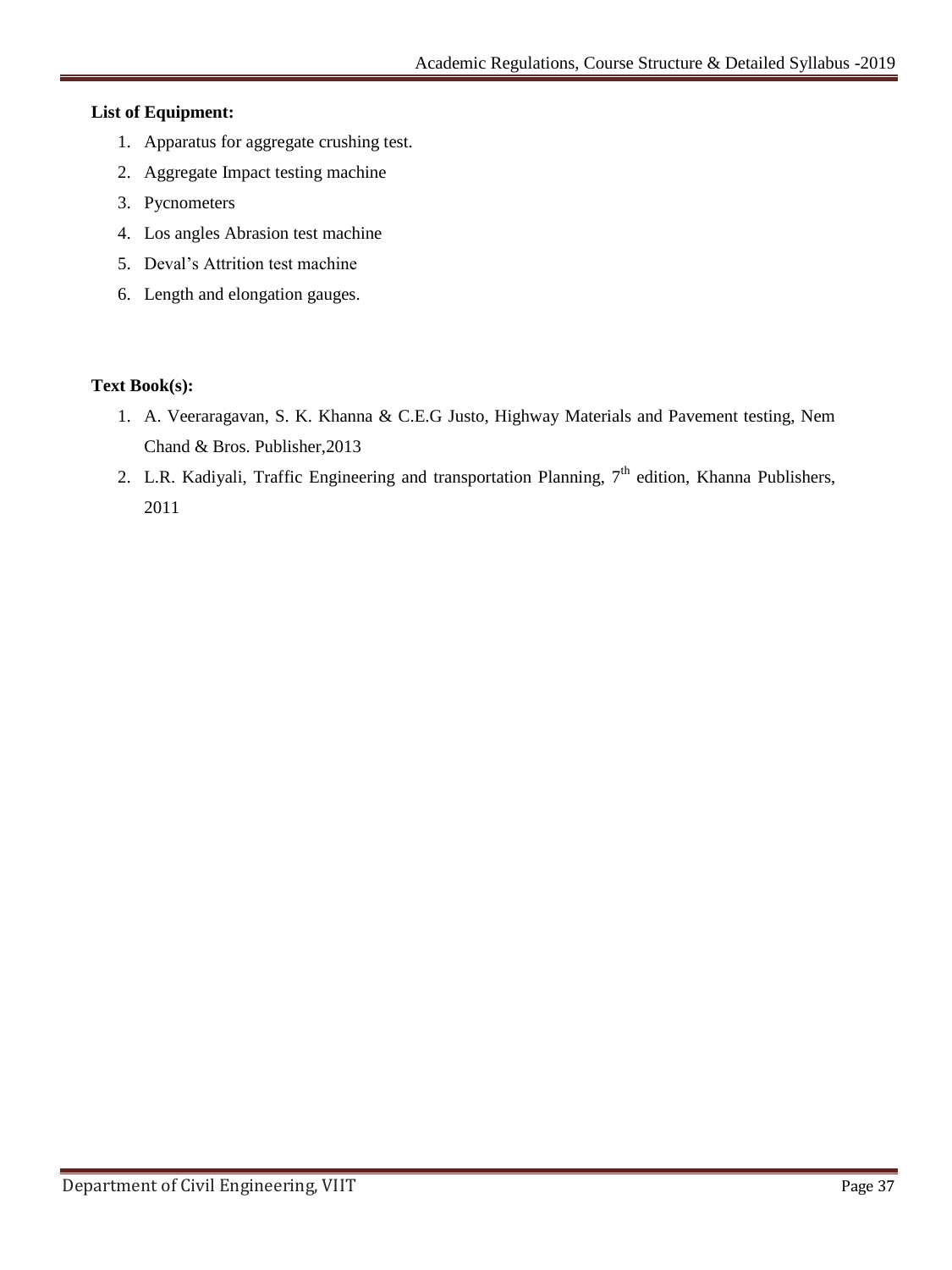**List of Equipment:**

1. Apparatus for aggregate crushing test.
2. Aggregate Impact testing machine
3. Pycnometers
4. Los angles Abrasion test machine
5. Deval's Attrition test machine
6. Length and elongation gauges.

**Text Book(s):**

1. A. Veeraragavan, S. K. Khanna & C.E.G Justo, Highway Materials and Pavement testing, Nem Chand & Bros. Publisher,2013
2. L.R. Kadiyali, Traffic Engineering and transportation Planning, $7^{th}$ edition, Khanna Publishers, 2011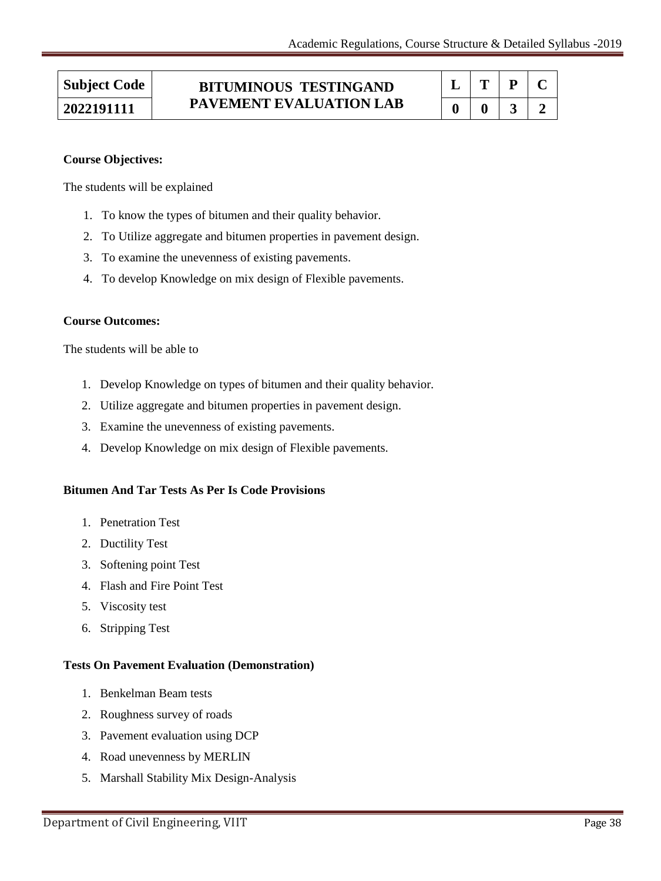| Subject Code | BITUMINOUS TESTINGAND PAVEMENT EVALUATION LAB | L | T | P | C |
|---|---|---|---|---|---|
| 2022191111 | | 0 | 0 | 3 | 2 |

**Course Objectives:**

The students will be explained

1. To know the types of bitumen and their quality behavior.
2. To Utilize aggregate and bitumen properties in pavement design.
3. To examine the unevenness of existing pavements.
4. To develop Knowledge on mix design of Flexible pavements.

**Course Outcomes:**

The students will be able to

1. Develop Knowledge on types of bitumen and their quality behavior.
2. Utilize aggregate and bitumen properties in pavement design.
3. Examine the unevenness of existing pavements.
4. Develop Knowledge on mix design of Flexible pavements.

**Bitumen And Tar Tests As Per Is Code Provisions**

1. Penetration Test
2. Ductility Test
3. Softening point Test
4. Flash and Fire Point Test
5. Viscosity test
6. Stripping Test

**Tests On Pavement Evaluation (Demonstration)**

1. Benkelman Beam tests
2. Roughness survey of roads
3. Pavement evaluation using DCP
4. Road unevenness by MERLIN
5. Marshall Stability Mix Design-Analysis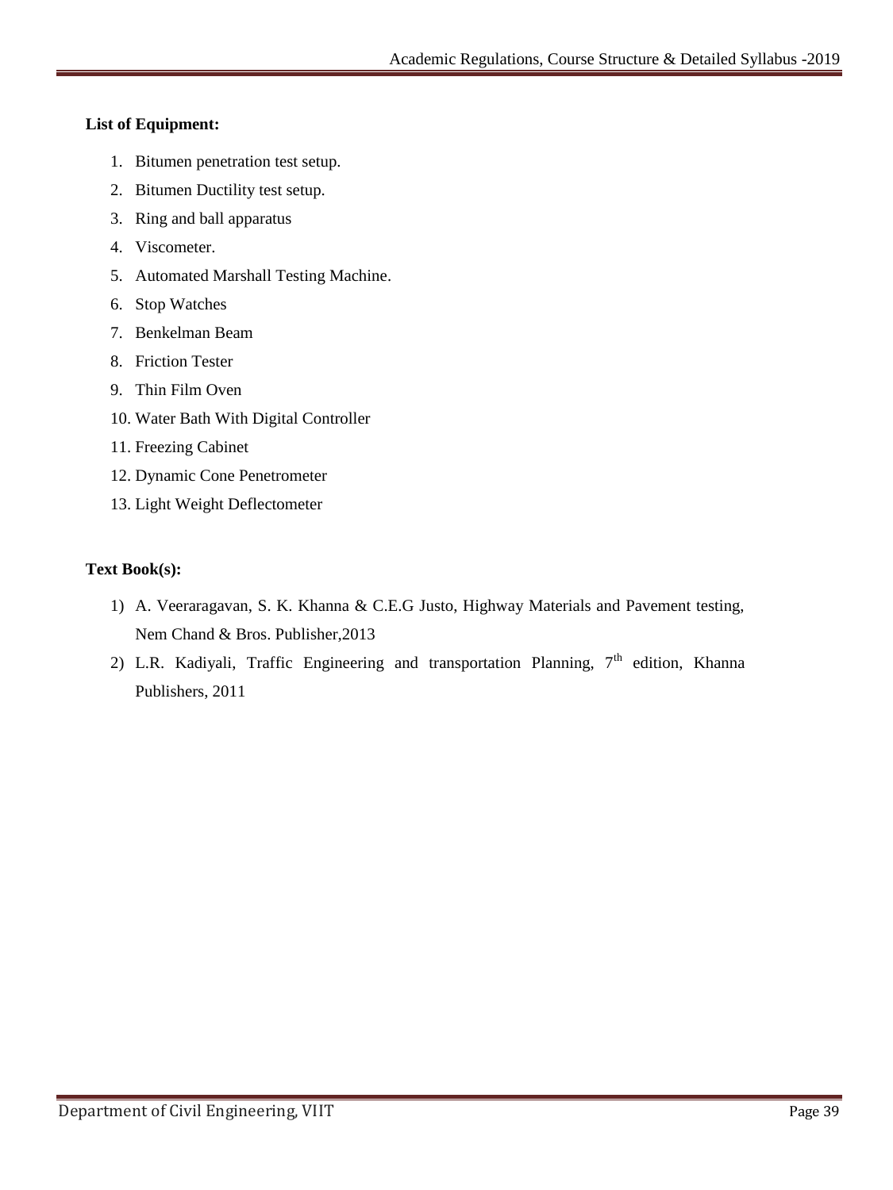**List of Equipment:**

1. Bitumen penetration test setup.
2. Bitumen Ductility test setup.
3. Ring and ball apparatus
4. Viscometer.
5. Automated Marshall Testing Machine.
6. Stop Watches
7. Benkelman Beam
8. Friction Tester
9. Thin Film Oven
10. Water Bath With Digital Controller
11. Freezing Cabinet
12. Dynamic Cone Penetrometer
13. Light Weight Deflectometer

**Text Book(s):**

1) A. Veeraragavan, S. K. Khanna & C.E.G Justo, Highway Materials and Pavement testing, Nem Chand & Bros. Publisher,2013
2) L.R. Kadiyali, Traffic Engineering and transportation Planning, 7th edition, Khanna Publishers, 2011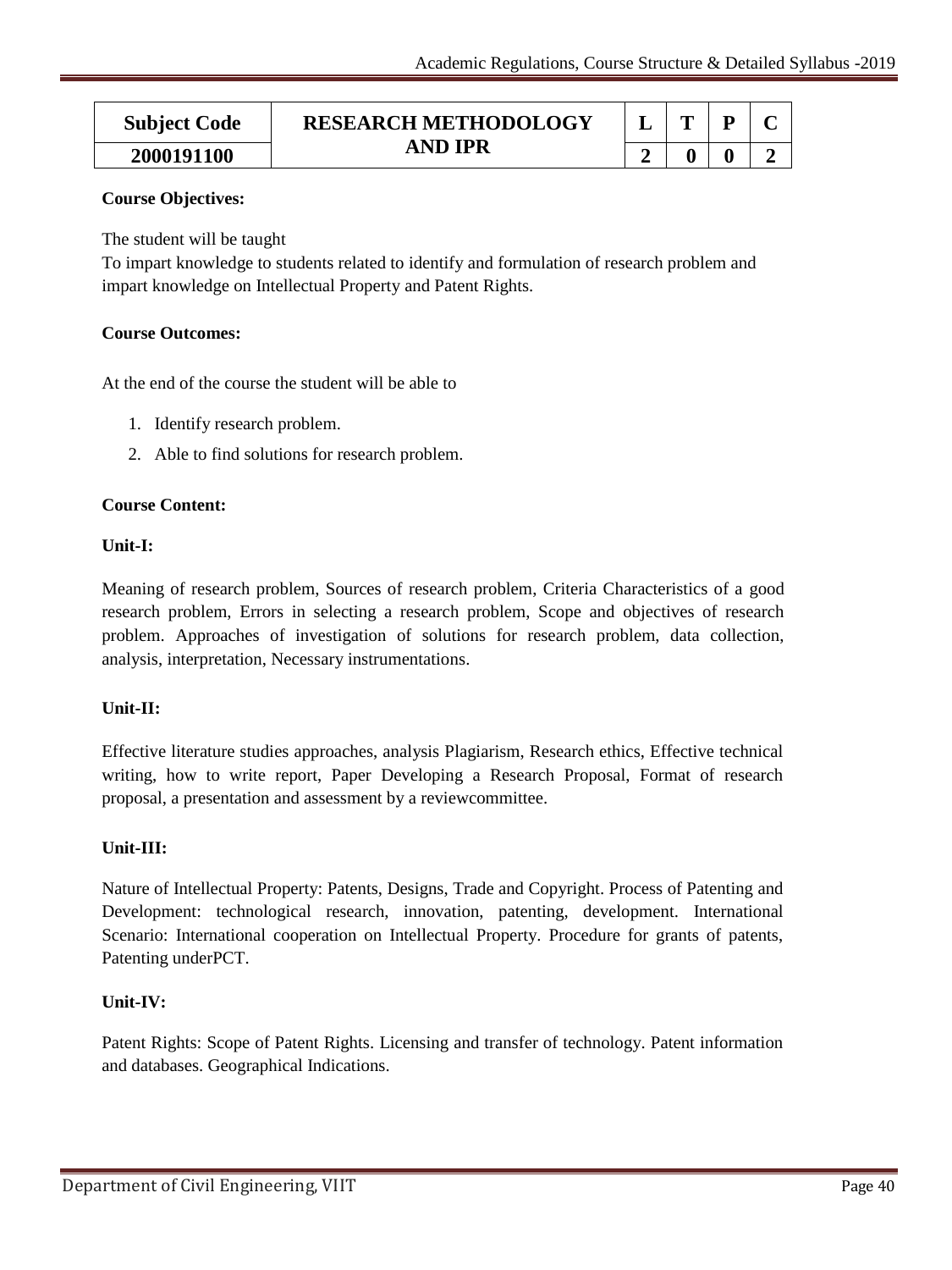| Subject Code | RESEARCH METHODOLOGY AND IPR | L | T | P | C |
|---|---|---|---|---|---|
| 2000191100 | | 2 | 0 | 0 | 2 |

**Course Objectives:**

The student will be taught

To impart knowledge to students related to identify and formulation of research problem and impart knowledge on Intellectual Property and Patent Rights.

**Course Outcomes:**

At the end of the course the student will be able to

1. Identify research problem.
2. Able to find solutions for research problem.

**Course Content:**

**Unit-I:**

Meaning of research problem, Sources of research problem, Criteria Characteristics of a good research problem, Errors in selecting a research problem, Scope and objectives of research problem. Approaches of investigation of solutions for research problem, data collection, analysis, interpretation, Necessary instrumentations.

**Unit-II:**

Effective literature studies approaches, analysis Plagiarism, Research ethics, Effective technical writing, how to write report, Paper Developing a Research Proposal, Format of research proposal, a presentation and assessment by a reviewcommittee.

**Unit-III:**

Nature of Intellectual Property: Patents, Designs, Trade and Copyright. Process of Patenting and Development: technological research, innovation, patenting, development. International Scenario: International cooperation on Intellectual Property. Procedure for grants of patents, Patenting underPCT.

**Unit-IV:**

Patent Rights: Scope of Patent Rights. Licensing and transfer of technology. Patent information and databases. Geographical Indications.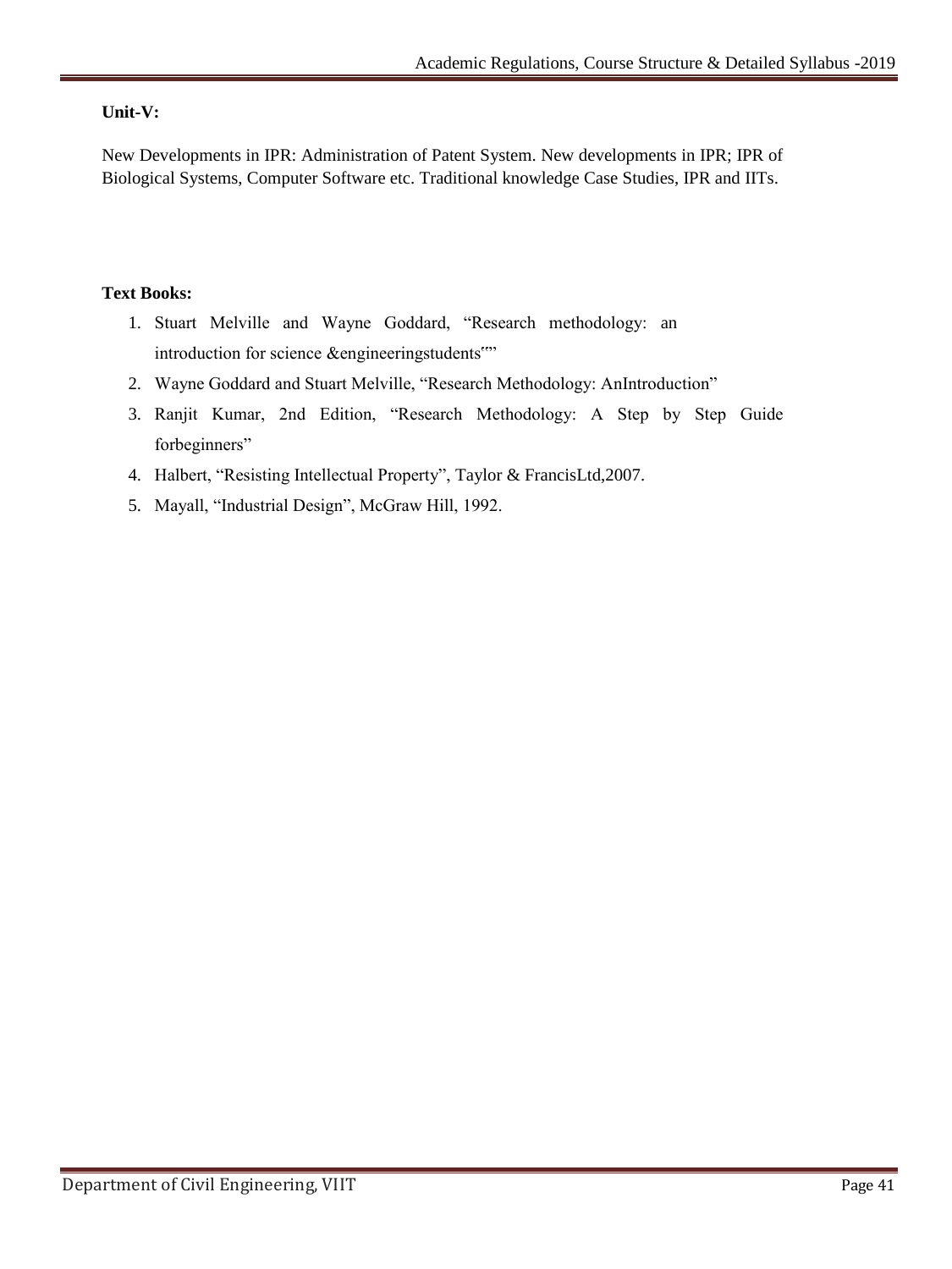**Unit-V:**

New Developments in IPR: Administration of Patent System. New developments in IPR; IPR of Biological Systems, Computer Software etc. Traditional knowledge Case Studies, IPR and IITs.

**Text Books:**

1. Stuart Melville and Wayne Goddard, "Research methodology: an introduction for science &engineeringstudents'""
2. Wayne Goddard and Stuart Melville, "Research Methodology: AnIntroduction"
3. Ranjit Kumar, 2nd Edition, "Research Methodology: A Step by Step Guide forbeginners"
4. Halbert, "Resisting Intellectual Property", Taylor & FrancisLtd,2007.
5. Mayall, "Industrial Design", McGraw Hill, 1992.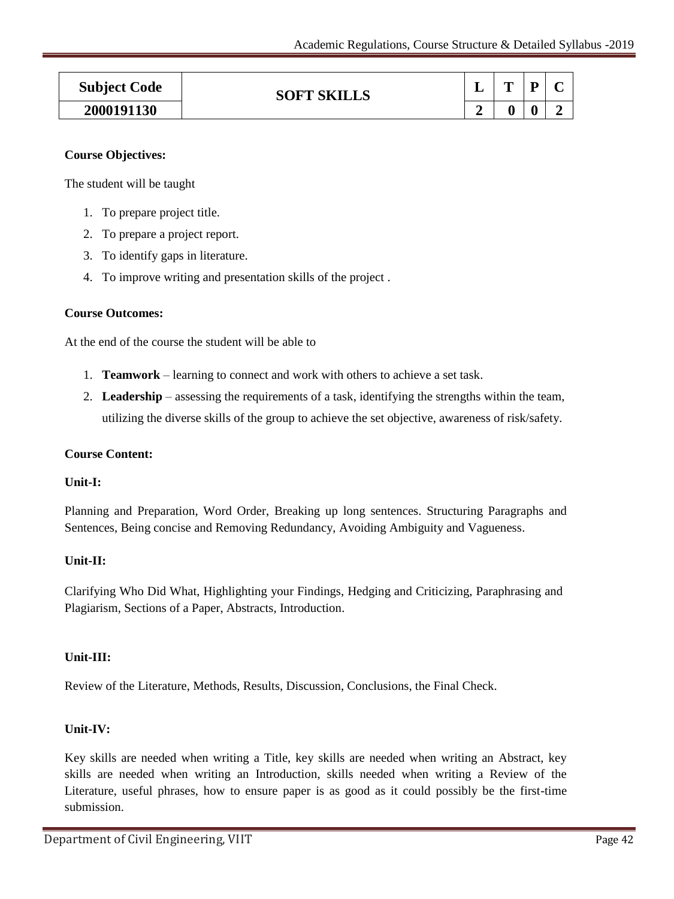| Subject Code | SOFT SKILLS | L | T | P | C |
|---|---|---|---|---|---|
| 2000191130 | | 2 | 0 | 0 | 2 |

**Course Objectives:**

The student will be taught

1. To prepare project title.
2. To prepare a project report.
3. To identify gaps in literature.
4. To improve writing and presentation skills of the project .

**Course Outcomes:**

At the end of the course the student will be able to

1. **Teamwork** – learning to connect and work with others to achieve a set task.
2. **Leadership** – assessing the requirements of a task, identifying the strengths within the team, utilizing the diverse skills of the group to achieve the set objective, awareness of risk/safety.

**Course Content:**

**Unit-I:**

Planning and Preparation, Word Order, Breaking up long sentences. Structuring Paragraphs and Sentences, Being concise and Removing Redundancy, Avoiding Ambiguity and Vagueness.

**Unit-II:**

Clarifying Who Did What, Highlighting your Findings, Hedging and Criticizing, Paraphrasing and Plagiarism, Sections of a Paper, Abstracts, Introduction.

**Unit-III:**

Review of the Literature, Methods, Results, Discussion, Conclusions, the Final Check.

**Unit-IV:**

Key skills are needed when writing a Title, key skills are needed when writing an Abstract, key skills are needed when writing an Introduction, skills needed when writing a Review of the Literature, useful phrases, how to ensure paper is as good as it could possibly be the first-time submission.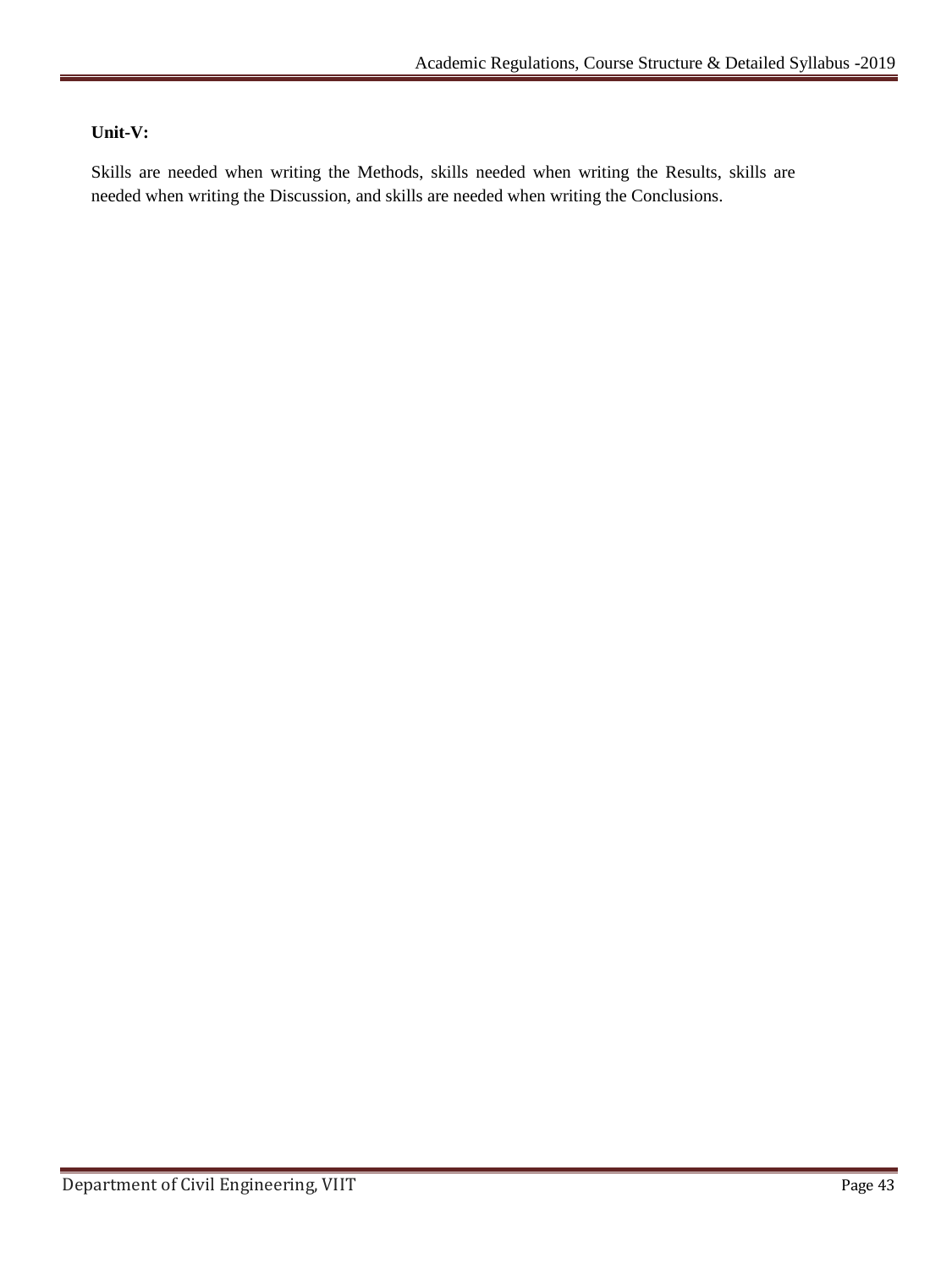**Unit-V:**

Skills are needed when writing the Methods, skills needed when writing the Results, skills are needed when writing the Discussion, and skills are needed when writing the Conclusions.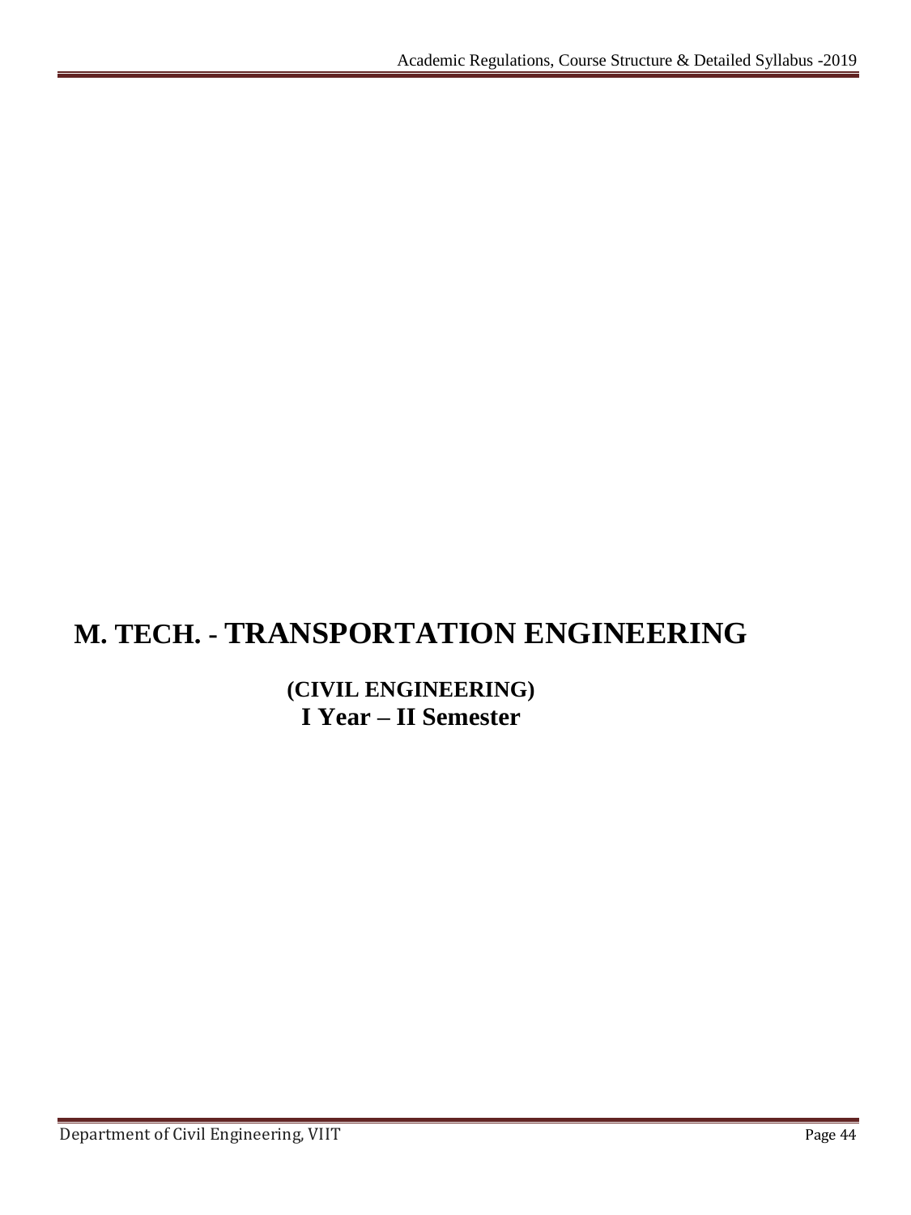# M. TECH. - TRANSPORTATION ENGINEERING

**(CIVIL ENGINEERING)**

**I Year – II Semester**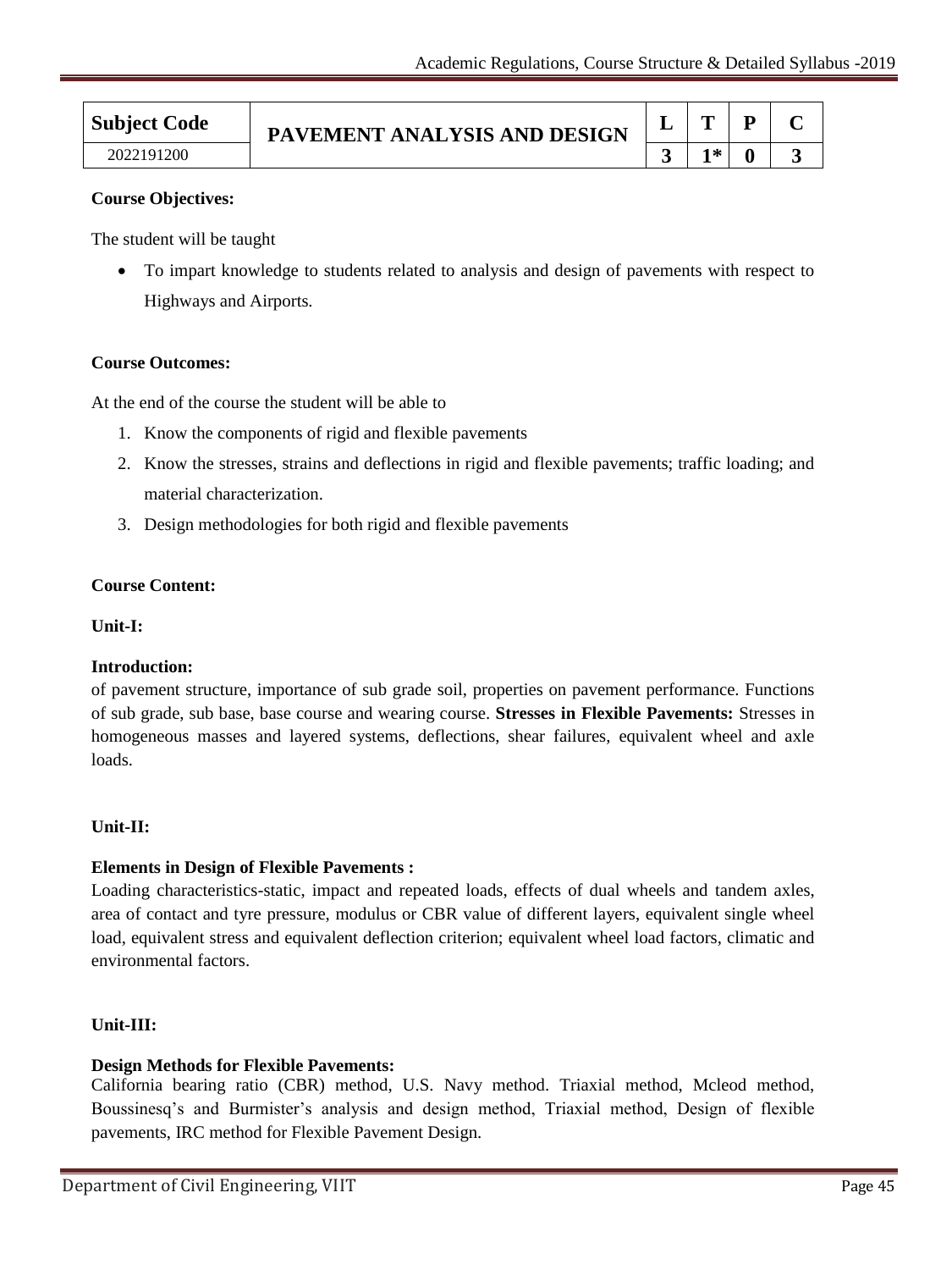| Subject Code | PAVEMENT ANALYSIS AND DESIGN | L | T | P | C |
|---|---|---|---|---|---|
| 2022191200 | | 3 | 1* | 0 | 3 |

**Course Objectives:**

The student will be taught

- To impart knowledge to students related to analysis and design of pavements with respect to Highways and Airports.

**Course Outcomes:**

At the end of the course the student will be able to

1. Know the components of rigid and flexible pavements
2. Know the stresses, strains and deflections in rigid and flexible pavements; traffic loading; and material characterization.
3. Design methodologies for both rigid and flexible pavements

**Course Content:**

**Unit-I:**

**Introduction:**
of pavement structure, importance of sub grade soil, properties on pavement performance. Functions of sub grade, sub base, base course and wearing course. **Stresses in Flexible Pavements:** Stresses in homogeneous masses and layered systems, deflections, shear failures, equivalent wheel and axle loads.

**Unit-II:**

**Elements in Design of Flexible Pavements :**
Loading characteristics-static, impact and repeated loads, effects of dual wheels and tandem axles, area of contact and tyre pressure, modulus or CBR value of different layers, equivalent single wheel load, equivalent stress and equivalent deflection criterion; equivalent wheel load factors, climatic and environmental factors.

**Unit-III:**

**Design Methods for Flexible Pavements:**
California bearing ratio (CBR) method, U.S. Navy method. Triaxial method, Mcleod method, Boussinesq's and Burmister's analysis and design method, Triaxial method, Design of flexible pavements, IRC method for Flexible Pavement Design.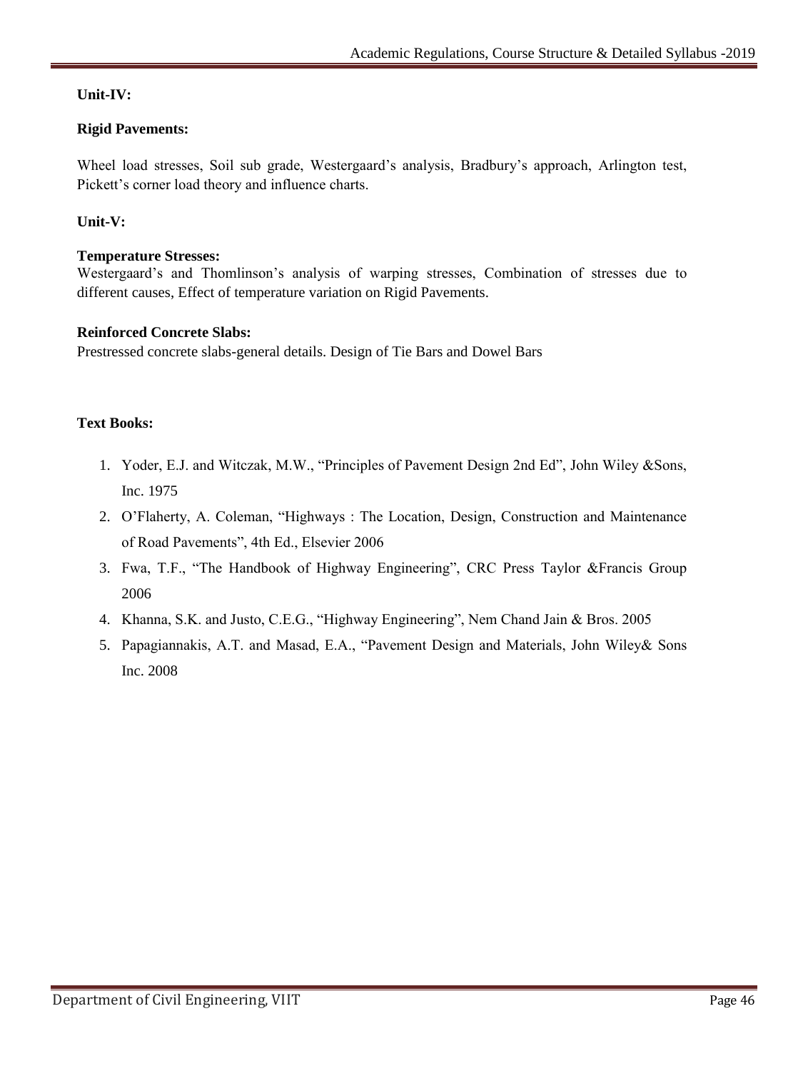**Unit-IV:**

**Rigid Pavements:**

Wheel load stresses, Soil sub grade, Westergaard's analysis, Bradbury's approach, Arlington test, Pickett's corner load theory and influence charts.

**Unit-V:**

**Temperature Stresses:**
Westergaard's and Thomlinson's analysis of warping stresses, Combination of stresses due to different causes, Effect of temperature variation on Rigid Pavements.

**Reinforced Concrete Slabs:**
Prestressed concrete slabs-general details. Design of Tie Bars and Dowel Bars

**Text Books:**

1. Yoder, E.J. and Witczak, M.W., "Principles of Pavement Design 2nd Ed", John Wiley &Sons, Inc. 1975
2. O'Flaherty, A. Coleman, "Highways : The Location, Design, Construction and Maintenance of Road Pavements", 4th Ed., Elsevier 2006
3. Fwa, T.F., "The Handbook of Highway Engineering", CRC Press Taylor &Francis Group 2006
4. Khanna, S.K. and Justo, C.E.G., "Highway Engineering", Nem Chand Jain & Bros. 2005
5. Papagiannakis, A.T. and Masad, E.A., "Pavement Design and Materials, John Wiley& Sons Inc. 2008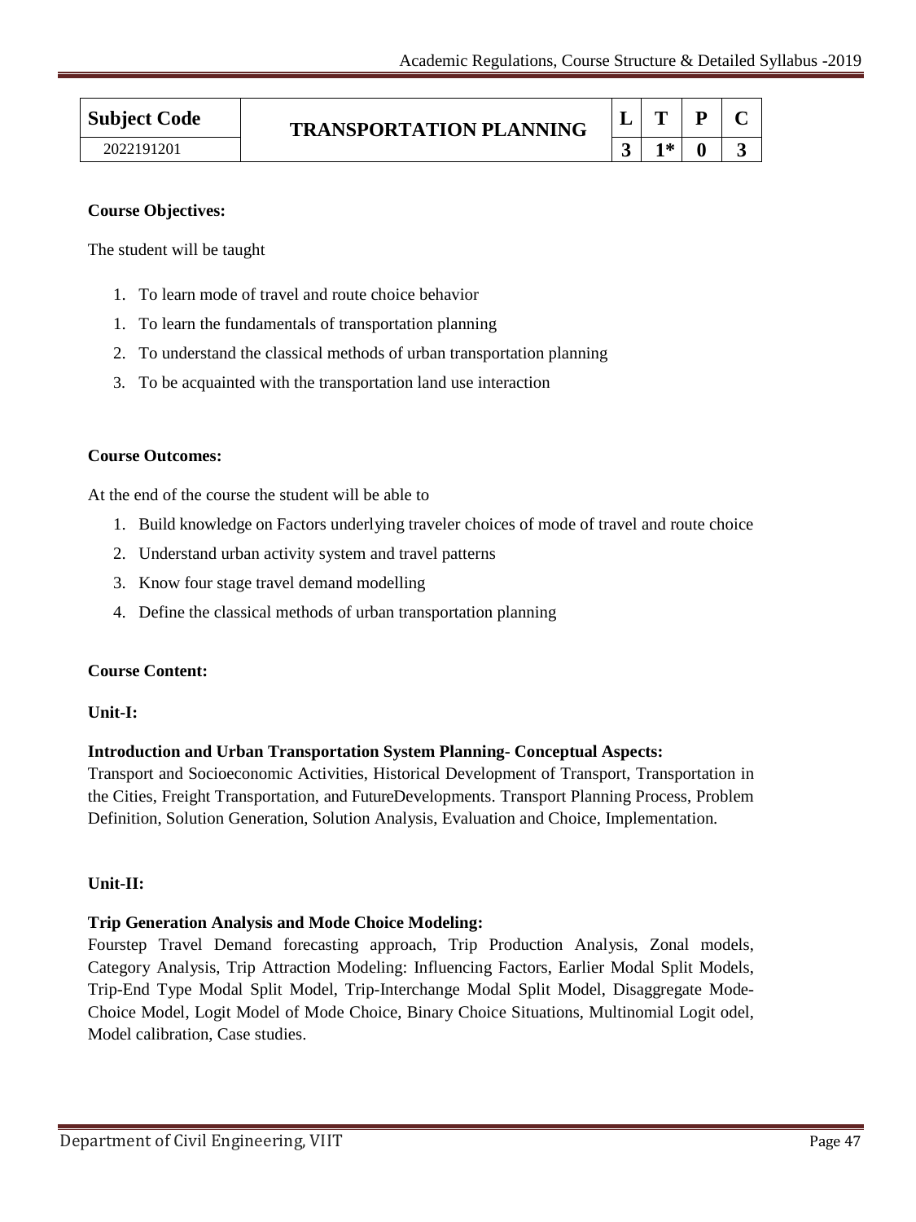| Subject Code | TRANSPORTATION PLANNING | L | T | P | C |
|---|---|---|---|---|---|
| 2022191201 | | 3 | 1* | 0 | 3 |

**Course Objectives:**

The student will be taught

1. To learn mode of travel and route choice behavior
1. To learn the fundamentals of transportation planning
2. To understand the classical methods of urban transportation planning
3. To be acquainted with the transportation land use interaction

**Course Outcomes:**

At the end of the course the student will be able to

1. Build knowledge on Factors underlying traveler choices of mode of travel and route choice
2. Understand urban activity system and travel patterns
3. Know four stage travel demand modelling
4. Define the classical methods of urban transportation planning

**Course Content:**

**Unit-I:**

**Introduction and Urban Transportation System Planning- Conceptual Aspects:**
Transport and Socioeconomic Activities, Historical Development of Transport, Transportation in the Cities, Freight Transportation, and FutureDevelopments. Transport Planning Process, Problem Definition, Solution Generation, Solution Analysis, Evaluation and Choice, Implementation.

**Unit-II:**

**Trip Generation Analysis and Mode Choice Modeling:**
Fourstep Travel Demand forecasting approach, Trip Production Analysis, Zonal models, Category Analysis, Trip Attraction Modeling: Influencing Factors, Earlier Modal Split Models, Trip-End Type Modal Split Model, Trip-Interchange Modal Split Model, Disaggregate Mode-Choice Model, Logit Model of Mode Choice, Binary Choice Situations, Multinomial Logit odel, Model calibration, Case studies.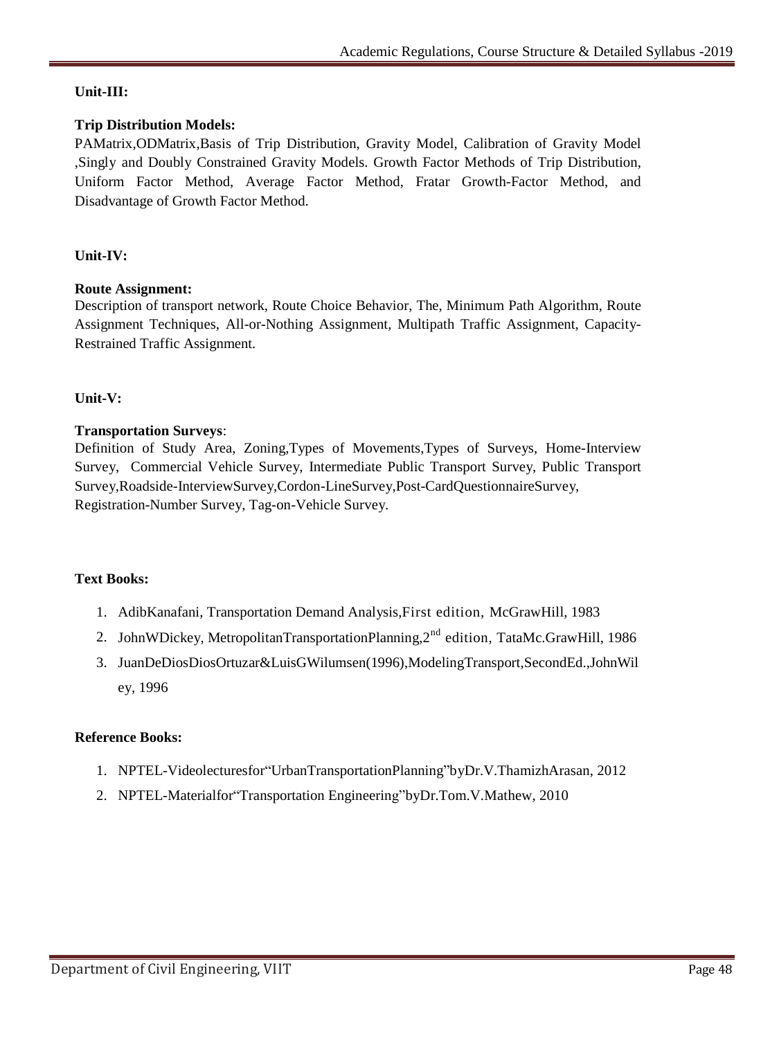**Unit-III:**

**Trip Distribution Models:**

PAMatrix,ODMatrix,Basis of Trip Distribution, Gravity Model, Calibration of Gravity Model ,Singly and Doubly Constrained Gravity Models. Growth Factor Methods of Trip Distribution, Uniform Factor Method, Average Factor Method, Fratar Growth-Factor Method, and Disadvantage of Growth Factor Method.

**Unit-IV:**

**Route Assignment:**

Description of transport network, Route Choice Behavior, The, Minimum Path Algorithm, Route Assignment Techniques, All-or-Nothing Assignment, Multipath Traffic Assignment, Capacity-Restrained Traffic Assignment.

**Unit-V:**

**Transportation Surveys**:

Definition of Study Area, Zoning,Types of Movements,Types of Surveys, Home-Interview Survey, Commercial Vehicle Survey, Intermediate Public Transport Survey, Public Transport Survey,Roadside-InterviewSurvey,Cordon-LineSurvey,Post-CardQuestionnaireSurvey, Registration-Number Survey, Tag-on-Vehicle Survey.

**Text Books:**

1. AdibKanafani, Transportation Demand Analysis,First edition, McGrawHill, 1983
2. JohnWDickey, MetropolitanTransportationPlanning,2nd edition, TataMc.GrawHill, 1986
3. JuanDeDiosDiosOrtuzar&LuisGWilumsen(1996),ModelingTransport,SecondEd.,JohnWiley, 1996

**Reference Books:**

1. NPTEL-Videolecturesfor"UrbanTransportationPlanning"byDr.V.ThamizhArasan, 2012
2. NPTEL-Materialfor"Transportation Engineering"byDr.Tom.V.Mathew, 2010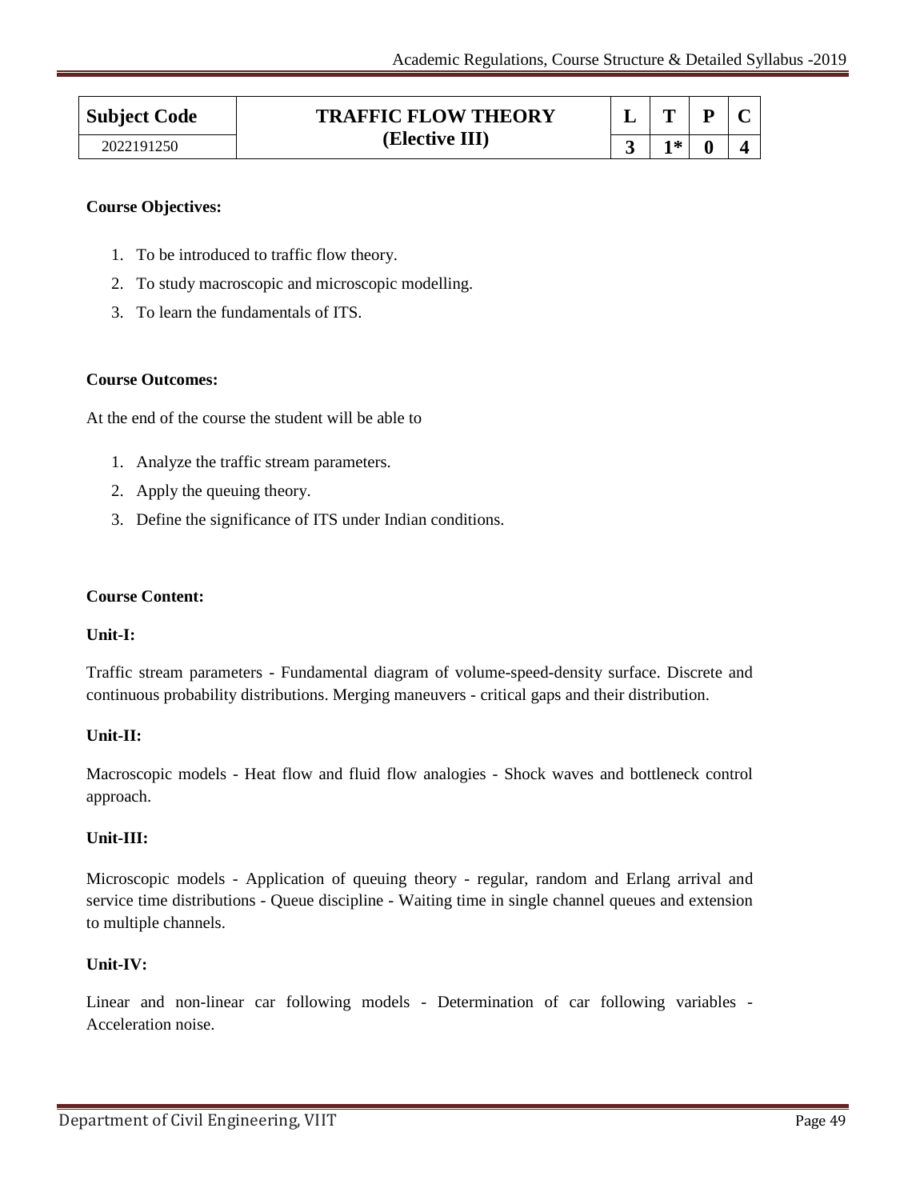| Subject Code | TRAFFIC FLOW THEORY (Elective III) | L | T | P | C |
|---|---|---|---|---|---|
| 2022191250 | | 3 | 1* | 0 | 4 |

**Course Objectives:**

1. To be introduced to traffic flow theory.
2. To study macroscopic and microscopic modelling.
3. To learn the fundamentals of ITS.

**Course Outcomes:**

At the end of the course the student will be able to

1. Analyze the traffic stream parameters.
2. Apply the queuing theory.
3. Define the significance of ITS under Indian conditions.

**Course Content:**

**Unit-I:**

Traffic stream parameters - Fundamental diagram of volume-speed-density surface. Discrete and continuous probability distributions. Merging maneuvers - critical gaps and their distribution.

**Unit-II:**

Macroscopic models - Heat flow and fluid flow analogies - Shock waves and bottleneck control approach.

**Unit-III:**

Microscopic models - Application of queuing theory - regular, random and Erlang arrival and service time distributions - Queue discipline - Waiting time in single channel queues and extension to multiple channels.

**Unit-IV:**

Linear and non-linear car following models - Determination of car following variables - Acceleration noise.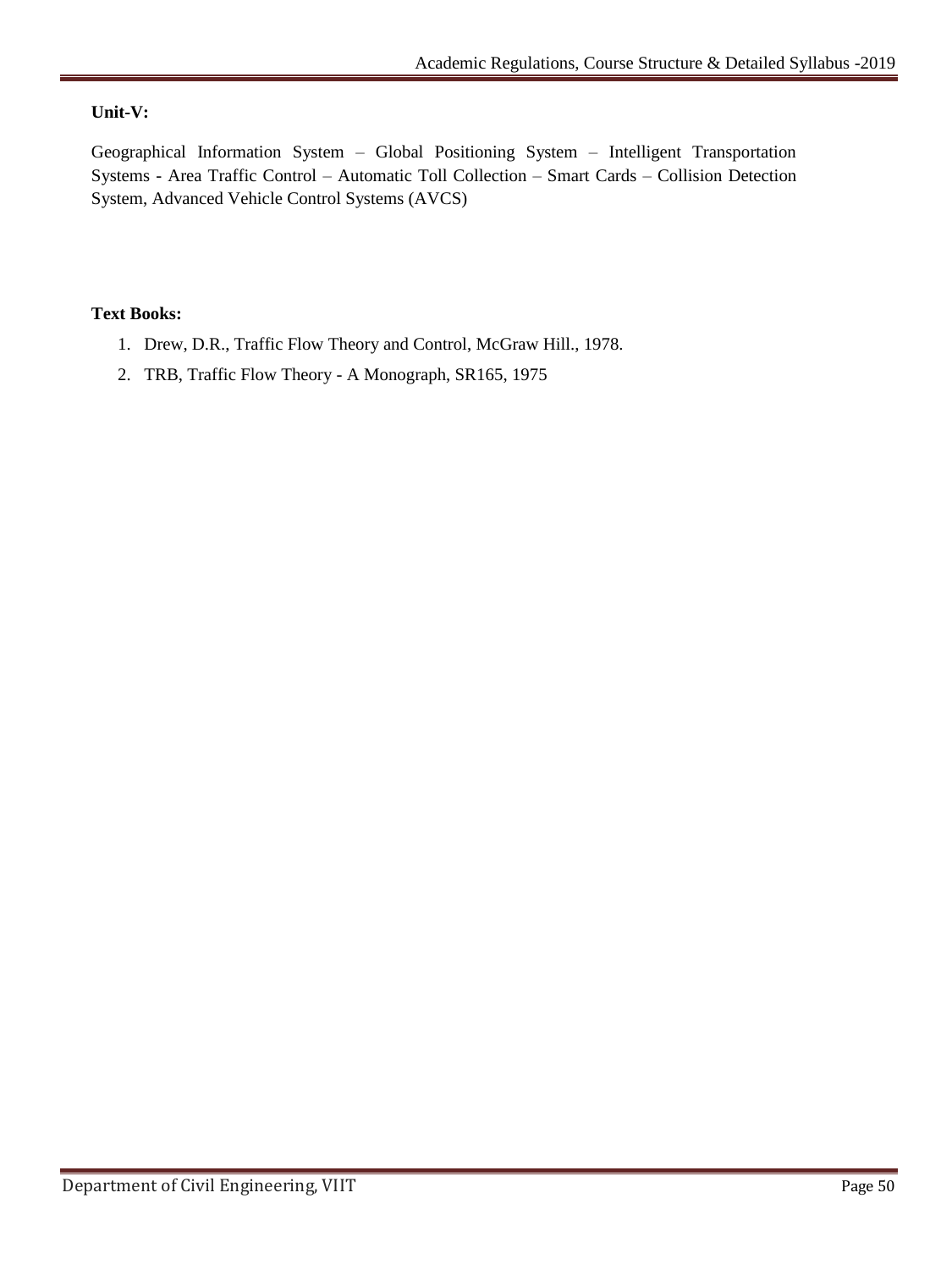**Unit-V:**

Geographical Information System – Global Positioning System – Intelligent Transportation Systems - Area Traffic Control – Automatic Toll Collection – Smart Cards – Collision Detection System, Advanced Vehicle Control Systems (AVCS)

**Text Books:**

1. Drew, D.R., Traffic Flow Theory and Control, McGraw Hill., 1978.
2. TRB, Traffic Flow Theory - A Monograph, SR165, 1975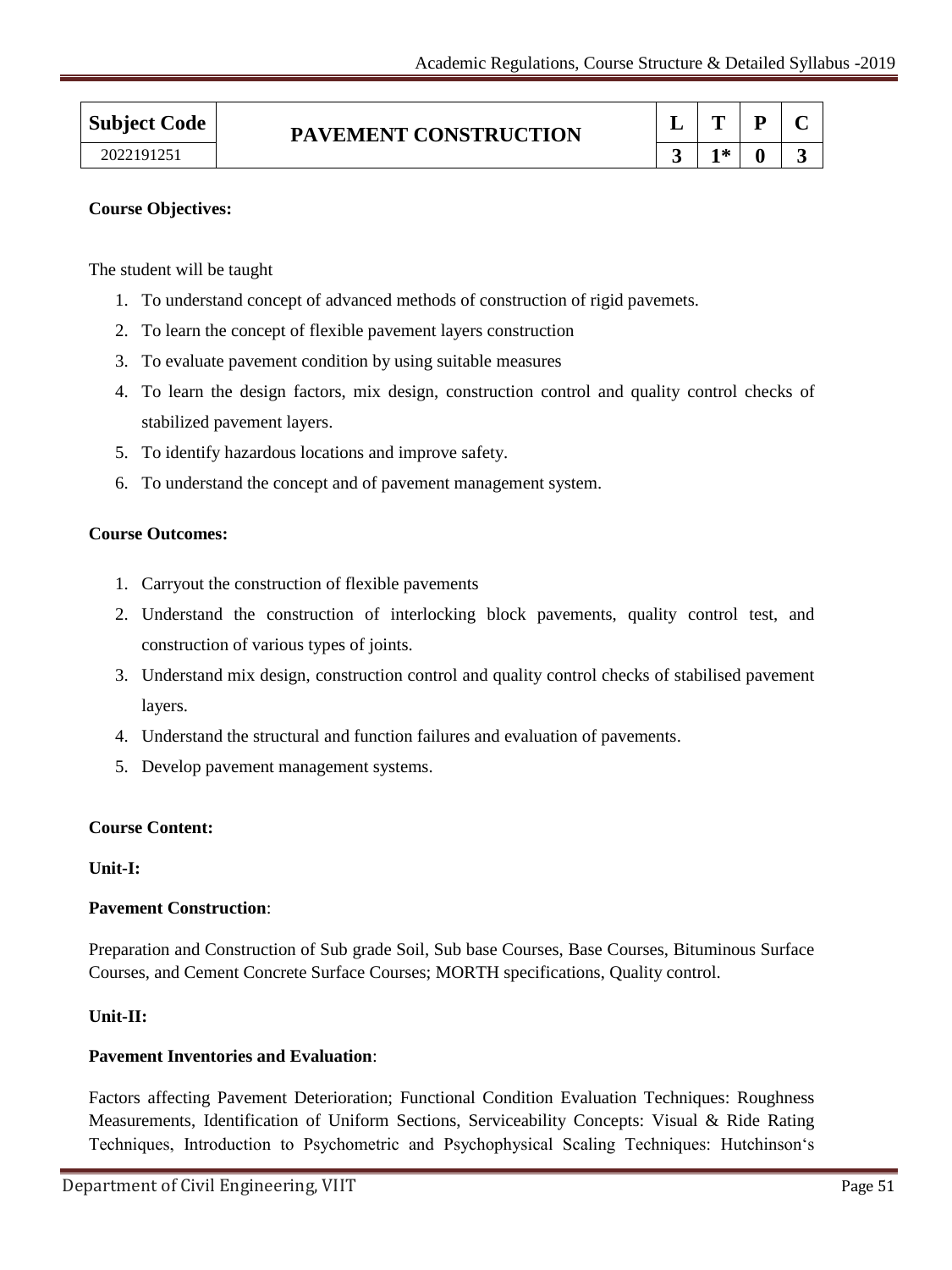| Subject Code | PAVEMENT CONSTRUCTION | L | T | P | C |
|---|---|---|---|---|---|
| 2022191251 | | 3 | 1* | 0 | 3 |

**Course Objectives:**

The student will be taught

1. To understand concept of advanced methods of construction of rigid pavemets.
2. To learn the concept of flexible pavement layers construction
3. To evaluate pavement condition by using suitable measures
4. To learn the design factors, mix design, construction control and quality control checks of stabilized pavement layers.
5. To identify hazardous locations and improve safety.
6. To understand the concept and of pavement management system.

**Course Outcomes:**

1. Carryout the construction of flexible pavements
2. Understand the construction of interlocking block pavements, quality control test, and construction of various types of joints.
3. Understand mix design, construction control and quality control checks of stabilised pavement layers.
4. Understand the structural and function failures and evaluation of pavements.
5. Develop pavement management systems.

**Course Content:**

**Unit-I:**

**Pavement Construction**:

Preparation and Construction of Sub grade Soil, Sub base Courses, Base Courses, Bituminous Surface Courses, and Cement Concrete Surface Courses; MORTH specifications, Quality control.

**Unit-II:**

**Pavement Inventories and Evaluation**:

Factors affecting Pavement Deterioration; Functional Condition Evaluation Techniques: Roughness Measurements, Identification of Uniform Sections, Serviceability Concepts: Visual & Ride Rating Techniques, Introduction to Psychometric and Psychophysical Scaling Techniques: Hutchinson's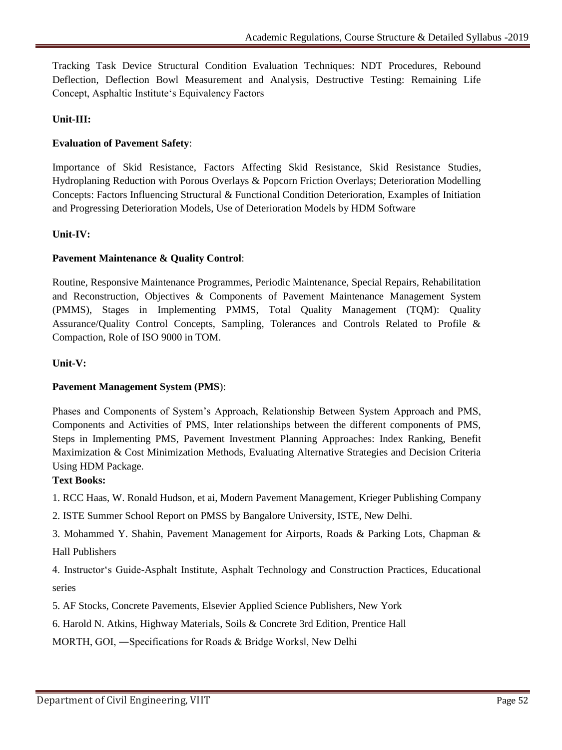Tracking Task Device Structural Condition Evaluation Techniques: NDT Procedures, Rebound Deflection, Deflection Bowl Measurement and Analysis, Destructive Testing: Remaining Life Concept, Asphaltic Institute‘s Equivalency Factors

**Unit-III:**

**Evaluation of Pavement Safety**:

Importance of Skid Resistance, Factors Affecting Skid Resistance, Skid Resistance Studies, Hydroplaning Reduction with Porous Overlays & Popcorn Friction Overlays; Deterioration Modelling Concepts: Factors Influencing Structural & Functional Condition Deterioration, Examples of Initiation and Progressing Deterioration Models, Use of Deterioration Models by HDM Software

**Unit-IV:**

**Pavement Maintenance & Quality Control**:

Routine, Responsive Maintenance Programmes, Periodic Maintenance, Special Repairs, Rehabilitation and Reconstruction, Objectives & Components of Pavement Maintenance Management System (PMMS), Stages in Implementing PMMS, Total Quality Management (TQM): Quality Assurance/Quality Control Concepts, Sampling, Tolerances and Controls Related to Profile & Compaction, Role of ISO 9000 in TOM.

**Unit-V:**

**Pavement Management System (PMS**):

Phases and Components of System's Approach, Relationship Between System Approach and PMS, Components and Activities of PMS, Inter relationships between the different components of PMS, Steps in Implementing PMS, Pavement Investment Planning Approaches: Index Ranking, Benefit Maximization & Cost Minimization Methods, Evaluating Alternative Strategies and Decision Criteria Using HDM Package.

**Text Books:**

1. RCC Haas, W. Ronald Hudson, et ai, Modern Pavement Management, Krieger Publishing Company
2. ISTE Summer School Report on PMSS by Bangalore University, ISTE, New Delhi.
3. Mohammed Y. Shahin, Pavement Management for Airports, Roads & Parking Lots, Chapman & Hall Publishers
4. Instructor‘s Guide-Asphalt Institute, Asphalt Technology and Construction Practices, Educational series
5. AF Stocks, Concrete Pavements, Elsevier Applied Science Publishers, New York
6. Harold N. Atkins, Highway Materials, Soils & Concrete 3rd Edition, Prentice Hall

MORTH, GOI, ―Specifications for Roads & Bridge Works‖, New Delhi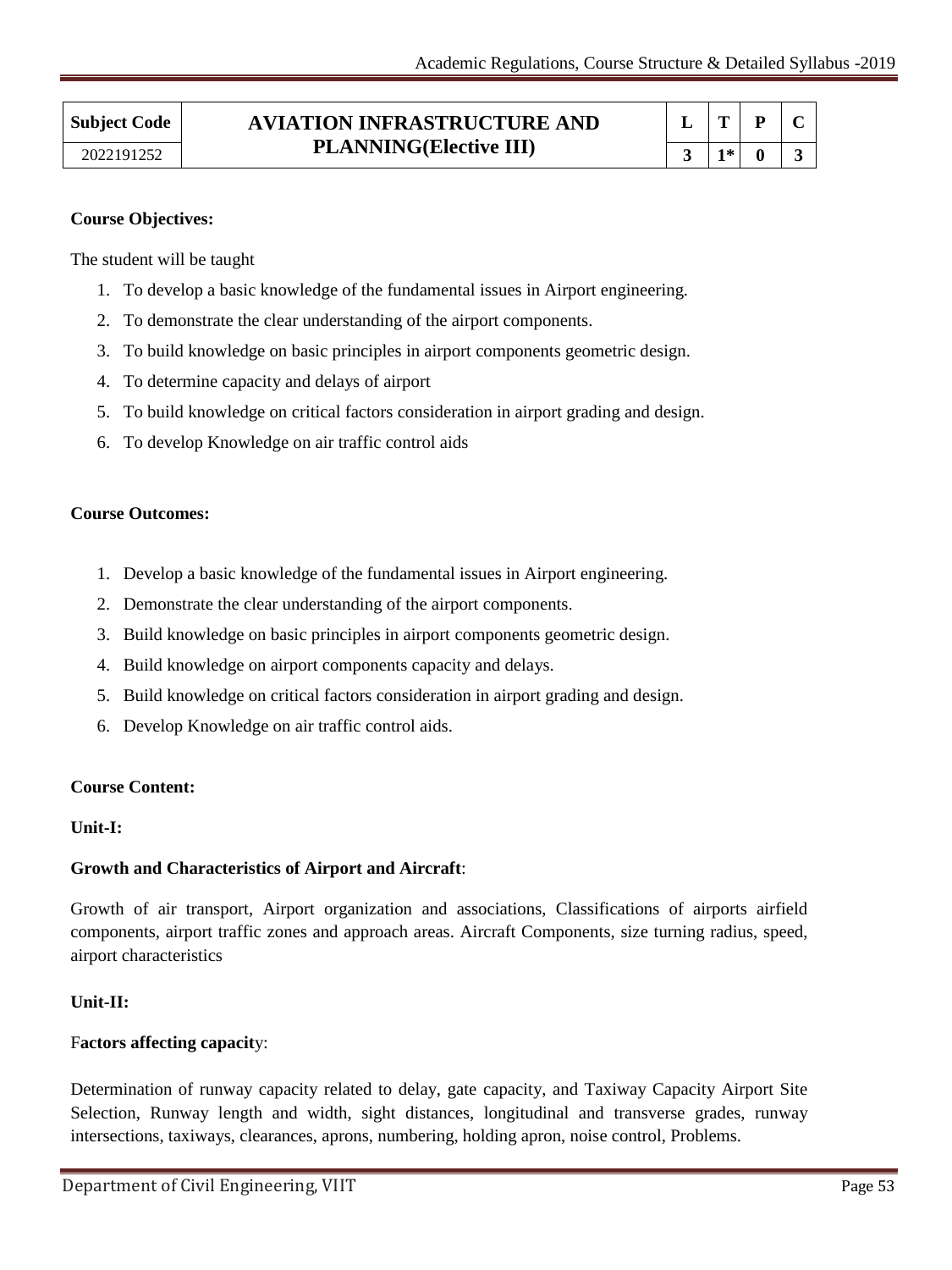| Subject Code | AVIATION INFRASTRUCTURE AND PLANNING(Elective III) | L | T | P | C |
|---|---|---|---|---|---|
| 2022191252 | | 3 | 1* | 0 | 3 |

**Course Objectives:**

The student will be taught

1. To develop a basic knowledge of the fundamental issues in Airport engineering.
2. To demonstrate the clear understanding of the airport components.
3. To build knowledge on basic principles in airport components geometric design.
4. To determine capacity and delays of airport
5. To build knowledge on critical factors consideration in airport grading and design.
6. To develop Knowledge on air traffic control aids

**Course Outcomes:**

1. Develop a basic knowledge of the fundamental issues in Airport engineering.
2. Demonstrate the clear understanding of the airport components.
3. Build knowledge on basic principles in airport components geometric design.
4. Build knowledge on airport components capacity and delays.
5. Build knowledge on critical factors consideration in airport grading and design.
6. Develop Knowledge on air traffic control aids.

**Course Content:**

**Unit-I:**

**Growth and Characteristics of Airport and Aircraft**:

Growth of air transport, Airport organization and associations, Classifications of airports airfield components, airport traffic zones and approach areas. Aircraft Components, size turning radius, speed, airport characteristics

**Unit-II:**

F**actors affecting capacit**y:

Determination of runway capacity related to delay, gate capacity, and Taxiway Capacity Airport Site Selection, Runway length and width, sight distances, longitudinal and transverse grades, runway intersections, taxiways, clearances, aprons, numbering, holding apron, noise control, Problems.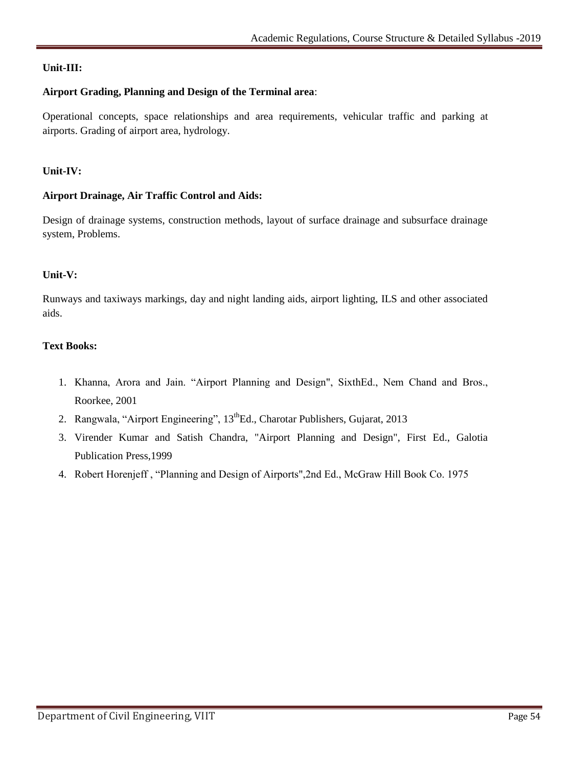**Unit-III:**

**Airport Grading, Planning and Design of the Terminal area**:

Operational concepts, space relationships and area requirements, vehicular traffic and parking at airports. Grading of airport area, hydrology.

**Unit-IV:**

**Airport Drainage, Air Traffic Control and Aids:**

Design of drainage systems, construction methods, layout of surface drainage and subsurface drainage system, Problems.

**Unit-V:**

Runways and taxiways markings, day and night landing aids, airport lighting, ILS and other associated aids.

**Text Books:**

1. Khanna, Arora and Jain. "Airport Planning and Design", SixthEd., Nem Chand and Bros., Roorkee, 2001
2. Rangwala, "Airport Engineering", 13thEd., Charotar Publishers, Gujarat, 2013
3. Virender Kumar and Satish Chandra, "Airport Planning and Design", First Ed., Galotia Publication Press,1999
4. Robert Horenjeff , "Planning and Design of Airports",2nd Ed., McGraw Hill Book Co. 1975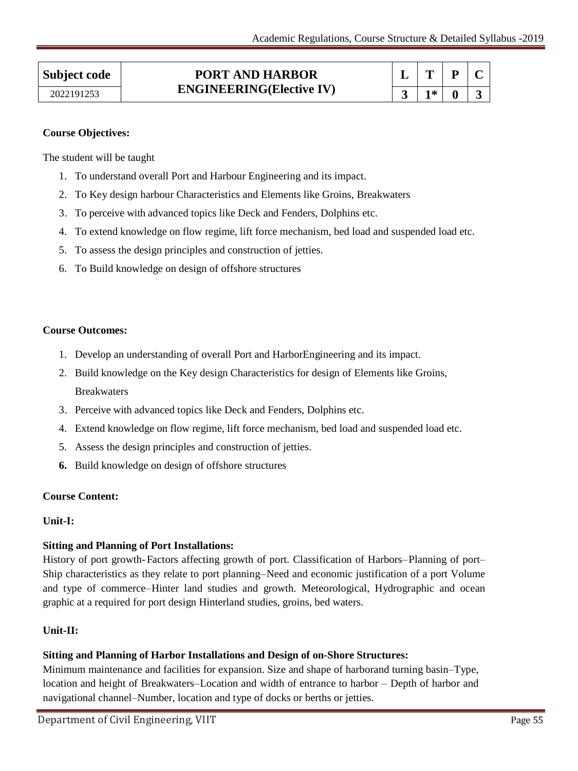| Subject code | PORT AND HARBOR ENGINEERING(Elective IV) | L | T | P | C |
|---|---|---|---|---|---|
| 2022191253 | | 3 | 1* | 0 | 3 |

**Course Objectives:**

The student will be taught

1. To understand overall Port and Harbour Engineering and its impact.
2. To Key design harbour Characteristics and Elements like Groins, Breakwaters
3. To perceive with advanced topics like Deck and Fenders, Dolphins etc.
4. To extend knowledge on flow regime, lift force mechanism, bed load and suspended load etc.
5. To assess the design principles and construction of jetties.
6. To Build knowledge on design of offshore structures

**Course Outcomes:**

1. Develop an understanding of overall Port and HarborEngineering and its impact.
2. Build knowledge on the Key design Characteristics for design of Elements like Groins, Breakwaters
3. Perceive with advanced topics like Deck and Fenders, Dolphins etc.
4. Extend knowledge on flow regime, lift force mechanism, bed load and suspended load etc.
5. Assess the design principles and construction of jetties.
6. Build knowledge on design of offshore structures

**Course Content:**

**Unit-I:**

**Sitting and Planning of Port Installations:**
History of port growth- Factors affecting growth of port. Classification of Harbors–Planning of port–Ship characteristics as they relate to port planning–Need and economic justification of a port Volume and type of commerce–Hinter land studies and growth. Meteorological, Hydrographic and ocean graphic at a required for port design Hinterland studies, groins, bed waters.

**Unit-II:**

**Sitting and Planning of Harbor Installations and Design of on-Shore Structures:**
Minimum maintenance and facilities for expansion. Size and shape of harborand turning basin–Type, location and height of Breakwaters–Location and width of entrance to harbor – Depth of harbor and navigational channel–Number, location and type of docks or berths or jetties.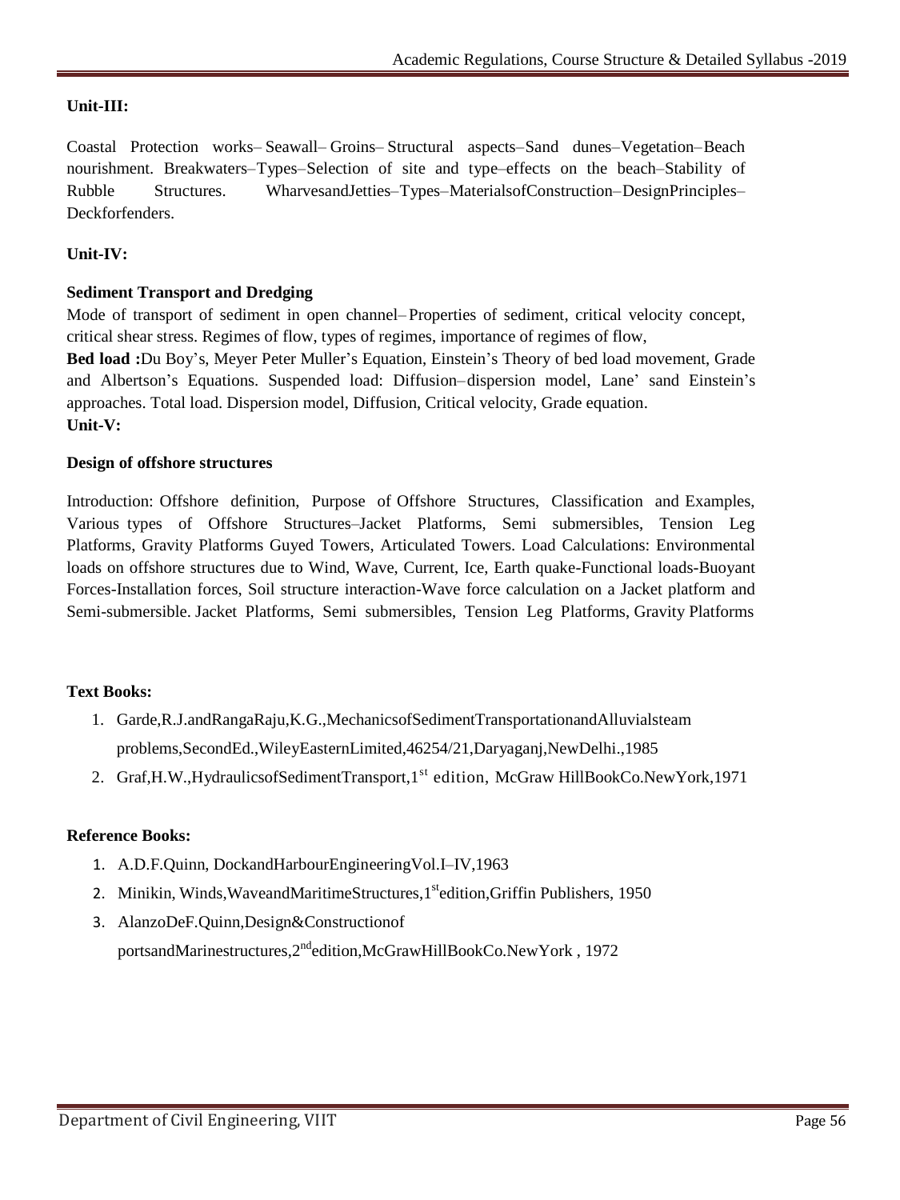**Unit-III:**

Coastal Protection works– Seawall– Groins– Structural aspects–Sand dunes–Vegetation–Beach nourishment. Breakwaters–Types–Selection of site and type–effects on the beach–Stability of Rubble Structures. WharvesandJetties–Types–MaterialsofConstruction–DesignPrinciples–Deckforfenders.

**Unit-IV:**

**Sediment Transport and Dredging**

Mode of transport of sediment in open channel– Properties of sediment, critical velocity concept, critical shear stress. Regimes of flow, types of regimes, importance of regimes of flow,

**Bed load :**Du Boy's, Meyer Peter Muller's Equation, Einstein's Theory of bed load movement, Grade and Albertson's Equations. Suspended load: Diffusion– dispersion model, Lane' sand Einstein's approaches. Total load. Dispersion model, Diffusion, Critical velocity, Grade equation.

**Unit-V:**

**Design of offshore structures**

Introduction: Offshore definition, Purpose of Offshore Structures, Classification and Examples, Various types of Offshore Structures–Jacket Platforms, Semi submersibles, Tension Leg Platforms, Gravity Platforms Guyed Towers, Articulated Towers. Load Calculations: Environmental loads on offshore structures due to Wind, Wave, Current, Ice, Earth quake-Functional loads-Buoyant Forces-Installation forces, Soil structure interaction-Wave force calculation on a Jacket platform and Semi-submersible. Jacket Platforms, Semi submersibles, Tension Leg Platforms, Gravity Platforms

**Text Books:**

1. Garde,R.J.andRangaRaju,K.G.,MechanicsofSedimentTransportationandAlluvialsteam problems,SecondEd.,WileyEasternLimited,46254/21,Daryaganj,NewDelhi.,1985
2. Graf,H.W.,HydraulicsofSedimentTransport,1st edition, McGraw HillBookCo.NewYork,1971

**Reference Books:**

1. A.D.F.Quinn, DockandHarbourEngineeringVol.I–IV,1963
2. Minikin, Winds,WaveandMaritimeStructures,1st edition,Griffin Publishers, 1950
3. AlanzoDeF.Quinn,Design&Constructionof portsandMarinestructures,2nd edition,McGrawHillBookCo.NewYork , 1972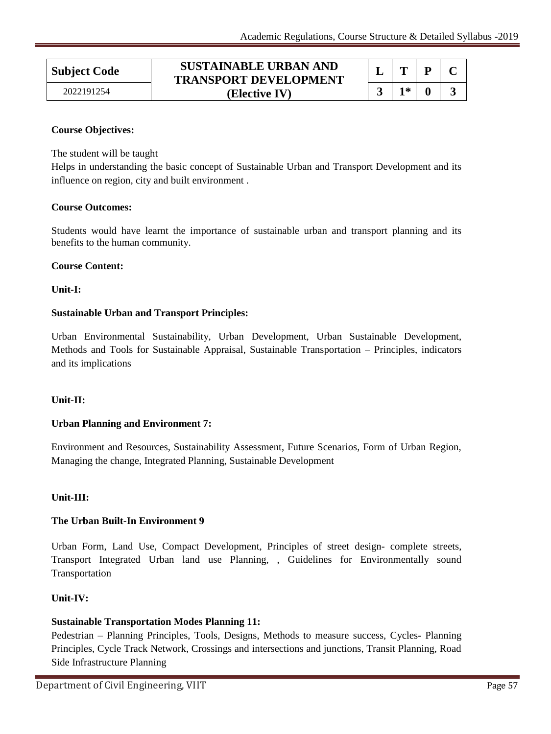| Subject Code | SUSTAINABLE URBAN AND TRANSPORT DEVELOPMENT (Elective IV) | L | T | P | C |
|---|---|---|---|---|---|
| 2022191254 | | 3 | 1* | 0 | 3 |

**Course Objectives:**

The student will be taught
Helps in understanding the basic concept of Sustainable Urban and Transport Development and its influence on region, city and built environment .

**Course Outcomes:**

Students would have learnt the importance of sustainable urban and transport planning and its benefits to the human community.

**Course Content:**

**Unit-I:**

**Sustainable Urban and Transport Principles:**

Urban Environmental Sustainability, Urban Development, Urban Sustainable Development, Methods and Tools for Sustainable Appraisal, Sustainable Transportation – Principles, indicators and its implications

**Unit-II:**

**Urban Planning and Environment 7:**

Environment and Resources, Sustainability Assessment, Future Scenarios, Form of Urban Region, Managing the change, Integrated Planning, Sustainable Development

**Unit-III:**

**The Urban Built-In Environment 9**

Urban Form, Land Use, Compact Development, Principles of street design- complete streets, Transport Integrated Urban land use Planning, , Guidelines for Environmentally sound Transportation

**Unit-IV:**

**Sustainable Transportation Modes Planning 11:**

Pedestrian – Planning Principles, Tools, Designs, Methods to measure success, Cycles- Planning Principles, Cycle Track Network, Crossings and intersections and junctions, Transit Planning, Road Side Infrastructure Planning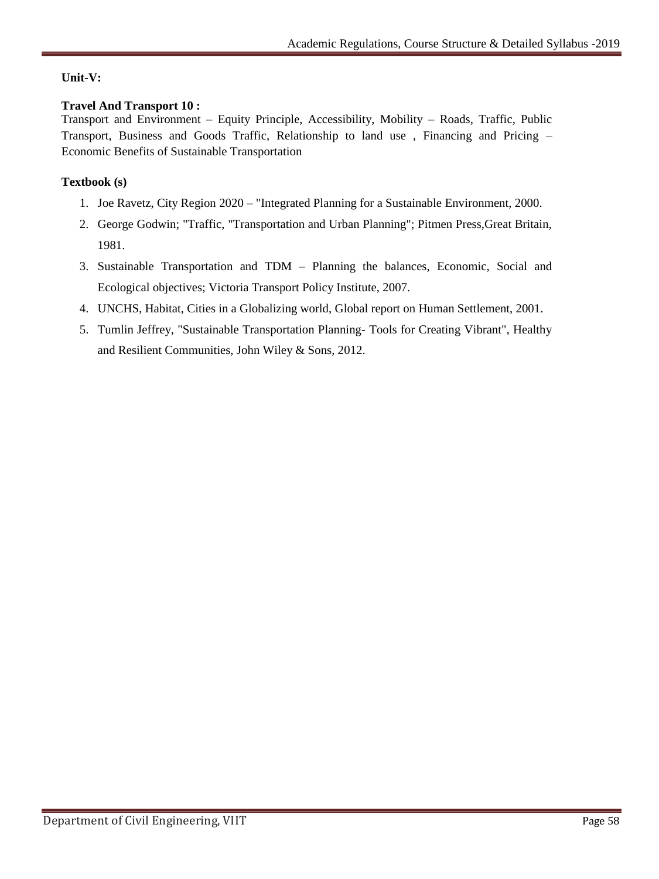**Unit-V:**

**Travel And Transport 10 :**
Transport and Environment – Equity Principle, Accessibility, Mobility – Roads, Traffic, Public Transport, Business and Goods Traffic, Relationship to land use , Financing and Pricing – Economic Benefits of Sustainable Transportation

**Textbook (s)**

1. Joe Ravetz, City Region 2020 – "Integrated Planning for a Sustainable Environment, 2000.
2. George Godwin; "Traffic, "Transportation and Urban Planning"; Pitmen Press,Great Britain, 1981.
3. Sustainable Transportation and TDM – Planning the balances, Economic, Social and Ecological objectives; Victoria Transport Policy Institute, 2007.
4. UNCHS, Habitat, Cities in a Globalizing world, Global report on Human Settlement, 2001.
5. Tumlin Jeffrey, "Sustainable Transportation Planning- Tools for Creating Vibrant", Healthy and Resilient Communities, John Wiley & Sons, 2012.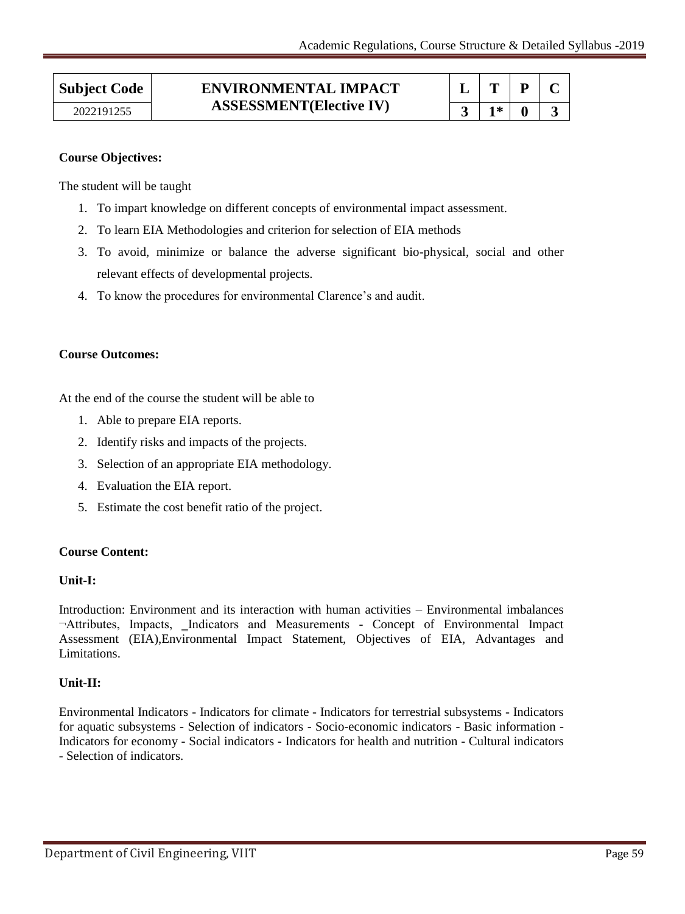| Subject Code | ENVIRONMENTAL IMPACT ASSESSMENT(Elective IV) | L | T | P | C |
|---|---|---|---|---|---|
| 2022191255 | | 3 | 1* | 0 | 3 |

**Course Objectives:**

The student will be taught

1. To impart knowledge on different concepts of environmental impact assessment.
2. To learn EIA Methodologies and criterion for selection of EIA methods
3. To avoid, minimize or balance the adverse significant bio-physical, social and other relevant effects of developmental projects.
4. To know the procedures for environmental Clarence's and audit.

**Course Outcomes:**

At the end of the course the student will be able to

1. Able to prepare EIA reports.
2. Identify risks and impacts of the projects.
3. Selection of an appropriate EIA methodology.
4. Evaluation the EIA report.
5. Estimate the cost benefit ratio of the project.

**Course Content:**

**Unit-I:**

Introduction: Environment and its interaction with human activities – Environmental imbalances ¬Attributes, Impacts, _Indicators and Measurements - Concept of Environmental Impact Assessment (EIA),Environmental Impact Statement, Objectives of EIA, Advantages and Limitations.

**Unit-II:**

Environmental Indicators - Indicators for climate - Indicators for terrestrial subsystems - Indicators for aquatic subsystems - Selection of indicators - Socio-economic indicators - Basic information - Indicators for economy - Social indicators - Indicators for health and nutrition - Cultural indicators - Selection of indicators.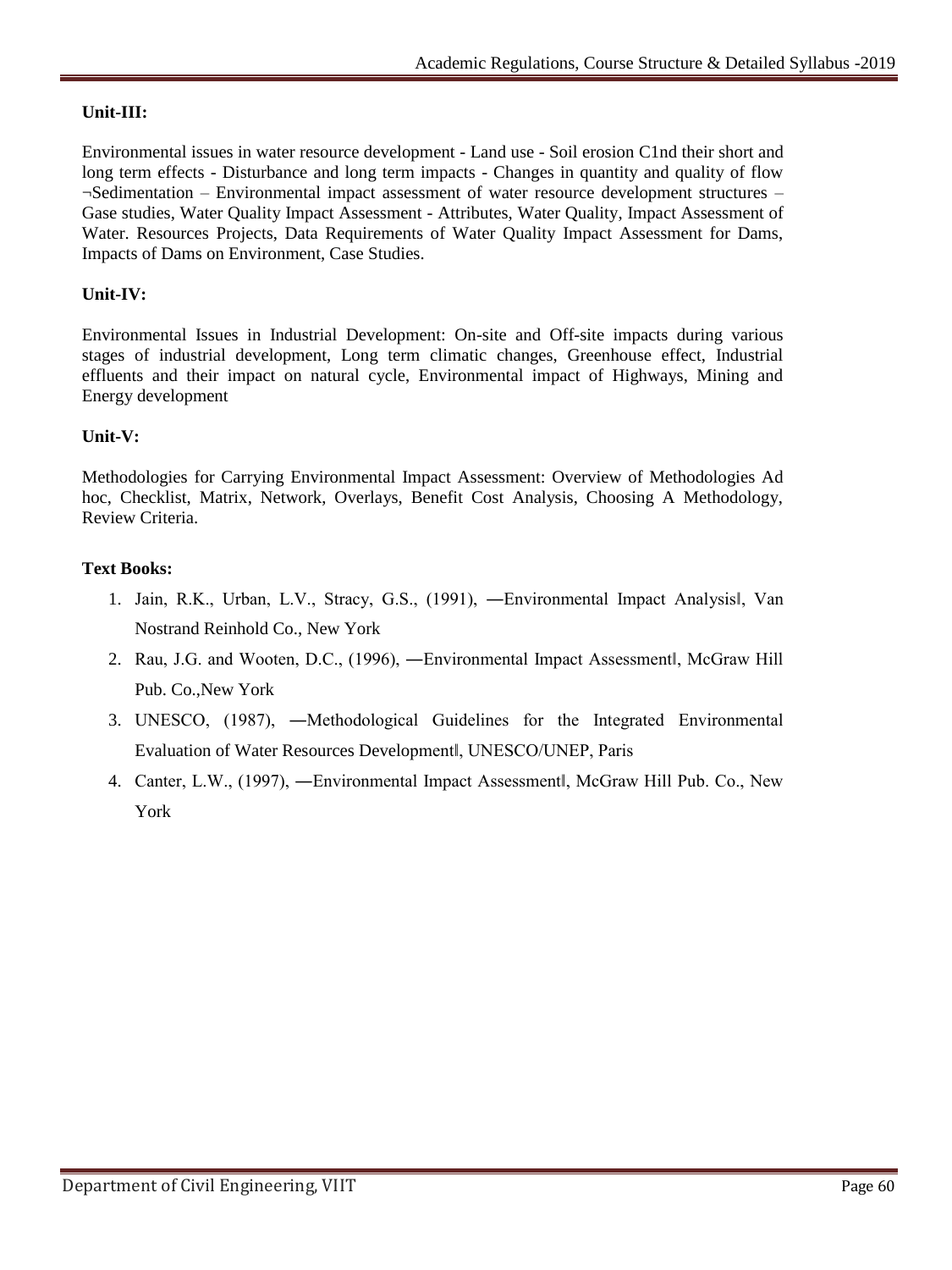**Unit-III:**

Environmental issues in water resource development - Land use - Soil erosion C1nd their short and long term effects - Disturbance and long term impacts - Changes in quantity and quality of flow ¬Sedimentation – Environmental impact assessment of water resource development structures – Gase studies, Water Quality Impact Assessment - Attributes, Water Quality, Impact Assessment of Water. Resources Projects, Data Requirements of Water Quality Impact Assessment for Dams, Impacts of Dams on Environment, Case Studies.

**Unit-IV:**

Environmental Issues in Industrial Development: On-site and Off-site impacts during various stages of industrial development, Long term climatic changes, Greenhouse effect, Industrial effluents and their impact on natural cycle, Environmental impact of Highways, Mining and Energy development

**Unit-V:**

Methodologies for Carrying Environmental Impact Assessment: Overview of Methodologies Ad hoc, Checklist, Matrix, Network, Overlays, Benefit Cost Analysis, Choosing A Methodology, Review Criteria.

**Text Books:**

1. Jain, R.K., Urban, L.V., Stracy, G.S., (1991), ―Environmental Impact Analysis‖, Van Nostrand Reinhold Co., New York
2. Rau, J.G. and Wooten, D.C., (1996), ―Environmental Impact Assessment‖, McGraw Hill Pub. Co.,New York
3. UNESCO, (1987), ―Methodological Guidelines for the Integrated Environmental Evaluation of Water Resources Development‖, UNESCO/UNEP, Paris
4. Canter, L.W., (1997), ―Environmental Impact Assessment‖, McGraw Hill Pub. Co., New York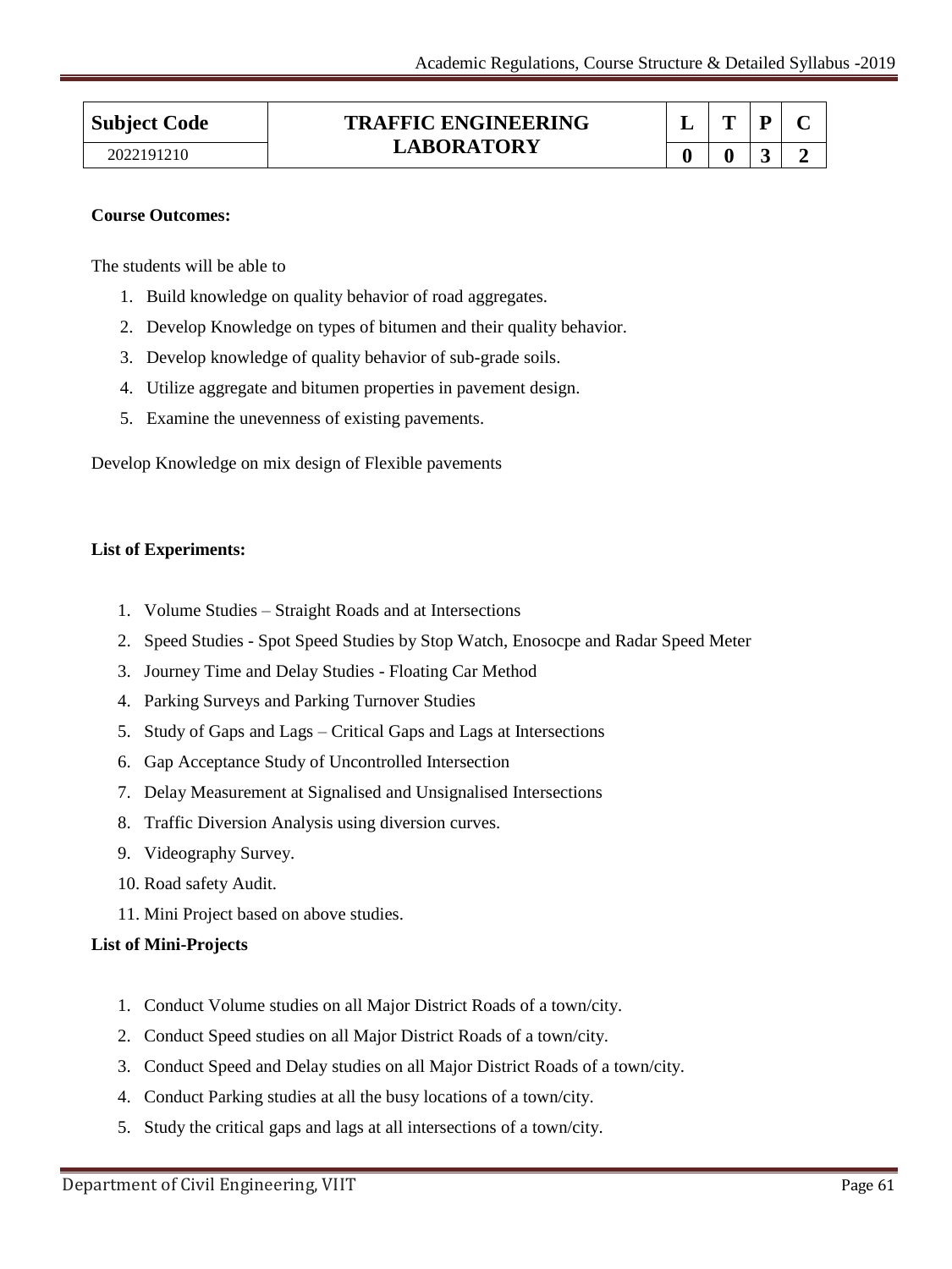| Subject Code | TRAFFIC ENGINEERING LABORATORY | L | T | P | C |
|---|---|---|---|---|---|
| 2022191210 | | 0 | 0 | 3 | 2 |

**Course Outcomes:**

The students will be able to

1. Build knowledge on quality behavior of road aggregates.
2. Develop Knowledge on types of bitumen and their quality behavior.
3. Develop knowledge of quality behavior of sub-grade soils.
4. Utilize aggregate and bitumen properties in pavement design.
5. Examine the unevenness of existing pavements.

Develop Knowledge on mix design of Flexible pavements

**List of Experiments:**

1. Volume Studies – Straight Roads and at Intersections
2. Speed Studies - Spot Speed Studies by Stop Watch, Enosocpe and Radar Speed Meter
3. Journey Time and Delay Studies - Floating Car Method
4. Parking Surveys and Parking Turnover Studies
5. Study of Gaps and Lags – Critical Gaps and Lags at Intersections
6. Gap Acceptance Study of Uncontrolled Intersection
7. Delay Measurement at Signalised and Unsignalised Intersections
8. Traffic Diversion Analysis using diversion curves.
9. Videography Survey.
10. Road safety Audit.
11. Mini Project based on above studies.

**List of Mini-Projects**

1. Conduct Volume studies on all Major District Roads of a town/city.
2. Conduct Speed studies on all Major District Roads of a town/city.
3. Conduct Speed and Delay studies on all Major District Roads of a town/city.
4. Conduct Parking studies at all the busy locations of a town/city.
5. Study the critical gaps and lags at all intersections of a town/city.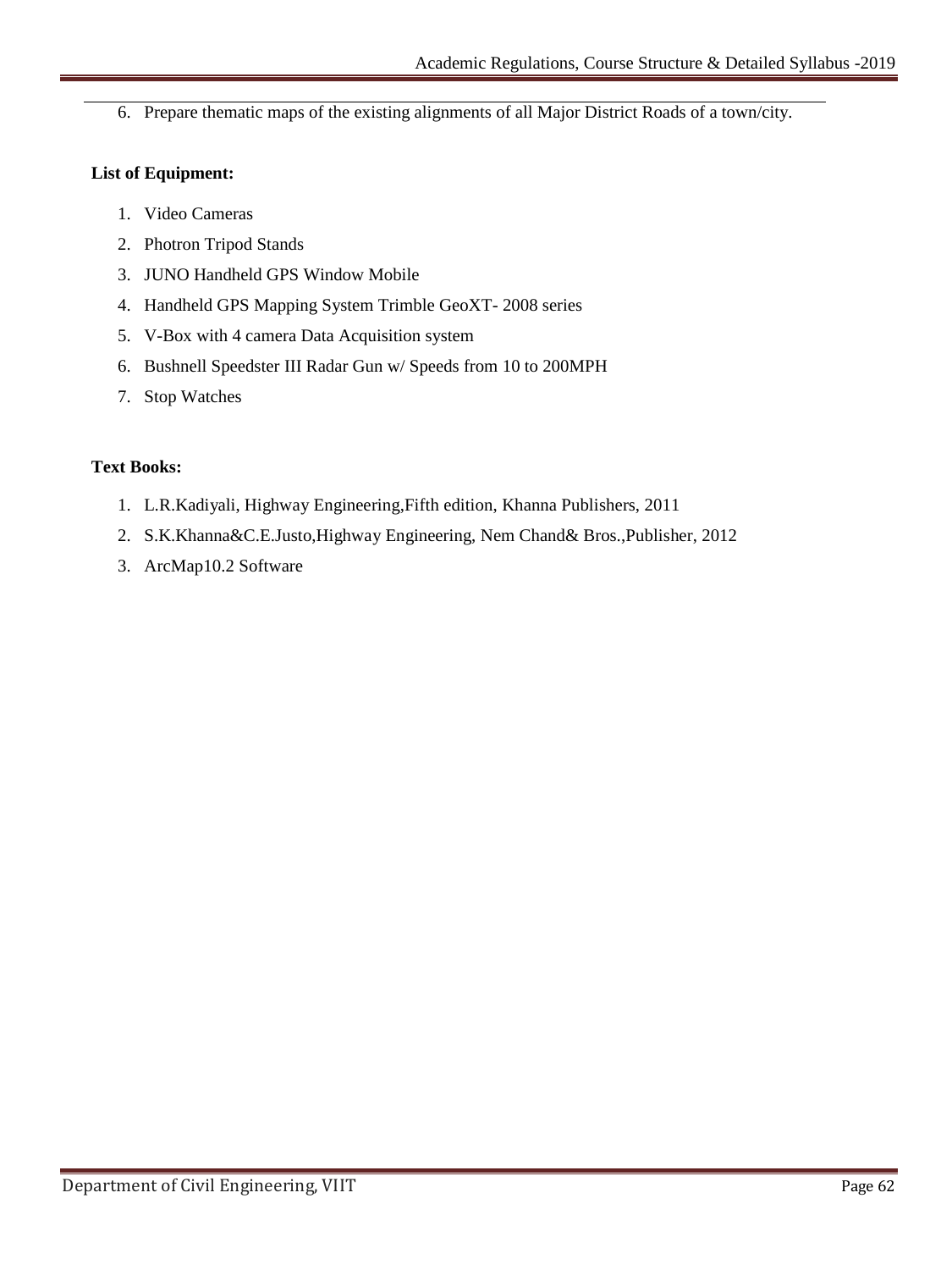6. Prepare thematic maps of the existing alignments of all Major District Roads of a town/city.

**List of Equipment:**

1. Video Cameras
2. Photron Tripod Stands
3. JUNO Handheld GPS Window Mobile
4. Handheld GPS Mapping System Trimble GeoXT- 2008 series
5. V-Box with 4 camera Data Acquisition system
6. Bushnell Speedster III Radar Gun w/ Speeds from 10 to 200MPH
7. Stop Watches

**Text Books:**

1. L.R.Kadiyali, Highway Engineering,Fifth edition, Khanna Publishers, 2011
2. S.K.Khanna&C.E.Justo,Highway Engineering, Nem Chand& Bros.,Publisher, 2012
3. ArcMap10.2 Software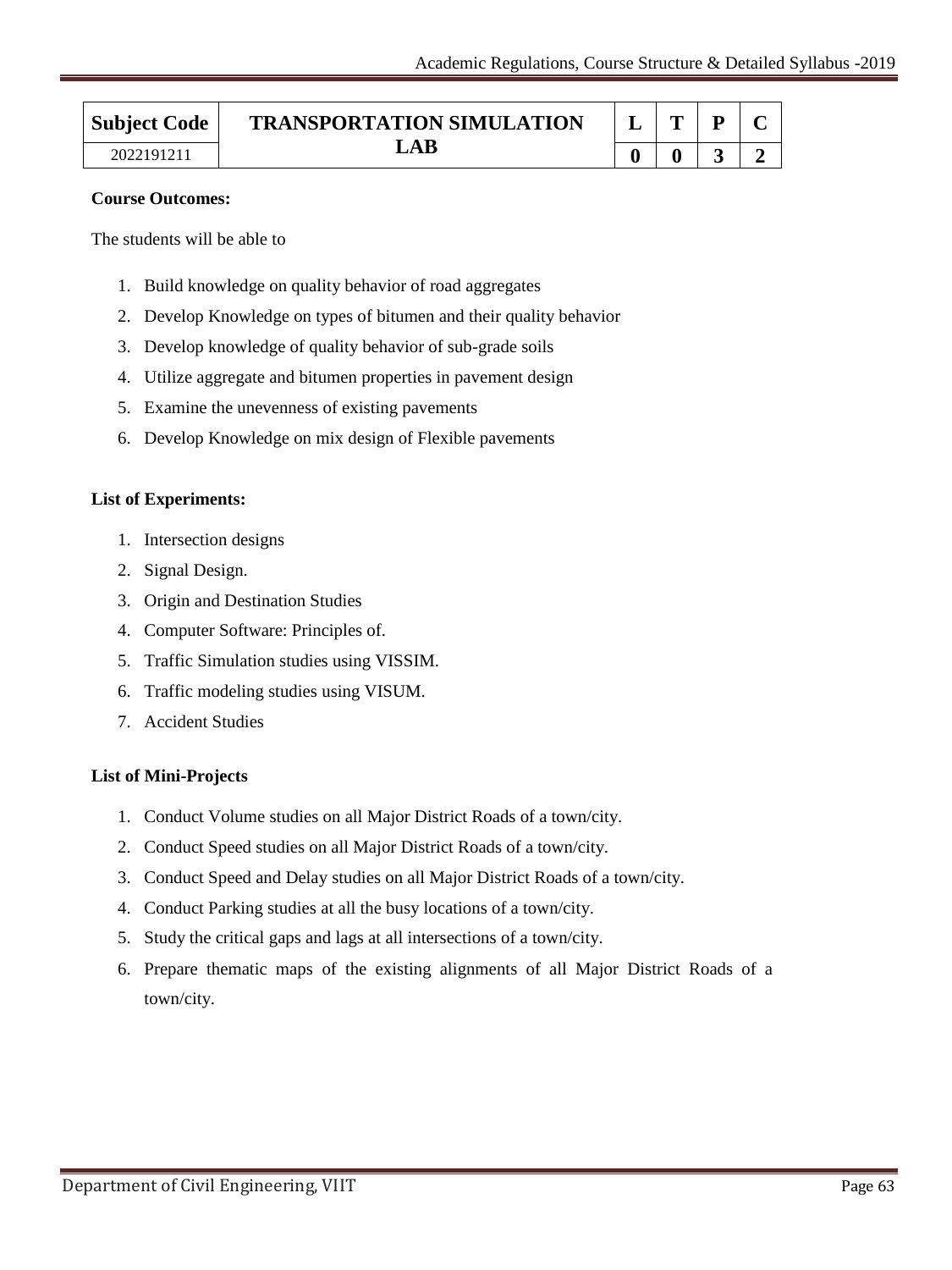| Subject Code | TRANSPORTATION SIMULATION LAB | L | T | P | C |
|---|---|---|---|---|---|
| 2022191211 | | 0 | 0 | 3 | 2 |

**Course Outcomes:**

The students will be able to

1. Build knowledge on quality behavior of road aggregates
2. Develop Knowledge on types of bitumen and their quality behavior
3. Develop knowledge of quality behavior of sub-grade soils
4. Utilize aggregate and bitumen properties in pavement design
5. Examine the unevenness of existing pavements
6. Develop Knowledge on mix design of Flexible pavements

**List of Experiments:**

1. Intersection designs
2. Signal Design.
3. Origin and Destination Studies
4. Computer Software: Principles of.
5. Traffic Simulation studies using VISSIM.
6. Traffic modeling studies using VISUM.
7. Accident Studies

**List of Mini-Projects**

1. Conduct Volume studies on all Major District Roads of a town/city.
2. Conduct Speed studies on all Major District Roads of a town/city.
3. Conduct Speed and Delay studies on all Major District Roads of a town/city.
4. Conduct Parking studies at all the busy locations of a town/city.
5. Study the critical gaps and lags at all intersections of a town/city.
6. Prepare thematic maps of the existing alignments of all Major District Roads of a town/city.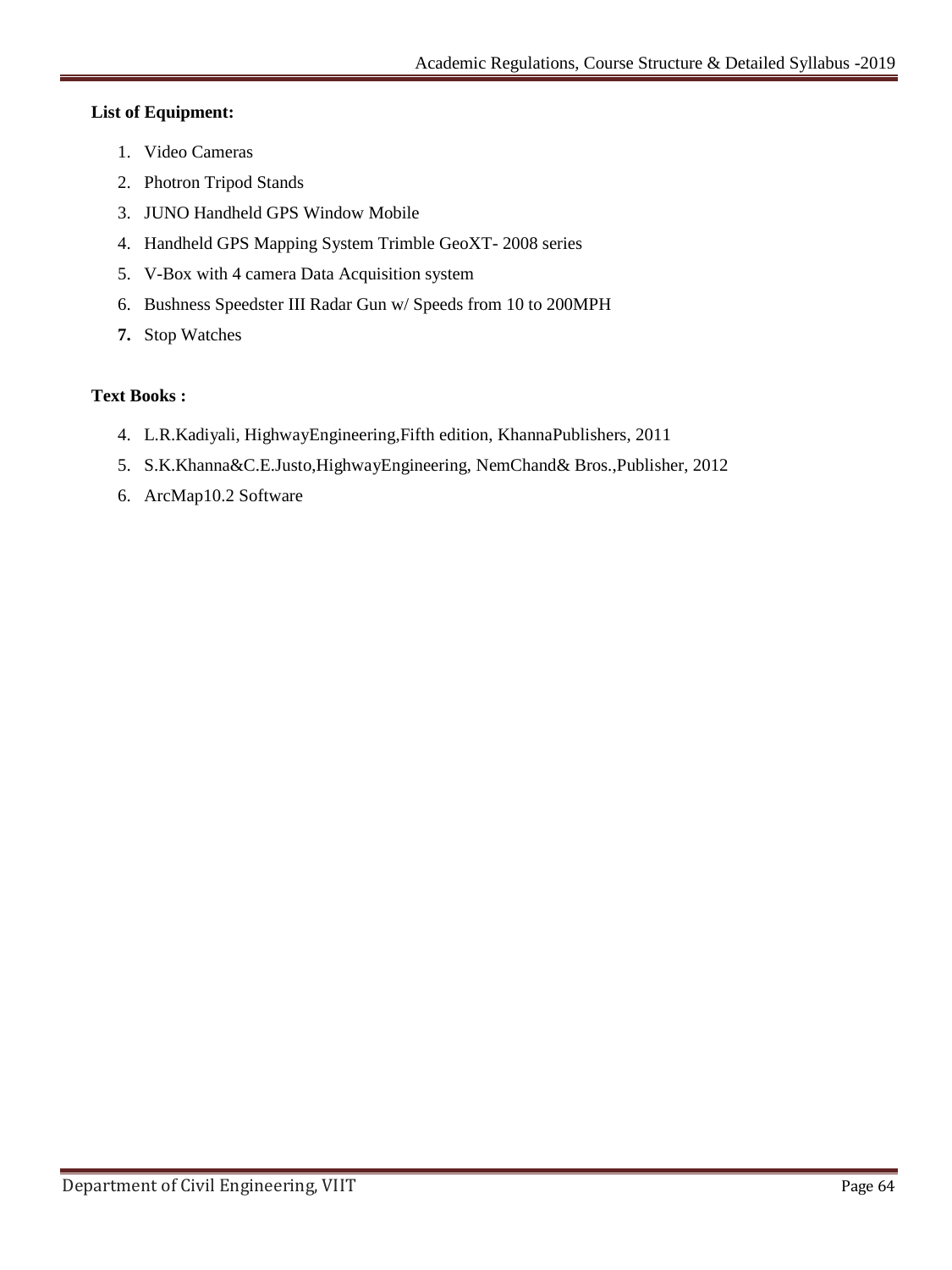**List of Equipment:**

1. Video Cameras
2. Photron Tripod Stands
3. JUNO Handheld GPS Window Mobile
4. Handheld GPS Mapping System Trimble GeoXT- 2008 series
5. V-Box with 4 camera Data Acquisition system
6. Bushness Speedster III Radar Gun w/ Speeds from 10 to 200MPH
7. Stop Watches

**Text Books :**

4. L.R.Kadiyali, HighwayEngineering,Fifth edition, KhannaPublishers, 2011
5. S.K.Khanna&C.E.Justo,HighwayEngineering, NemChand& Bros.,Publisher, 2012
6. ArcMap10.2 Software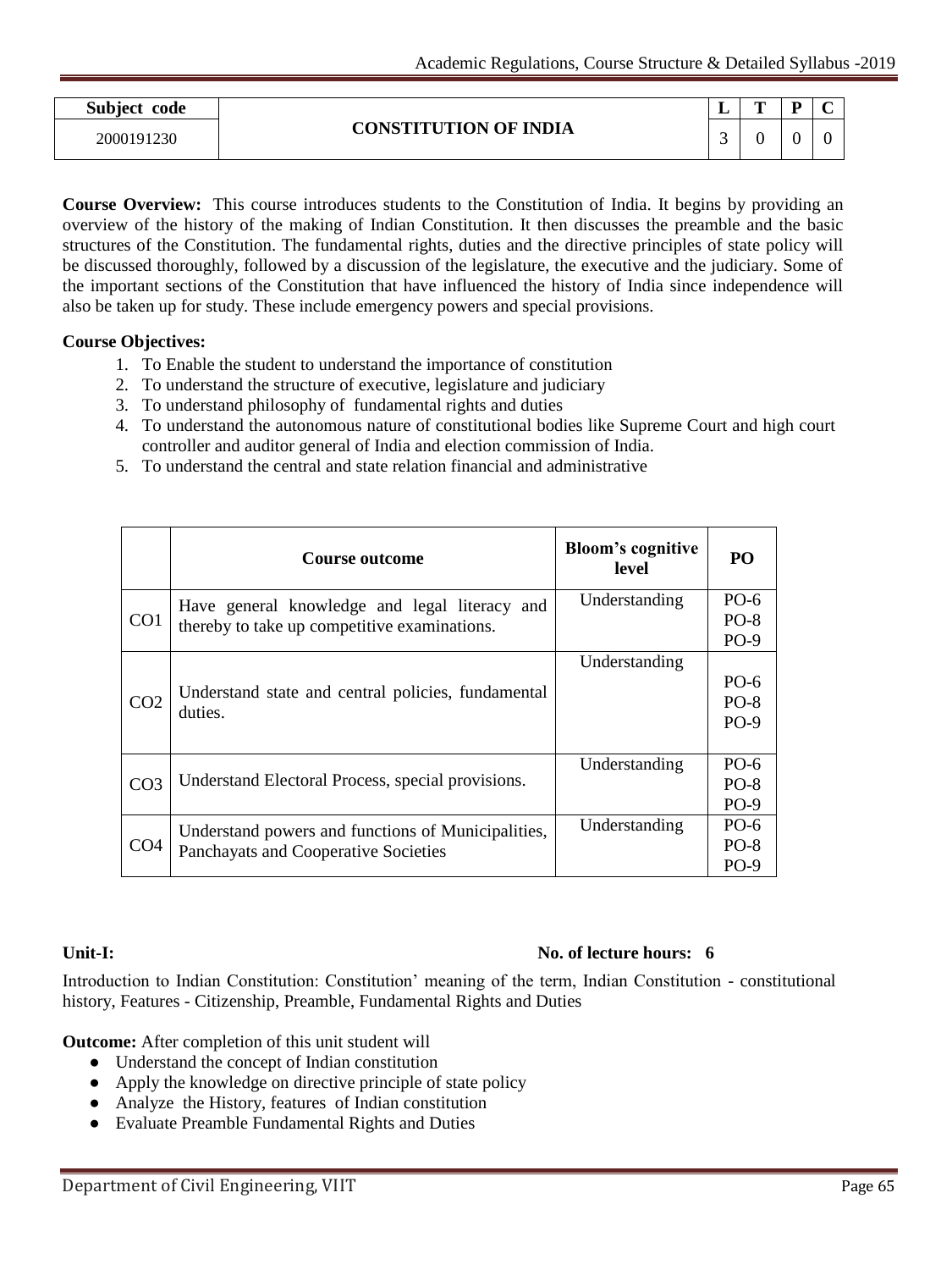| Subject code | CONSTITUTION OF INDIA | L | T | P | C |
|---|---|---|---|---|---|
| 2000191230 | | 3 | 0 | 0 | 0 |

**Course Overview:** This course introduces students to the Constitution of India. It begins by providing an overview of the history of the making of Indian Constitution. It then discusses the preamble and the basic structures of the Constitution. The fundamental rights, duties and the directive principles of state policy will be discussed thoroughly, followed by a discussion of the legislature, the executive and the judiciary. Some of the important sections of the Constitution that have influenced the history of India since independence will also be taken up for study. These include emergency powers and special provisions.

**Course Objectives:**

1. To Enable the student to understand the importance of constitution
2. To understand the structure of executive, legislature and judiciary
3. To understand philosophy of fundamental rights and duties
4. To understand the autonomous nature of constitutional bodies like Supreme Court and high court controller and auditor general of India and election commission of India.
5. To understand the central and state relation financial and administrative

| | Course outcome | Bloom's cognitive level | PO |
|---|---|---|---|
| CO1 | Have general knowledge and legal literacy and thereby to take up competitive examinations. | Understanding | PO-6<br>PO-8<br>PO-9 |
| CO2 | Understand state and central policies, fundamental duties. | Understanding | PO-6<br>PO-8<br>PO-9 |
| CO3 | Understand Electoral Process, special provisions. | Understanding | PO-6<br>PO-8<br>PO-9 |
| CO4 | Understand powers and functions of Municipalities, Panchayats and Cooperative Societies | Understanding | PO-6<br>PO-8<br>PO-9 |

**Unit-I:** **No. of lecture hours: 6**

Introduction to Indian Constitution: Constitution' meaning of the term, Indian Constitution - constitutional history, Features - Citizenship, Preamble, Fundamental Rights and Duties

**Outcome:** After completion of this unit student will

- Understand the concept of Indian constitution
- Apply the knowledge on directive principle of state policy
- Analyze the History, features of Indian constitution
- Evaluate Preamble Fundamental Rights and Duties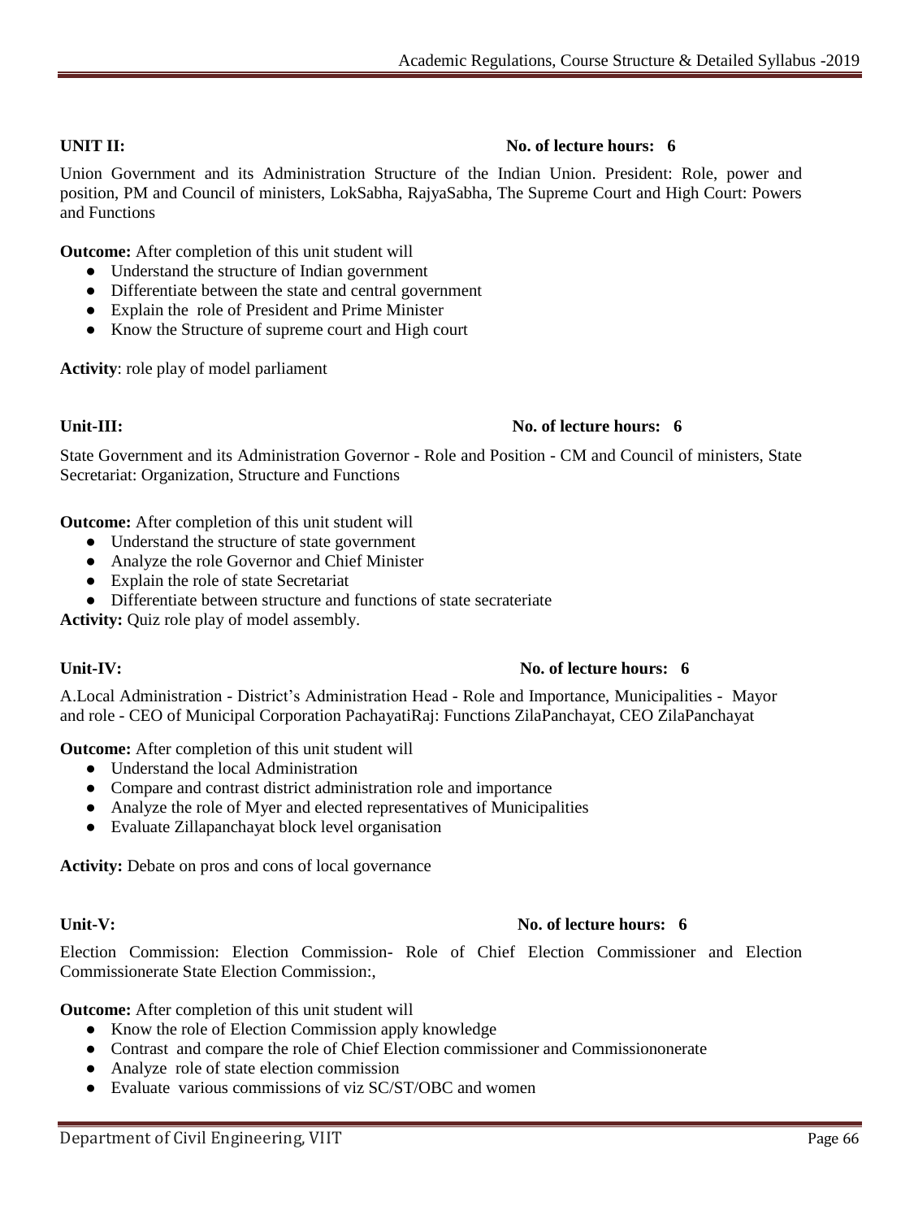**UNIT II:** **No. of lecture hours: 6**

Union Government and its Administration Structure of the Indian Union. President: Role, power and position, PM and Council of ministers, LokSabha, RajyaSabha, The Supreme Court and High Court: Powers and Functions

**Outcome:** After completion of this unit student will

- Understand the structure of Indian government
- Differentiate between the state and central government
- Explain the role of President and Prime Minister
- Know the Structure of supreme court and High court

**Activity**: role play of model parliament

**Unit-III:** **No. of lecture hours: 6**

State Government and its Administration Governor - Role and Position - CM and Council of ministers, State Secretariat: Organization, Structure and Functions

**Outcome:** After completion of this unit student will

- Understand the structure of state government
- Analyze the role Governor and Chief Minister
- Explain the role of state Secretariat
- Differentiate between structure and functions of state secrateriate

**Activity:** Quiz role play of model assembly.

**Unit-IV:** **No. of lecture hours: 6**

A.Local Administration - District's Administration Head - Role and Importance, Municipalities - Mayor and role - CEO of Municipal Corporation PachayatiRaj: Functions ZilaPanchayat, CEO ZilaPanchayat

**Outcome:** After completion of this unit student will

- Understand the local Administration
- Compare and contrast district administration role and importance
- Analyze the role of Myer and elected representatives of Municipalities
- Evaluate Zillapanchayat block level organisation

**Activity:** Debate on pros and cons of local governance

**Unit-V:** **No. of lecture hours: 6**

Election Commission: Election Commission- Role of Chief Election Commissioner and Election Commissionerate State Election Commission:,

**Outcome:** After completion of this unit student will

- Know the role of Election Commission apply knowledge
- Contrast and compare the role of Chief Election commissioner and Commissiononerate
- Analyze role of state election commission
- Evaluate various commissions of viz SC/ST/OBC and women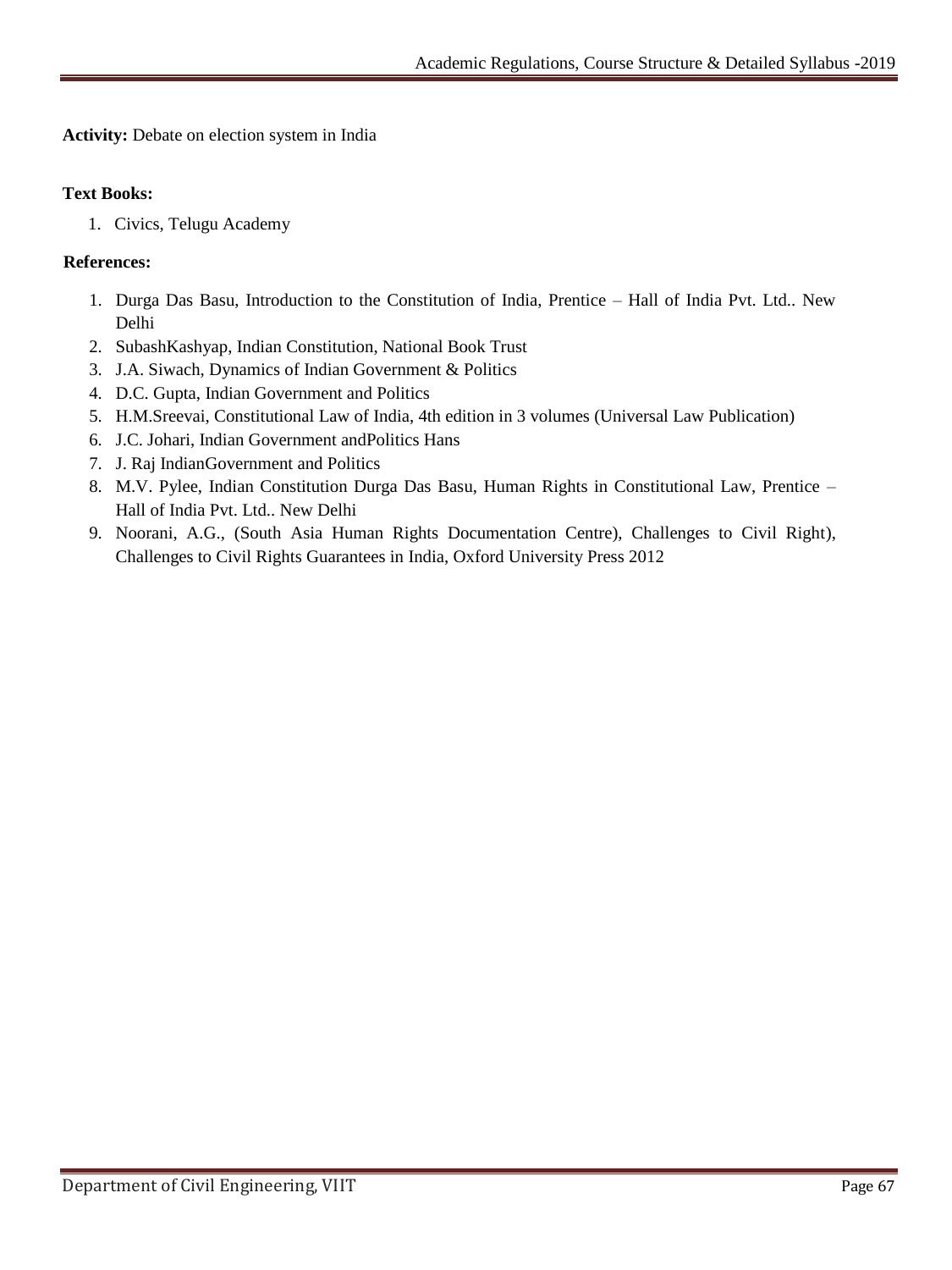**Activity:** Debate on election system in India

**Text Books:**

1. Civics, Telugu Academy

**References:**

1. Durga Das Basu, Introduction to the Constitution of India, Prentice – Hall of India Pvt. Ltd.. New Delhi
2. SubashKashyap, Indian Constitution, National Book Trust
3. J.A. Siwach, Dynamics of Indian Government & Politics
4. D.C. Gupta, Indian Government and Politics
5. H.M.Sreevai, Constitutional Law of India, 4th edition in 3 volumes (Universal Law Publication)
6. J.C. Johari, Indian Government andPolitics Hans
7. J. Raj IndianGovernment and Politics
8. M.V. Pylee, Indian Constitution Durga Das Basu, Human Rights in Constitutional Law, Prentice – Hall of India Pvt. Ltd.. New Delhi
9. Noorani, A.G., (South Asia Human Rights Documentation Centre), Challenges to Civil Right), Challenges to Civil Rights Guarantees in India, Oxford University Press 2012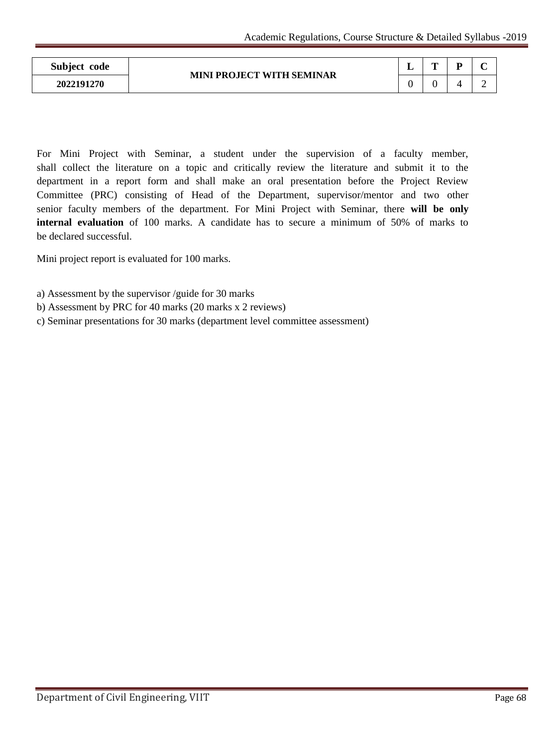| Subject code | MINI PROJECT WITH SEMINAR | L | T | P | C |
|---|---|---|---|---|---|
| 2022191270 | | 0 | 0 | 4 | 2 |

For Mini Project with Seminar, a student under the supervision of a faculty member, shall collect the literature on a topic and critically review the literature and submit it to the department in a report form and shall make an oral presentation before the Project Review Committee (PRC) consisting of Head of the Department, supervisor/mentor and two other senior faculty members of the department. For Mini Project with Seminar, there **will be only internal evaluation** of 100 marks. A candidate has to secure a minimum of 50% of marks to be declared successful.

Mini project report is evaluated for 100 marks.

a) Assessment by the supervisor /guide for 30 marks
b) Assessment by PRC for 40 marks (20 marks x 2 reviews)
c) Seminar presentations for 30 marks (department level committee assessment)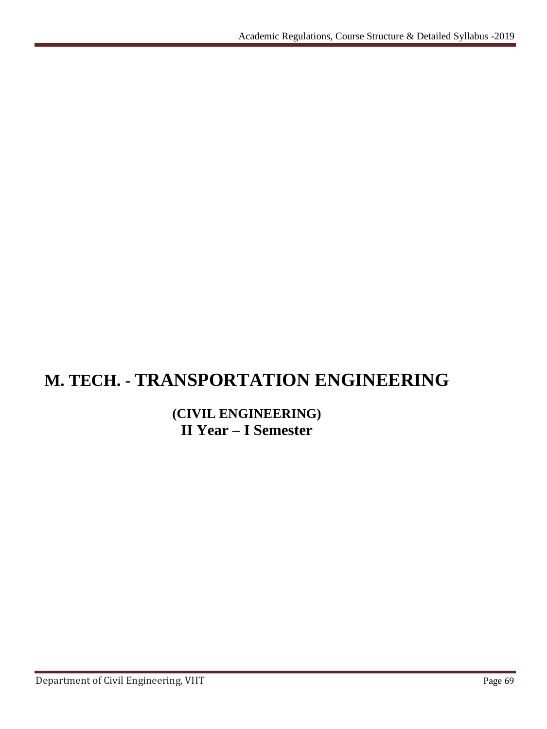# M. TECH. - TRANSPORTATION ENGINEERING

## (CIVIL ENGINEERING)

## II Year – I Semester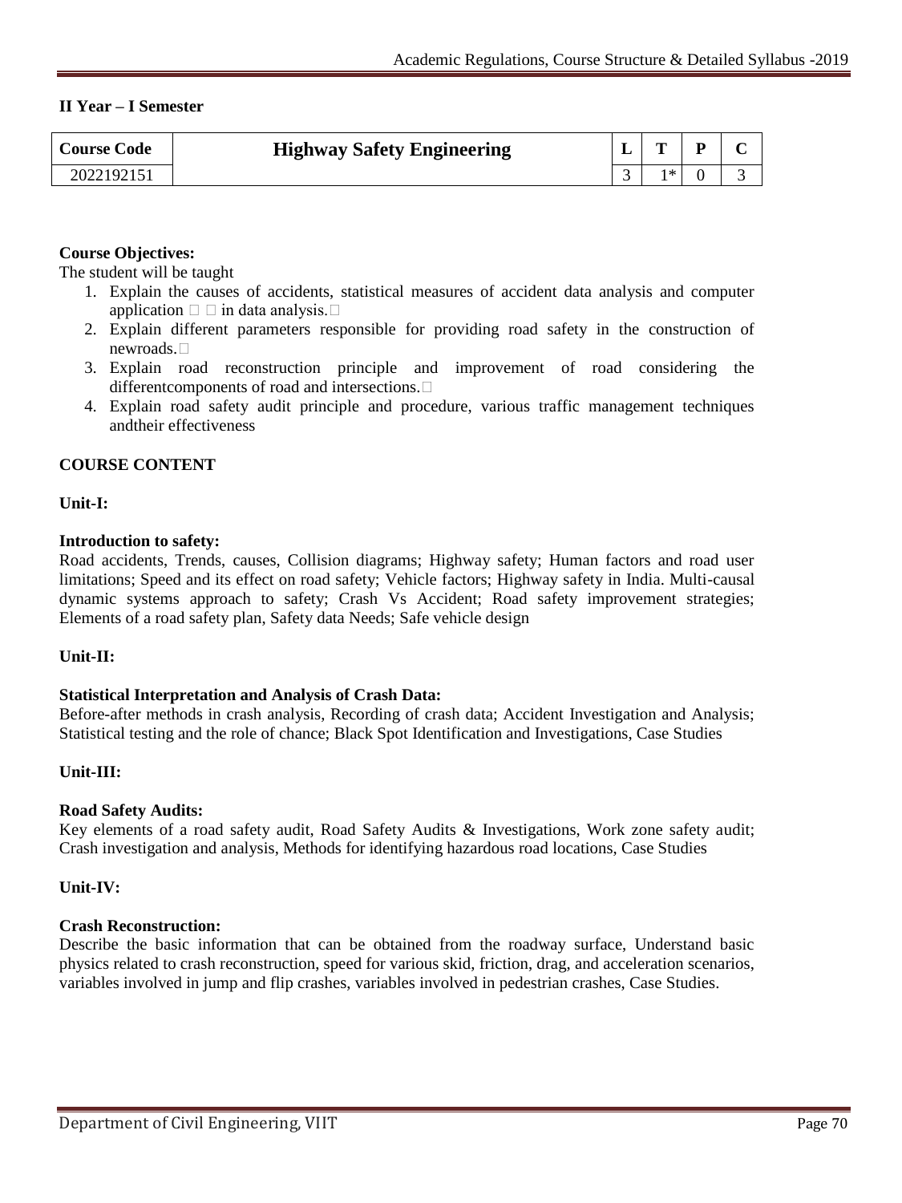**II Year – I Semester**

| Course Code | Highway Safety Engineering | L | T | P | C |
|---|---|---|---|---|---|
| 2022192151 | | 3 | 1* | 0 | 3 |

**Course Objectives:**

The student will be taught

1. Explain the causes of accidents, statistical measures of accident data analysis and computer application in data analysis.
2. Explain different parameters responsible for providing road safety in the construction of newroads.
3. Explain road reconstruction principle and improvement of road considering the differentcomponents of road and intersections.
4. Explain road safety audit principle and procedure, various traffic management techniques andtheir effectiveness

**COURSE CONTENT**

**Unit-I:**

**Introduction to safety:**

Road accidents, Trends, causes, Collision diagrams; Highway safety; Human factors and road user limitations; Speed and its effect on road safety; Vehicle factors; Highway safety in India. Multi-causal dynamic systems approach to safety; Crash Vs Accident; Road safety improvement strategies; Elements of a road safety plan, Safety data Needs; Safe vehicle design

**Unit-II:**

**Statistical Interpretation and Analysis of Crash Data:**

Before-after methods in crash analysis, Recording of crash data; Accident Investigation and Analysis; Statistical testing and the role of chance; Black Spot Identification and Investigations, Case Studies

**Unit-III:**

**Road Safety Audits:**

Key elements of a road safety audit, Road Safety Audits & Investigations, Work zone safety audit; Crash investigation and analysis, Methods for identifying hazardous road locations, Case Studies

**Unit-IV:**

**Crash Reconstruction:**

Describe the basic information that can be obtained from the roadway surface, Understand basic physics related to crash reconstruction, speed for various skid, friction, drag, and acceleration scenarios, variables involved in jump and flip crashes, variables involved in pedestrian crashes, Case Studies.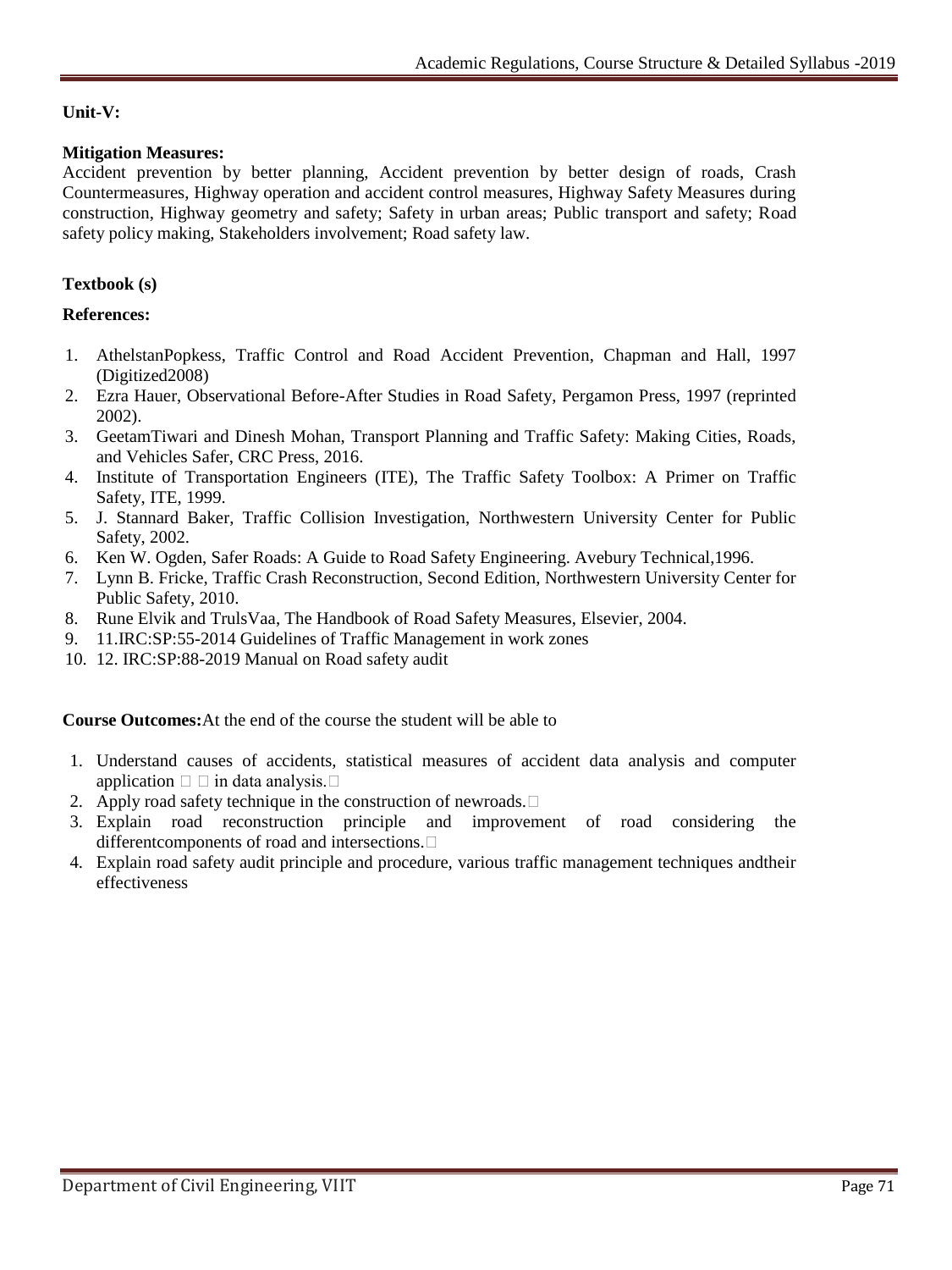**Unit-V:**

**Mitigation Measures:**
Accident prevention by better planning, Accident prevention by better design of roads, Crash Countermeasures, Highway operation and accident control measures, Highway Safety Measures during construction, Highway geometry and safety; Safety in urban areas; Public transport and safety; Road safety policy making, Stakeholders involvement; Road safety law.

**Textbook (s)**

**References:**

1. AthelstanPopkess, Traffic Control and Road Accident Prevention, Chapman and Hall, 1997 (Digitized2008)
2. Ezra Hauer, Observational Before-After Studies in Road Safety, Pergamon Press, 1997 (reprinted 2002).
3. GeetamTiwari and Dinesh Mohan, Transport Planning and Traffic Safety: Making Cities, Roads, and Vehicles Safer, CRC Press, 2016.
4. Institute of Transportation Engineers (ITE), The Traffic Safety Toolbox: A Primer on Traffic Safety, ITE, 1999.
5. J. Stannard Baker, Traffic Collision Investigation, Northwestern University Center for Public Safety, 2002.
6. Ken W. Ogden, Safer Roads: A Guide to Road Safety Engineering. Avebury Technical,1996.
7. Lynn B. Fricke, Traffic Crash Reconstruction, Second Edition, Northwestern University Center for Public Safety, 2010.
8. Rune Elvik and TrulsVaa, The Handbook of Road Safety Measures, Elsevier, 2004.
9. 11.IRC:SP:55-2014 Guidelines of Traffic Management in work zones
10. 12. IRC:SP:88-2019 Manual on Road safety audit

**Course Outcomes:**At the end of the course the student will be able to

1. Understand causes of accidents, statistical measures of accident data analysis and computer application in data analysis.
2. Apply road safety technique in the construction of newroads.
3. Explain road reconstruction principle and improvement of road considering the differentcomponents of road and intersections.
4. Explain road safety audit principle and procedure, various traffic management techniques andtheir effectiveness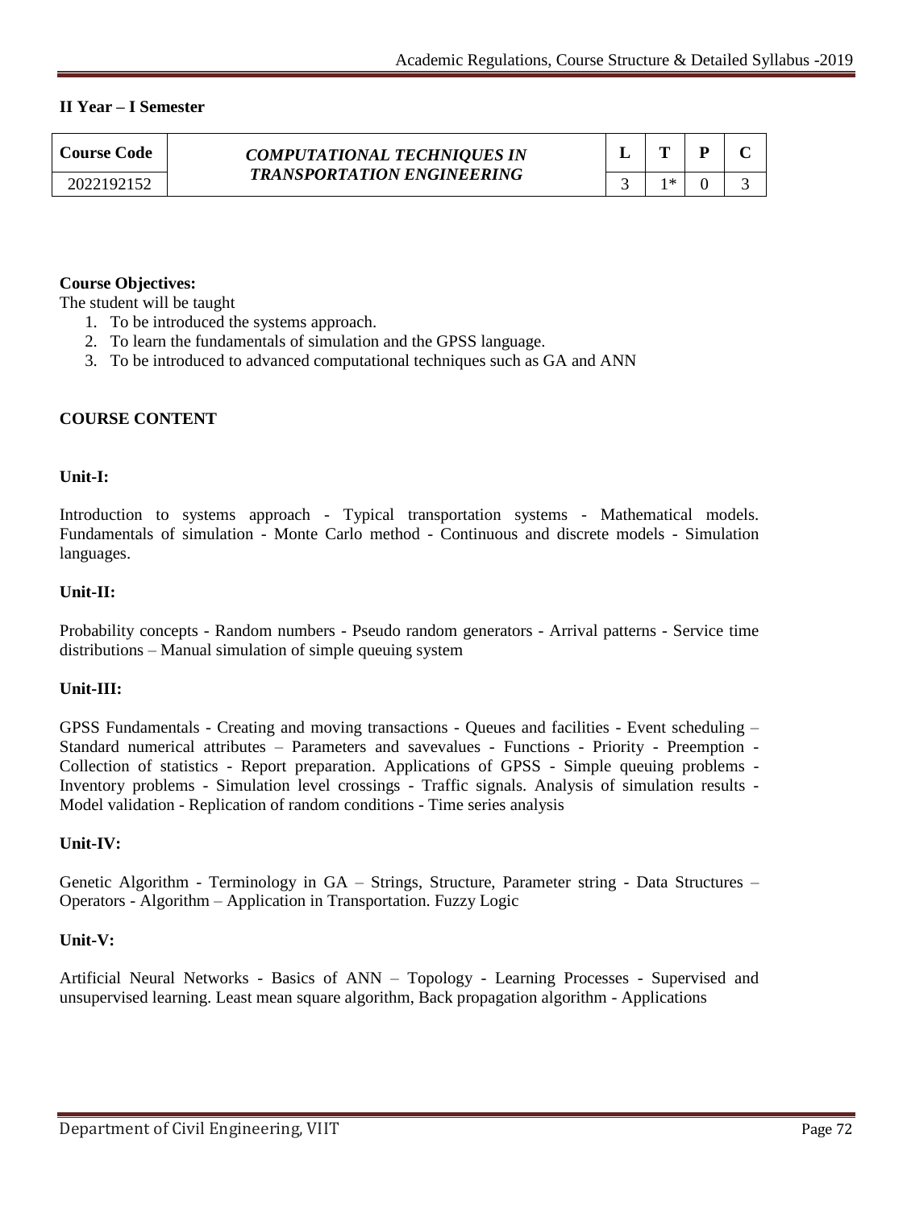**II Year – I Semester**

| Course Code | *COMPUTATIONAL TECHNIQUES IN TRANSPORTATION ENGINEERING* | L | T | P | C |
|---|---|---|---|---|---|
| 2022192152 | | 3 | 1* | 0 | 3 |

**Course Objectives:**

The student will be taught

1. To be introduced the systems approach.
2. To learn the fundamentals of simulation and the GPSS language.
3. To be introduced to advanced computational techniques such as GA and ANN

**COURSE CONTENT**

**Unit-I:**

Introduction to systems approach - Typical transportation systems - Mathematical models. Fundamentals of simulation - Monte Carlo method - Continuous and discrete models - Simulation languages.

**Unit-II:**

Probability concepts - Random numbers - Pseudo random generators - Arrival patterns - Service time distributions – Manual simulation of simple queuing system

**Unit-III:**

GPSS Fundamentals - Creating and moving transactions - Queues and facilities - Event scheduling – Standard numerical attributes – Parameters and savevalues - Functions - Priority - Preemption - Collection of statistics - Report preparation. Applications of GPSS - Simple queuing problems - Inventory problems - Simulation level crossings - Traffic signals. Analysis of simulation results - Model validation - Replication of random conditions - Time series analysis

**Unit-IV:**

Genetic Algorithm - Terminology in GA – Strings, Structure, Parameter string - Data Structures – Operators - Algorithm – Application in Transportation. Fuzzy Logic

**Unit-V:**

Artificial Neural Networks - Basics of ANN – Topology - Learning Processes - Supervised and unsupervised learning. Least mean square algorithm, Back propagation algorithm - Applications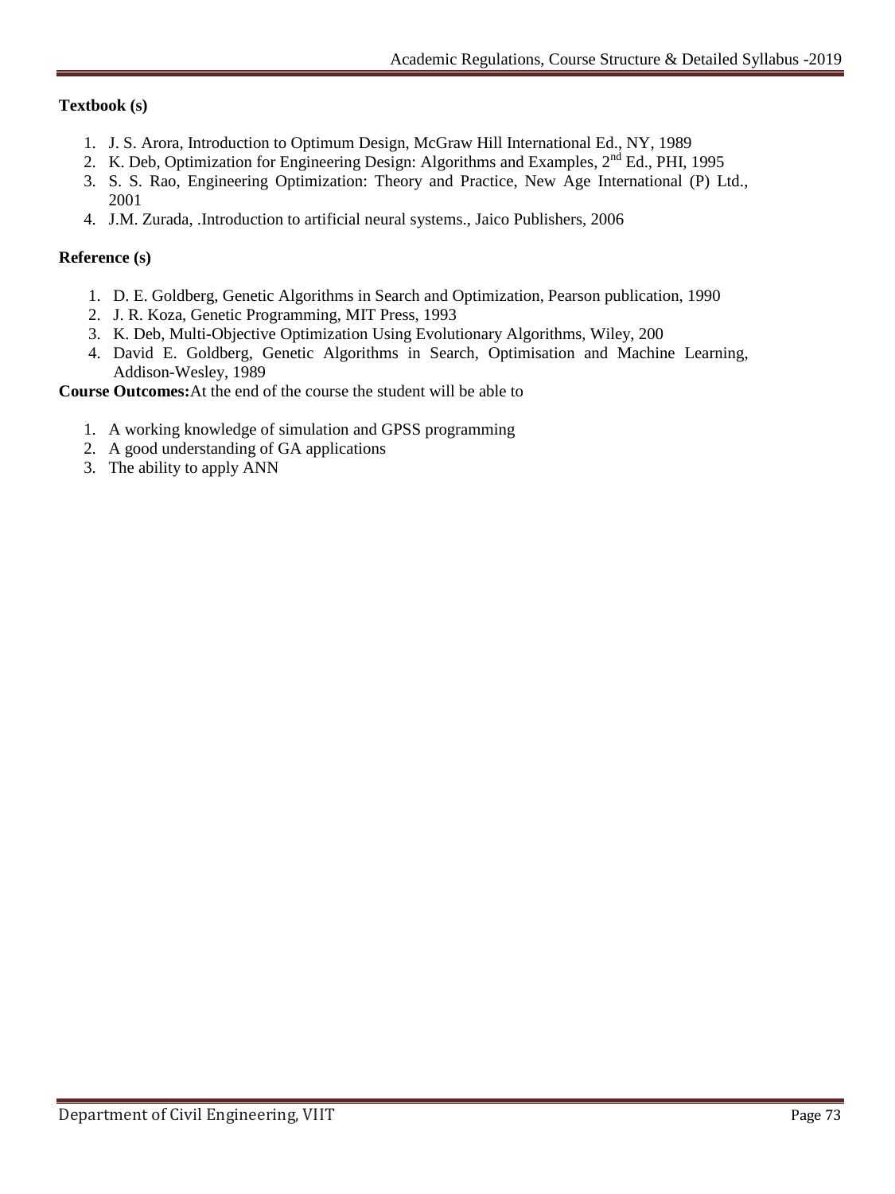**Textbook (s)**

1. J. S. Arora, Introduction to Optimum Design, McGraw Hill International Ed., NY, 1989
2. K. Deb, Optimization for Engineering Design: Algorithms and Examples, 2nd Ed., PHI, 1995
3. S. S. Rao, Engineering Optimization: Theory and Practice, New Age International (P) Ltd., 2001
4. J.M. Zurada, .Introduction to artificial neural systems., Jaico Publishers, 2006

**Reference (s)**

1. D. E. Goldberg, Genetic Algorithms in Search and Optimization, Pearson publication, 1990
2. J. R. Koza, Genetic Programming, MIT Press, 1993
3. K. Deb, Multi-Objective Optimization Using Evolutionary Algorithms, Wiley, 200
4. David E. Goldberg, Genetic Algorithms in Search, Optimisation and Machine Learning, Addison-Wesley, 1989

**Course Outcomes:**At the end of the course the student will be able to

1. A working knowledge of simulation and GPSS programming
2. A good understanding of GA applications
3. The ability to apply ANN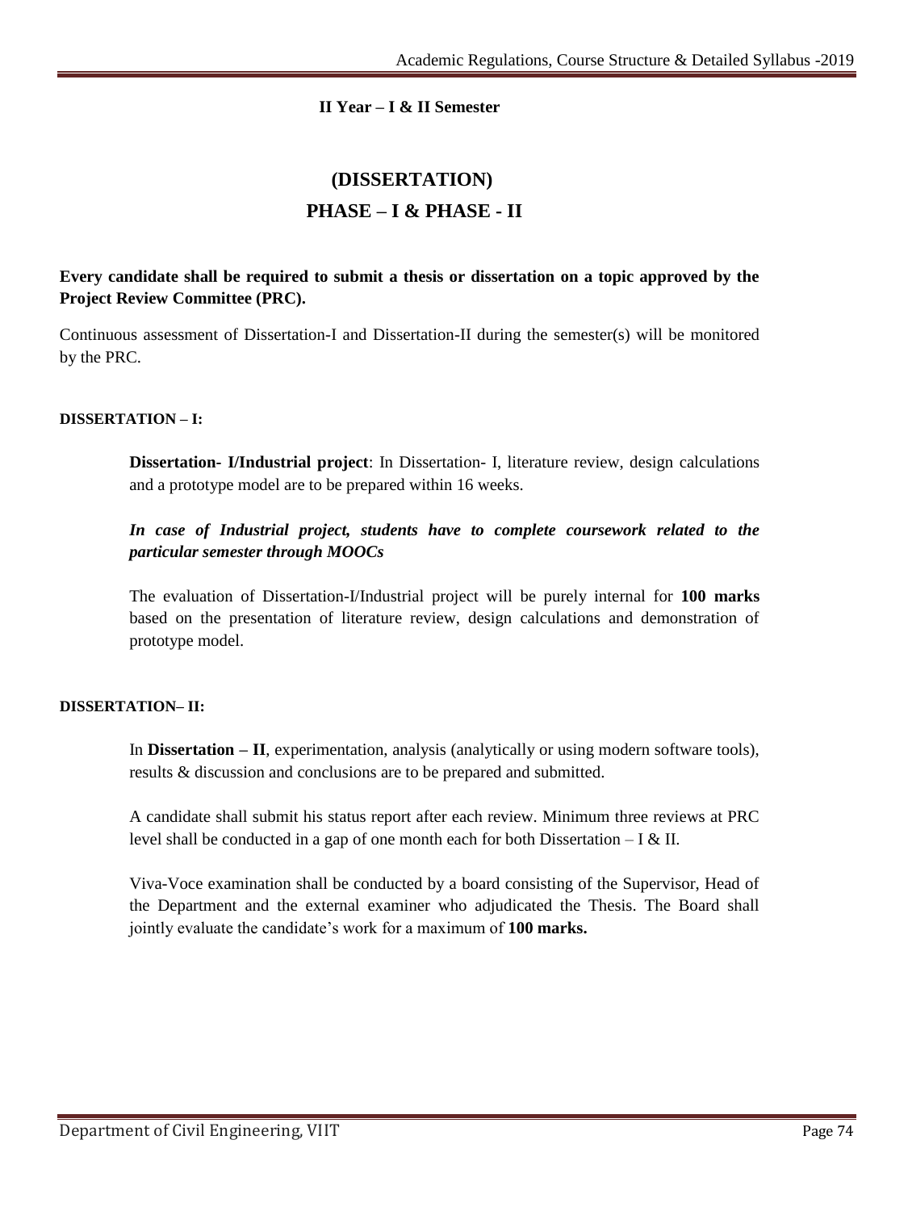**II Year – I & II Semester**

# (DISSERTATION)
# PHASE – I & PHASE - II

**Every candidate shall be required to submit a thesis or dissertation on a topic approved by the Project Review Committee (PRC).**

Continuous assessment of Dissertation-I and Dissertation-II during the semester(s) will be monitored by the PRC.

### DISSERTATION – I:

**Dissertation- I/Industrial project**: In Dissertation- I, literature review, design calculations and a prototype model are to be prepared within 16 weeks.

***In case of Industrial project, students have to complete coursework related to the particular semester through MOOCs***

The evaluation of Dissertation-I/Industrial project will be purely internal for **100 marks** based on the presentation of literature review, design calculations and demonstration of prototype model.

### DISSERTATION– II:

In **Dissertation – II**, experimentation, analysis (analytically or using modern software tools), results & discussion and conclusions are to be prepared and submitted.

A candidate shall submit his status report after each review. Minimum three reviews at PRC level shall be conducted in a gap of one month each for both Dissertation – I & II.

Viva-Voce examination shall be conducted by a board consisting of the Supervisor, Head of the Department and the external examiner who adjudicated the Thesis. The Board shall jointly evaluate the candidate's work for a maximum of **100 marks.**